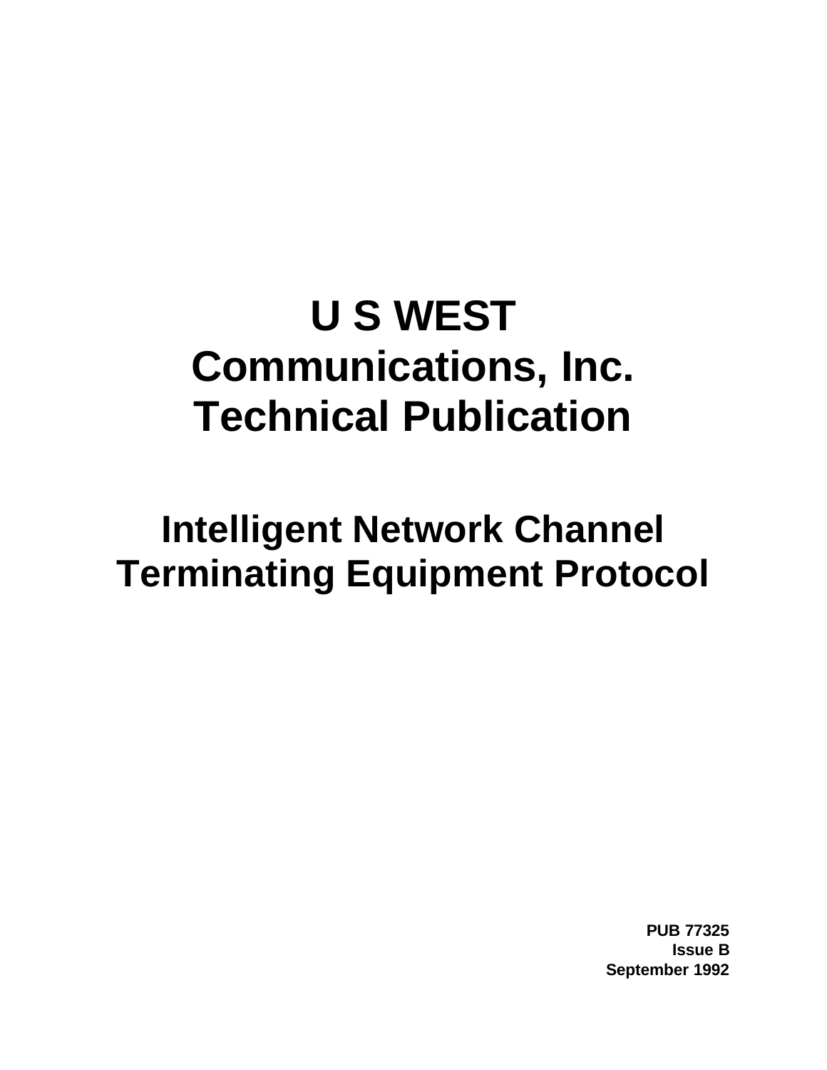# U S WEST Communications, Inc. Technical Publication

# Intelligent Network Channel Terminating Equipment Protocol

**PUB 77325**
**Issue B**
**September 1992**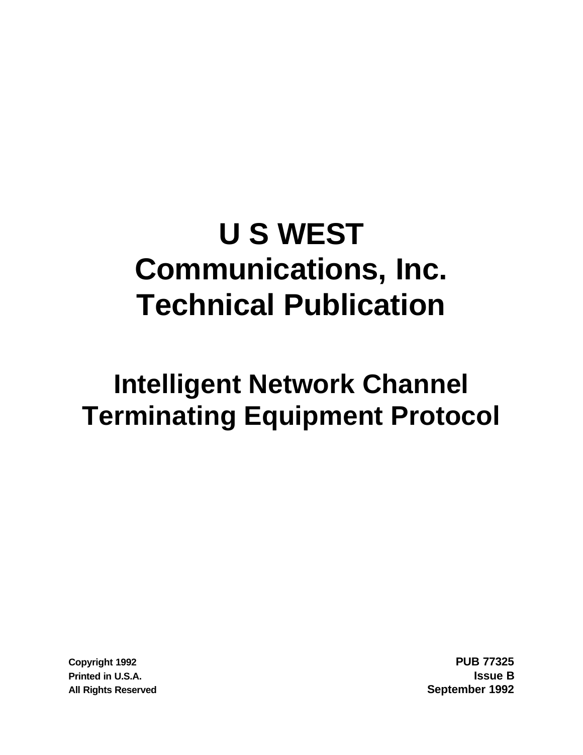# U S WEST Communications, Inc. Technical Publication

# Intelligent Network Channel Terminating Equipment Protocol

**Copyright 1992**
**Printed in U.S.A.**
**All Rights Reserved**

**PUB 77325**
**Issue B**
**September 1992**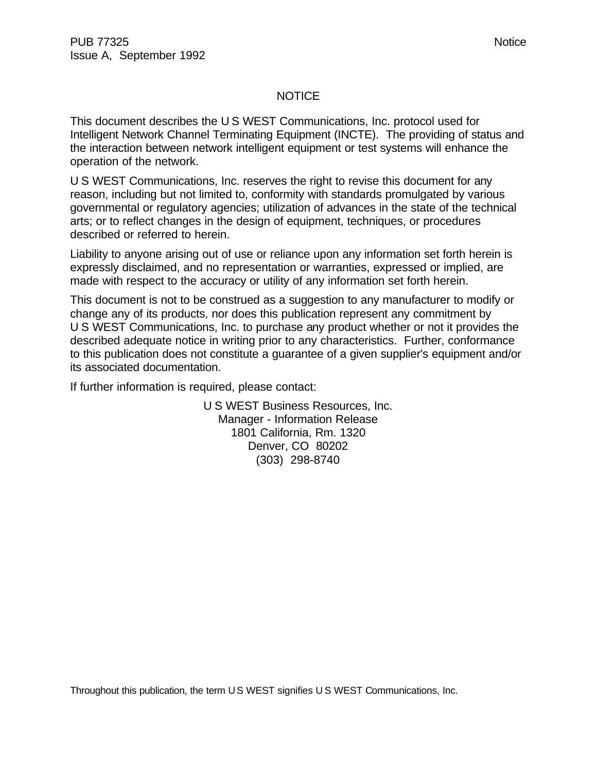# NOTICE

This document describes the U S WEST Communications, Inc. protocol used for Intelligent Network Channel Terminating Equipment (INCTE). The providing of status and the interaction between network intelligent equipment or test systems will enhance the operation of the network.

U S WEST Communications, Inc. reserves the right to revise this document for any reason, including but not limited to, conformity with standards promulgated by various governmental or regulatory agencies; utilization of advances in the state of the technical arts; or to reflect changes in the design of equipment, techniques, or procedures described or referred to herein.

Liability to anyone arising out of use or reliance upon any information set forth herein is expressly disclaimed, and no representation or warranties, expressed or implied, are made with respect to the accuracy or utility of any information set forth herein.

This document is not to be construed as a suggestion to any manufacturer to modify or change any of its products, nor does this publication represent any commitment by U S WEST Communications, Inc. to purchase any product whether or not it provides the described adequate notice in writing prior to any characteristics. Further, conformance to this publication does not constitute a guarantee of a given supplier's equipment and/or its associated documentation.

If further information is required, please contact:

U S WEST Business Resources, Inc.
Manager - Information Release
1801 California, Rm. 1320
Denver, CO 80202
(303) 298-8740

Throughout this publication, the term U S WEST signifies U S WEST Communications, Inc.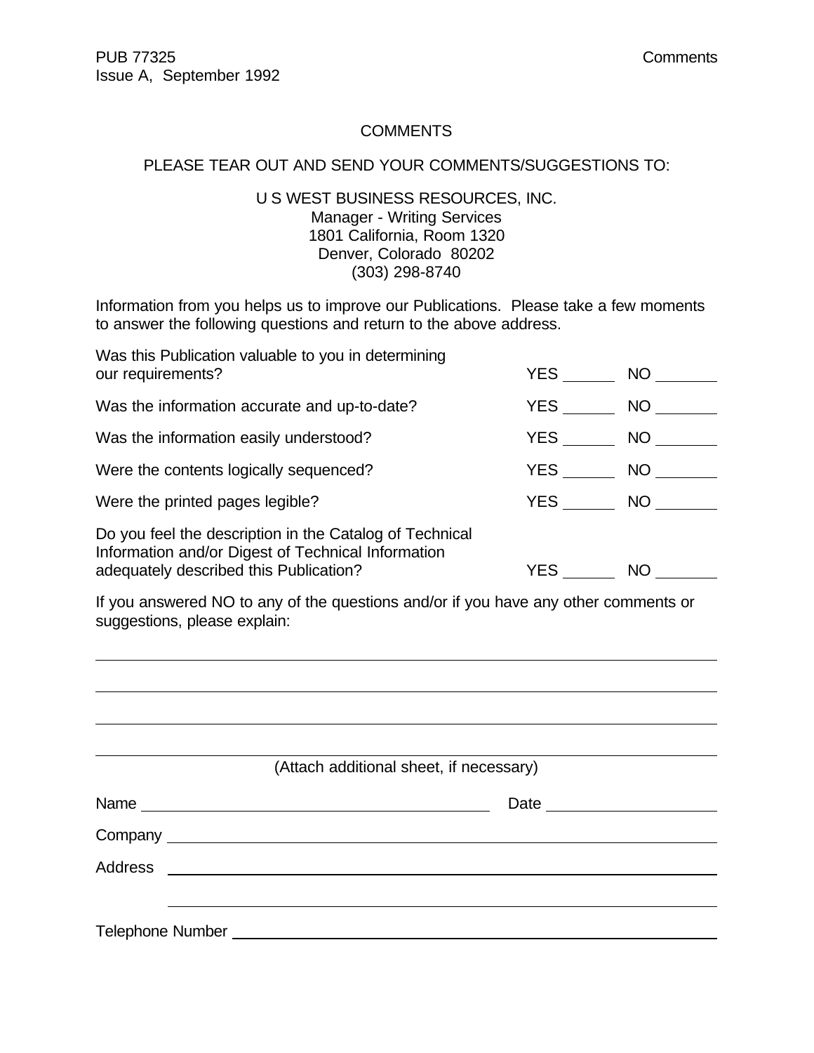# COMMENTS

PLEASE TEAR OUT AND SEND YOUR COMMENTS/SUGGESTIONS TO:

U S WEST BUSINESS RESOURCES, INC.
Manager - Writing Services
1801 California, Room 1320
Denver, Colorado 80202
(303) 298-8740

Information from you helps us to improve our Publications. Please take a few moments to answer the following questions and return to the above address.

| | | |
|---|---|---|
| Was this Publication valuable to you in determining our requirements? | YES ______ | NO _______ |
| Was the information accurate and up-to-date? | YES ______ | NO _______ |
| Was the information easily understood? | YES ______ | NO _______ |
| Were the contents logically sequenced? | YES ______ | NO _______ |
| Were the printed pages legible? | YES ______ | NO _______ |
| Do you feel the description in the Catalog of Technical Information and/or Digest of Technical Information adequately described this Publication? | YES ______ | NO _______ |

If you answered NO to any of the questions and/or if you have any other comments or suggestions, please explain:

______________________________________________________________________

______________________________________________________________________

______________________________________________________________________

______________________________________________________________________

(Attach additional sheet, if necessary)

Name ________________________________________ Date ____________________

Company ______________________________________________________________

Address ______________________________________________________________

______________________________________________________________

Telephone Number ______________________________________________________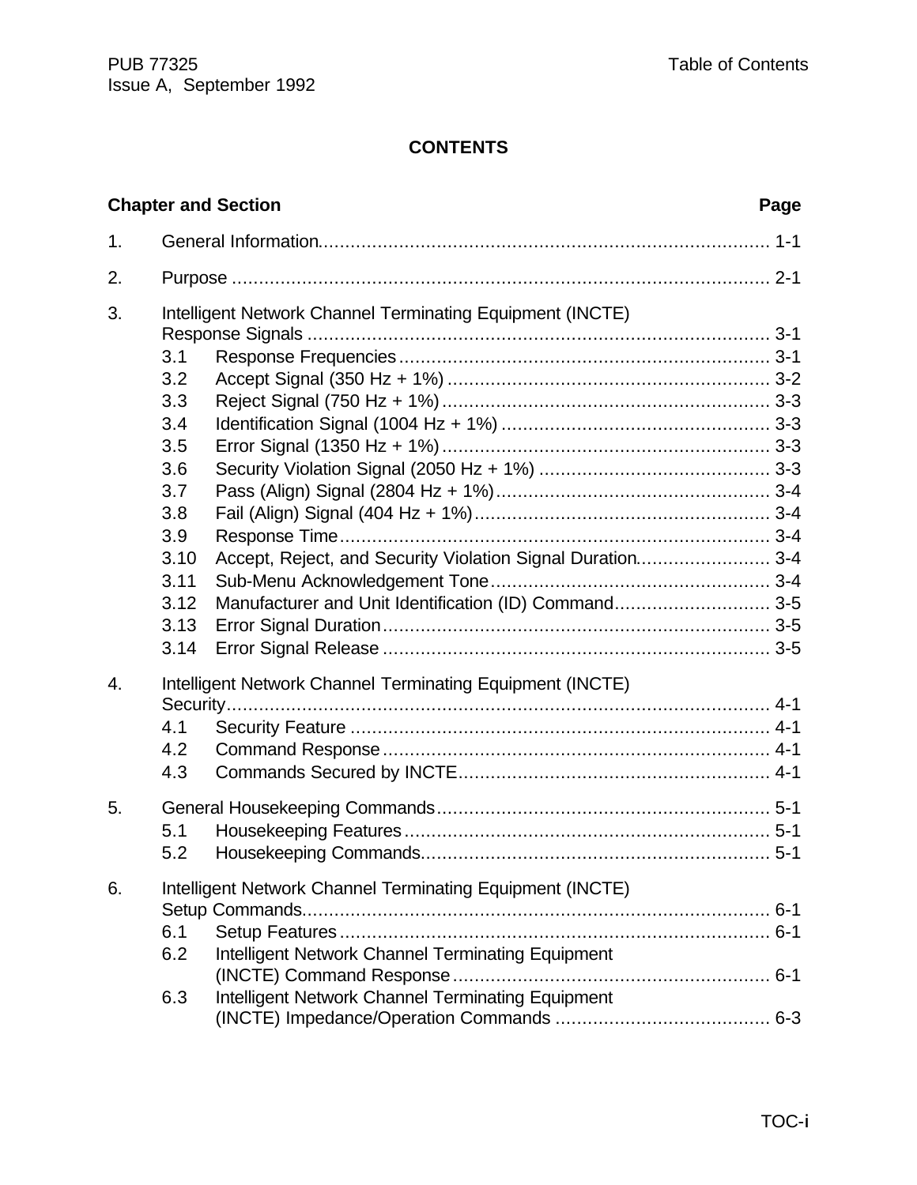# CONTENTS

| Chapter and Section | | Page |
|---|---|---|
| 1. | General Information | 1-1 |
| 2. | Purpose | 2-1 |
| 3. | Intelligent Network Channel Terminating Equipment (INCTE) Response Signals | 3-1 |
| | 3.1 Response Frequencies | 3-1 |
| | 3.2 Accept Signal (350 Hz + 1%) | 3-2 |
| | 3.3 Reject Signal (750 Hz + 1%) | 3-3 |
| | 3.4 Identification Signal (1004 Hz + 1%) | 3-3 |
| | 3.5 Error Signal (1350 Hz + 1%) | 3-3 |
| | 3.6 Security Violation Signal (2050 Hz + 1%) | 3-3 |
| | 3.7 Pass (Align) Signal (2804 Hz + 1%) | 3-4 |
| | 3.8 Fail (Align) Signal (404 Hz + 1%) | 3-4 |
| | 3.9 Response Time | 3-4 |
| | 3.10 Accept, Reject, and Security Violation Signal Duration | 3-4 |
| | 3.11 Sub-Menu Acknowledgement Tone | 3-4 |
| | 3.12 Manufacturer and Unit Identification (ID) Command | 3-5 |
| | 3.13 Error Signal Duration | 3-5 |
| | 3.14 Error Signal Release | 3-5 |
| 4. | Intelligent Network Channel Terminating Equipment (INCTE) Security | 4-1 |
| | 4.1 Security Feature | 4-1 |
| | 4.2 Command Response | 4-1 |
| | 4.3 Commands Secured by INCTE | 4-1 |
| 5. | General Housekeeping Commands | 5-1 |
| | 5.1 Housekeeping Features | 5-1 |
| | 5.2 Housekeeping Commands | 5-1 |
| 6. | Intelligent Network Channel Terminating Equipment (INCTE) Setup Commands | 6-1 |
| | 6.1 Setup Features | 6-1 |
| | 6.2 Intelligent Network Channel Terminating Equipment (INCTE) Command Response | 6-1 |
| | 6.3 Intelligent Network Channel Terminating Equipment (INCTE) Impedance/Operation Commands | 6-3 |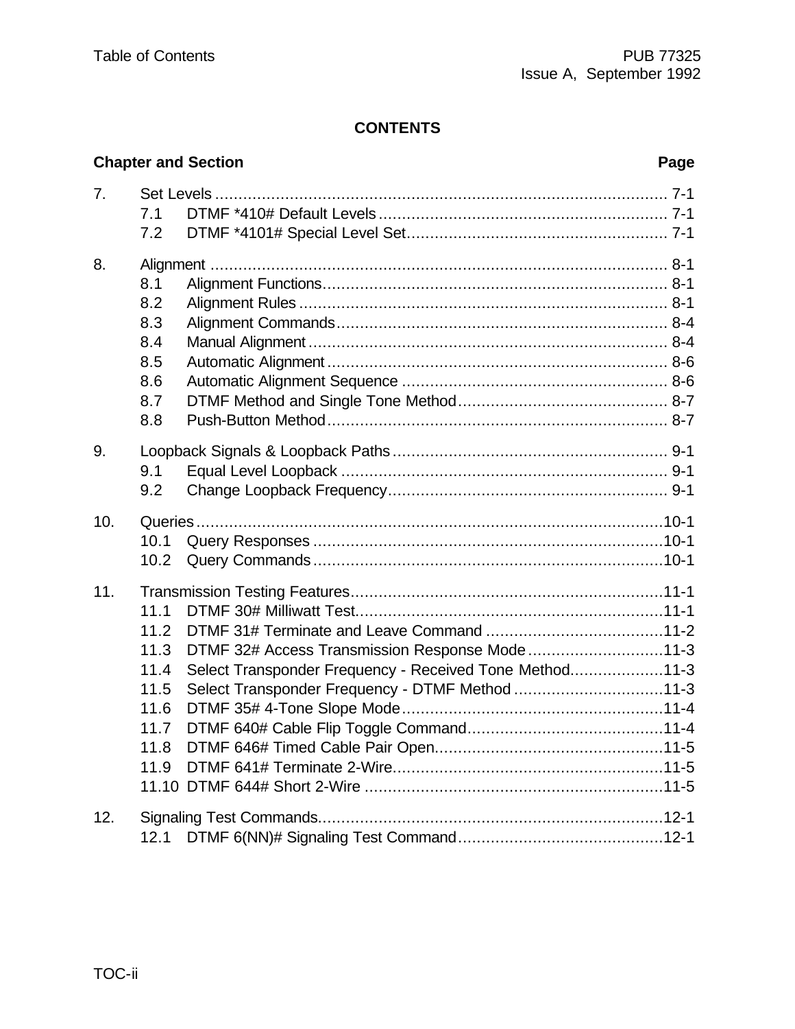## CONTENTS

| Chapter and Section | | Page |
|---|---|---|
| 7. | Set Levels | 7-1 |
| | 7.1 DTMF *410# Default Levels | 7-1 |
| | 7.2 DTMF *4101# Special Level Set | 7-1 |
| 8. | Alignment | 8-1 |
| | 8.1 Alignment Functions | 8-1 |
| | 8.2 Alignment Rules | 8-1 |
| | 8.3 Alignment Commands | 8-4 |
| | 8.4 Manual Alignment | 8-4 |
| | 8.5 Automatic Alignment | 8-6 |
| | 8.6 Automatic Alignment Sequence | 8-6 |
| | 8.7 DTMF Method and Single Tone Method | 8-7 |
| | 8.8 Push-Button Method | 8-7 |
| 9. | Loopback Signals & Loopback Paths | 9-1 |
| | 9.1 Equal Level Loopback | 9-1 |
| | 9.2 Change Loopback Frequency | 9-1 |
| 10. | Queries | 10-1 |
| | 10.1 Query Responses | 10-1 |
| | 10.2 Query Commands | 10-1 |
| 11. | Transmission Testing Features | 11-1 |
| | 11.1 DTMF 30# Milliwatt Test | 11-1 |
| | 11.2 DTMF 31# Terminate and Leave Command | 11-2 |
| | 11.3 DTMF 32# Access Transmission Response Mode | 11-3 |
| | 11.4 Select Transponder Frequency - Received Tone Method | 11-3 |
| | 11.5 Select Transponder Frequency - DTMF Method | 11-3 |
| | 11.6 DTMF 35# 4-Tone Slope Mode | 11-4 |
| | 11.7 DTMF 640# Cable Flip Toggle Command | 11-4 |
| | 11.8 DTMF 646# Timed Cable Pair Open | 11-5 |
| | 11.9 DTMF 641# Terminate 2-Wire | 11-5 |
| | 11.10 DTMF 644# Short 2-Wire | 11-5 |
| 12. | Signaling Test Commands | 12-1 |
| | 12.1 DTMF 6(NN)# Signaling Test Command | 12-1 |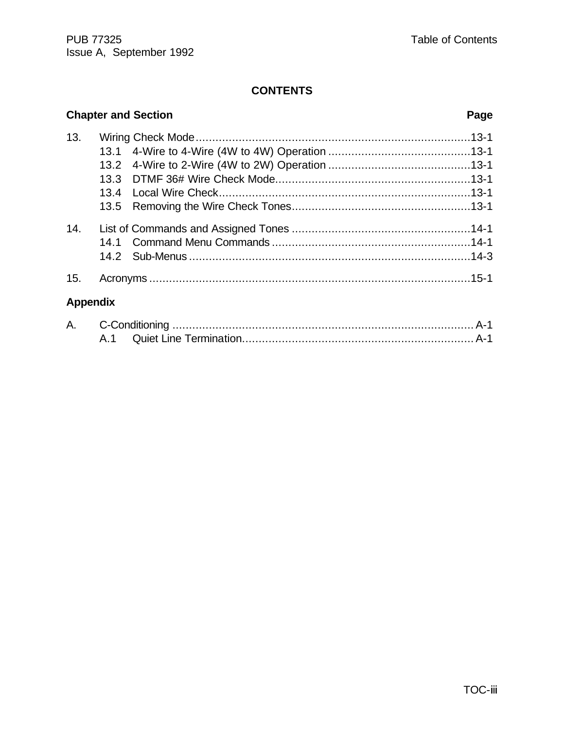## CONTENTS

| Chapter and Section | | Page |
|---|---|---|
| 13. | Wiring Check Mode | 13-1 |
| | 13.1 4-Wire to 4-Wire (4W to 4W) Operation | 13-1 |
| | 13.2 4-Wire to 2-Wire (4W to 2W) Operation | 13-1 |
| | 13.3 DTMF 36# Wire Check Mode | 13-1 |
| | 13.4 Local Wire Check | 13-1 |
| | 13.5 Removing the Wire Check Tones | 13-1 |
| 14. | List of Commands and Assigned Tones | 14-1 |
| | 14.1 Command Menu Commands | 14-1 |
| | 14.2 Sub-Menus | 14-3 |
| 15. | Acronyms | 15-1 |

**Appendix**

| | | |
|---|---|---|
| A. | C-Conditioning | A-1 |
| | A.1 Quiet Line Termination | A-1 |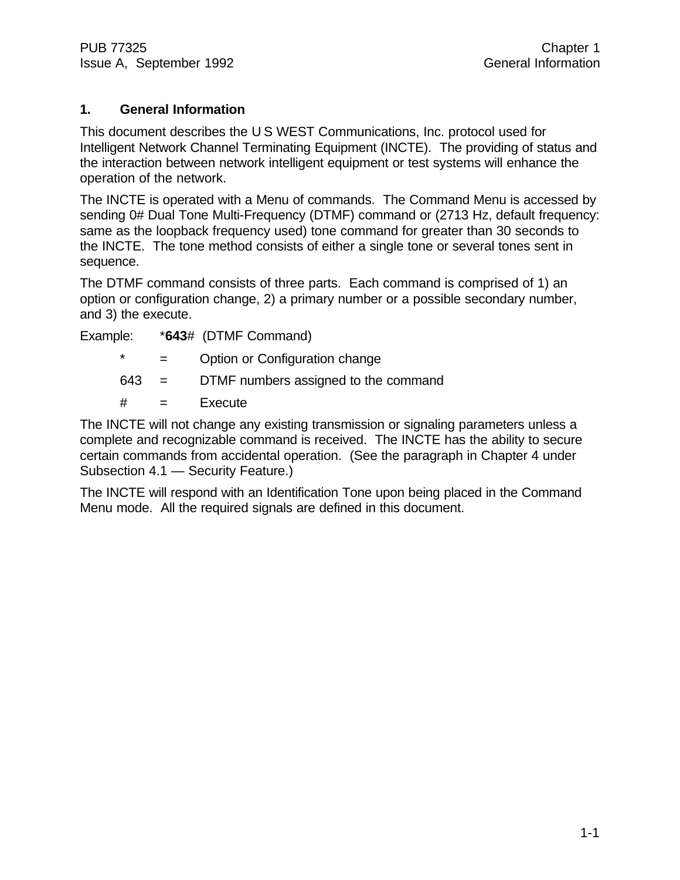## 1. General Information

This document describes the U S WEST Communications, Inc. protocol used for Intelligent Network Channel Terminating Equipment (INCTE). The providing of status and the interaction between network intelligent equipment or test systems will enhance the operation of the network.

The INCTE is operated with a Menu of commands. The Command Menu is accessed by sending 0# Dual Tone Multi-Frequency (DTMF) command or (2713 Hz, default frequency: same as the loopback frequency used) tone command for greater than 30 seconds to the INCTE. The tone method consists of either a single tone or several tones sent in sequence.

The DTMF command consists of three parts. Each command is comprised of 1) an option or configuration change, 2) a primary number or a possible secondary number, and 3) the execute.

Example: \***643**# (DTMF Command)

| | | |
|---|---|---|
| * | = | Option or Configuration change |
| 643 | = | DTMF numbers assigned to the command |
| # | = | Execute |

The INCTE will not change any existing transmission or signaling parameters unless a complete and recognizable command is received. The INCTE has the ability to secure certain commands from accidental operation. (See the paragraph in Chapter 4 under Subsection 4.1 — Security Feature.)

The INCTE will respond with an Identification Tone upon being placed in the Command Menu mode. All the required signals are defined in this document.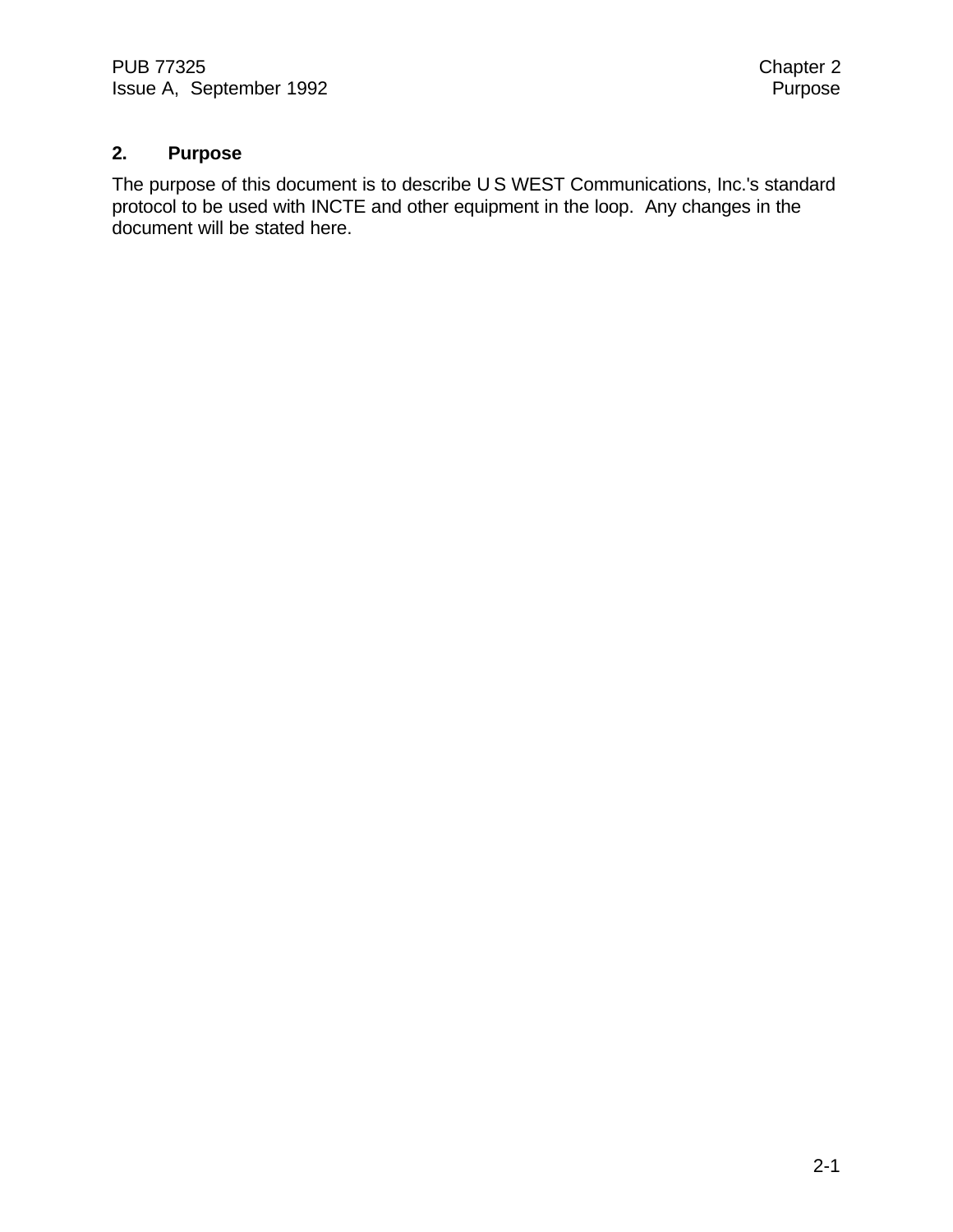## 2. Purpose

The purpose of this document is to describe U S WEST Communications, Inc.'s standard protocol to be used with INCTE and other equipment in the loop. Any changes in the document will be stated here.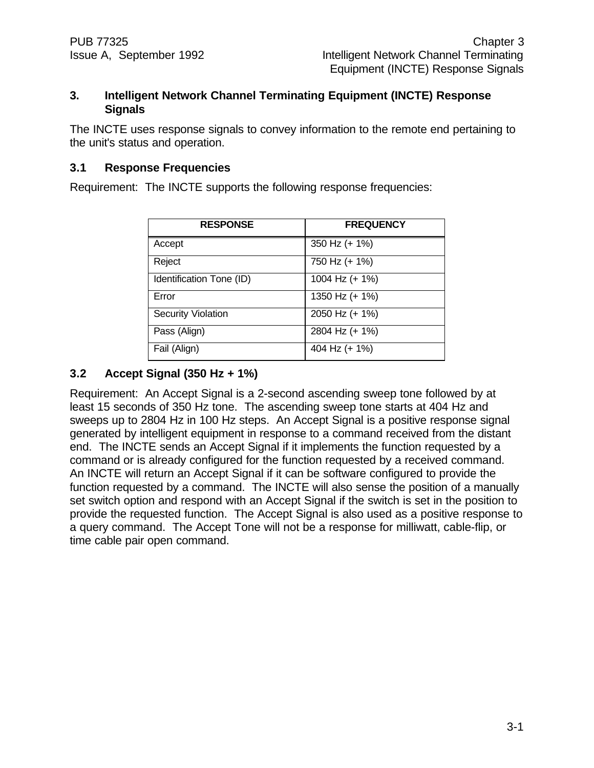# 3. Intelligent Network Channel Terminating Equipment (INCTE) Response Signals

The INCTE uses response signals to convey information to the remote end pertaining to the unit's status and operation.

## 3.1 Response Frequencies

Requirement: The INCTE supports the following response frequencies:

| RESPONSE | FREQUENCY |
|---|---|
| Accept | 350 Hz (+ 1%) |
| Reject | 750 Hz (+ 1%) |
| Identification Tone (ID) | 1004 Hz (+ 1%) |
| Error | 1350 Hz (+ 1%) |
| Security Violation | 2050 Hz (+ 1%) |
| Pass (Align) | 2804 Hz (+ 1%) |
| Fail (Align) | 404 Hz (+ 1%) |

## 3.2 Accept Signal (350 Hz + 1%)

Requirement: An Accept Signal is a 2-second ascending sweep tone followed by at least 15 seconds of 350 Hz tone. The ascending sweep tone starts at 404 Hz and sweeps up to 2804 Hz in 100 Hz steps. An Accept Signal is a positive response signal generated by intelligent equipment in response to a command received from the distant end. The INCTE sends an Accept Signal if it implements the function requested by a command or is already configured for the function requested by a received command. An INCTE will return an Accept Signal if it can be software configured to provide the function requested by a command. The INCTE will also sense the position of a manually set switch option and respond with an Accept Signal if the switch is set in the position to provide the requested function. The Accept Signal is also used as a positive response to a query command. The Accept Tone will not be a response for milliwatt, cable-flip, or time cable pair open command.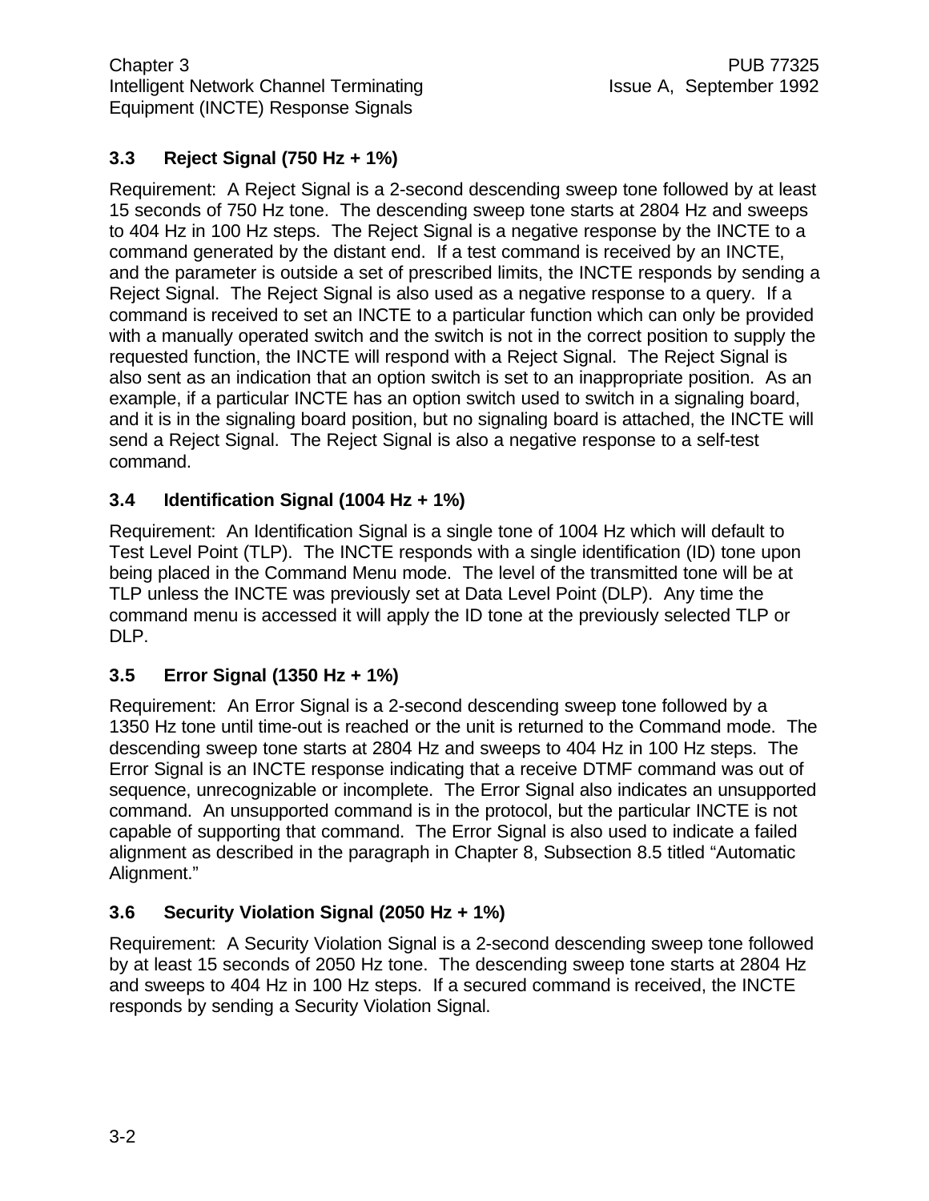### 3.3 Reject Signal (750 Hz + 1%)

Requirement: A Reject Signal is a 2-second descending sweep tone followed by at least 15 seconds of 750 Hz tone. The descending sweep tone starts at 2804 Hz and sweeps to 404 Hz in 100 Hz steps. The Reject Signal is a negative response by the INCTE to a command generated by the distant end. If a test command is received by an INCTE, and the parameter is outside a set of prescribed limits, the INCTE responds by sending a Reject Signal. The Reject Signal is also used as a negative response to a query. If a command is received to set an INCTE to a particular function which can only be provided with a manually operated switch and the switch is not in the correct position to supply the requested function, the INCTE will respond with a Reject Signal. The Reject Signal is also sent as an indication that an option switch is set to an inappropriate position. As an example, if a particular INCTE has an option switch used to switch in a signaling board, and it is in the signaling board position, but no signaling board is attached, the INCTE will send a Reject Signal. The Reject Signal is also a negative response to a self-test command.

### 3.4 Identification Signal (1004 Hz + 1%)

Requirement: An Identification Signal is a single tone of 1004 Hz which will default to Test Level Point (TLP). The INCTE responds with a single identification (ID) tone upon being placed in the Command Menu mode. The level of the transmitted tone will be at TLP unless the INCTE was previously set at Data Level Point (DLP). Any time the command menu is accessed it will apply the ID tone at the previously selected TLP or DLP.

### 3.5 Error Signal (1350 Hz + 1%)

Requirement: An Error Signal is a 2-second descending sweep tone followed by a 1350 Hz tone until time-out is reached or the unit is returned to the Command mode. The descending sweep tone starts at 2804 Hz and sweeps to 404 Hz in 100 Hz steps. The Error Signal is an INCTE response indicating that a receive DTMF command was out of sequence, unrecognizable or incomplete. The Error Signal also indicates an unsupported command. An unsupported command is in the protocol, but the particular INCTE is not capable of supporting that command. The Error Signal is also used to indicate a failed alignment as described in the paragraph in Chapter 8, Subsection 8.5 titled "Automatic Alignment."

### 3.6 Security Violation Signal (2050 Hz + 1%)

Requirement: A Security Violation Signal is a 2-second descending sweep tone followed by at least 15 seconds of 2050 Hz tone. The descending sweep tone starts at 2804 Hz and sweeps to 404 Hz in 100 Hz steps. If a secured command is received, the INCTE responds by sending a Security Violation Signal.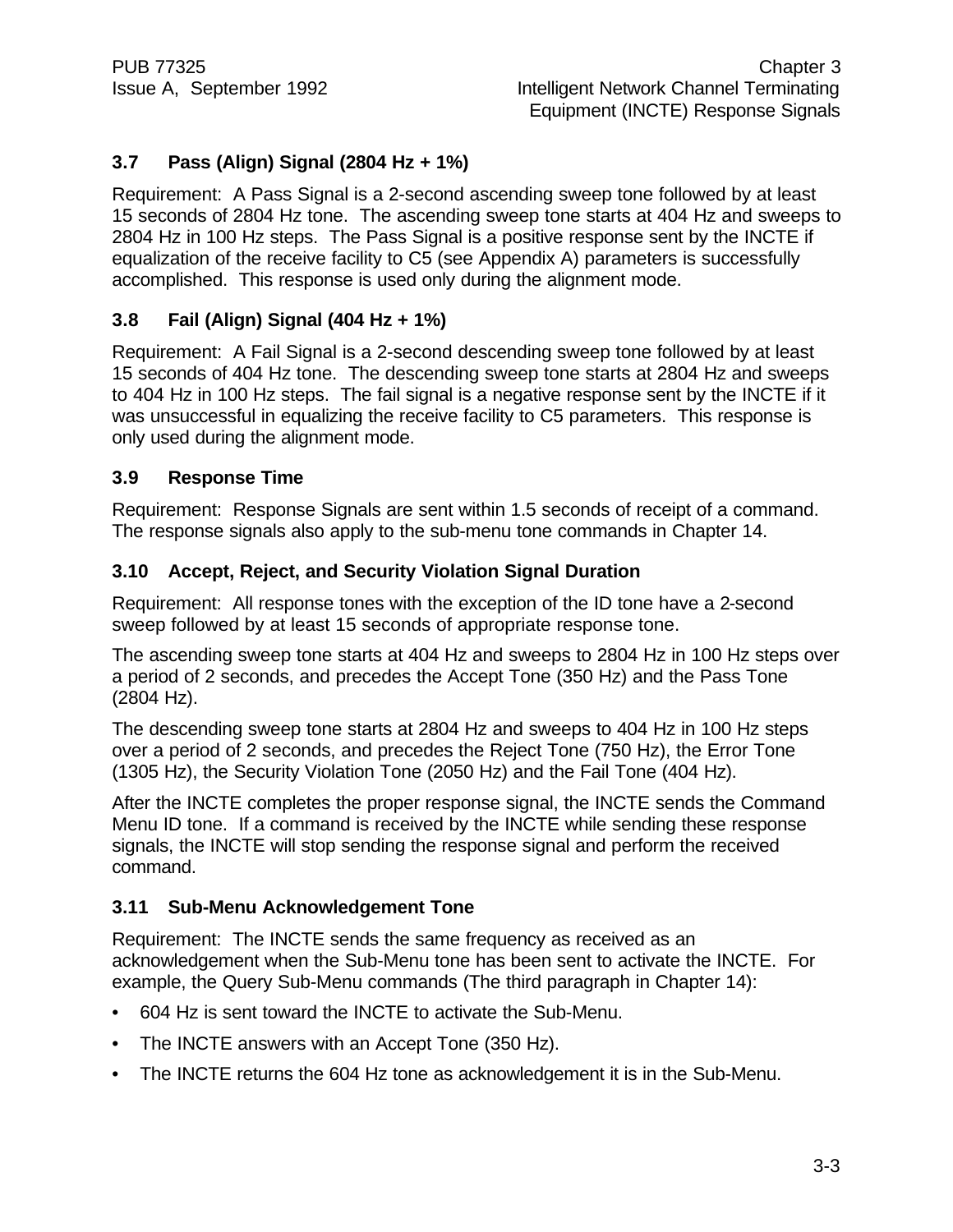### 3.7 Pass (Align) Signal (2804 Hz + 1%)

Requirement: A Pass Signal is a 2-second ascending sweep tone followed by at least 15 seconds of 2804 Hz tone. The ascending sweep tone starts at 404 Hz and sweeps to 2804 Hz in 100 Hz steps. The Pass Signal is a positive response sent by the INCTE if equalization of the receive facility to C5 (see Appendix A) parameters is successfully accomplished. This response is used only during the alignment mode.

### 3.8 Fail (Align) Signal (404 Hz + 1%)

Requirement: A Fail Signal is a 2-second descending sweep tone followed by at least 15 seconds of 404 Hz tone. The descending sweep tone starts at 2804 Hz and sweeps to 404 Hz in 100 Hz steps. The fail signal is a negative response sent by the INCTE if it was unsuccessful in equalizing the receive facility to C5 parameters. This response is only used during the alignment mode.

### 3.9 Response Time

Requirement: Response Signals are sent within 1.5 seconds of receipt of a command. The response signals also apply to the sub-menu tone commands in Chapter 14.

### 3.10 Accept, Reject, and Security Violation Signal Duration

Requirement: All response tones with the exception of the ID tone have a 2-second sweep followed by at least 15 seconds of appropriate response tone.

The ascending sweep tone starts at 404 Hz and sweeps to 2804 Hz in 100 Hz steps over a period of 2 seconds, and precedes the Accept Tone (350 Hz) and the Pass Tone (2804 Hz).

The descending sweep tone starts at 2804 Hz and sweeps to 404 Hz in 100 Hz steps over a period of 2 seconds, and precedes the Reject Tone (750 Hz), the Error Tone (1305 Hz), the Security Violation Tone (2050 Hz) and the Fail Tone (404 Hz).

After the INCTE completes the proper response signal, the INCTE sends the Command Menu ID tone. If a command is received by the INCTE while sending these response signals, the INCTE will stop sending the response signal and perform the received command.

### 3.11 Sub-Menu Acknowledgement Tone

Requirement: The INCTE sends the same frequency as received as an acknowledgement when the Sub-Menu tone has been sent to activate the INCTE. For example, the Query Sub-Menu commands (The third paragraph in Chapter 14):

- 604 Hz is sent toward the INCTE to activate the Sub-Menu.
- The INCTE answers with an Accept Tone (350 Hz).
- The INCTE returns the 604 Hz tone as acknowledgement it is in the Sub-Menu.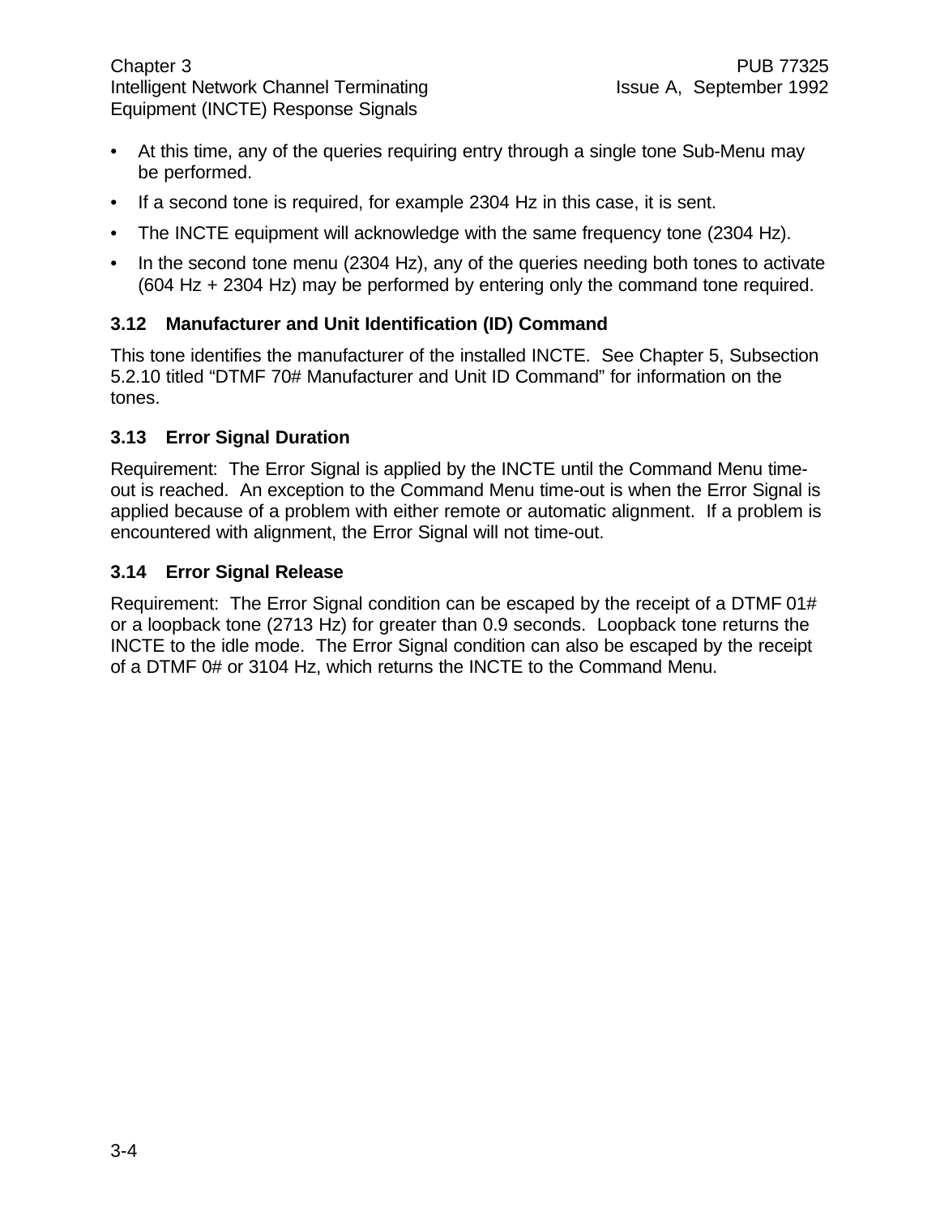- At this time, any of the queries requiring entry through a single tone Sub-Menu may be performed.
- If a second tone is required, for example 2304 Hz in this case, it is sent.
- The INCTE equipment will acknowledge with the same frequency tone (2304 Hz).
- In the second tone menu (2304 Hz), any of the queries needing both tones to activate (604 Hz + 2304 Hz) may be performed by entering only the command tone required.

### 3.12 Manufacturer and Unit Identification (ID) Command

This tone identifies the manufacturer of the installed INCTE. See Chapter 5, Subsection 5.2.10 titled "DTMF 70# Manufacturer and Unit ID Command" for information on the tones.

### 3.13 Error Signal Duration

Requirement: The Error Signal is applied by the INCTE until the Command Menu time-out is reached. An exception to the Command Menu time-out is when the Error Signal is applied because of a problem with either remote or automatic alignment. If a problem is encountered with alignment, the Error Signal will not time-out.

### 3.14 Error Signal Release

Requirement: The Error Signal condition can be escaped by the receipt of a DTMF 01# or a loopback tone (2713 Hz) for greater than 0.9 seconds. Loopback tone returns the INCTE to the idle mode. The Error Signal condition can also be escaped by the receipt of a DTMF 0# or 3104 Hz, which returns the INCTE to the Command Menu.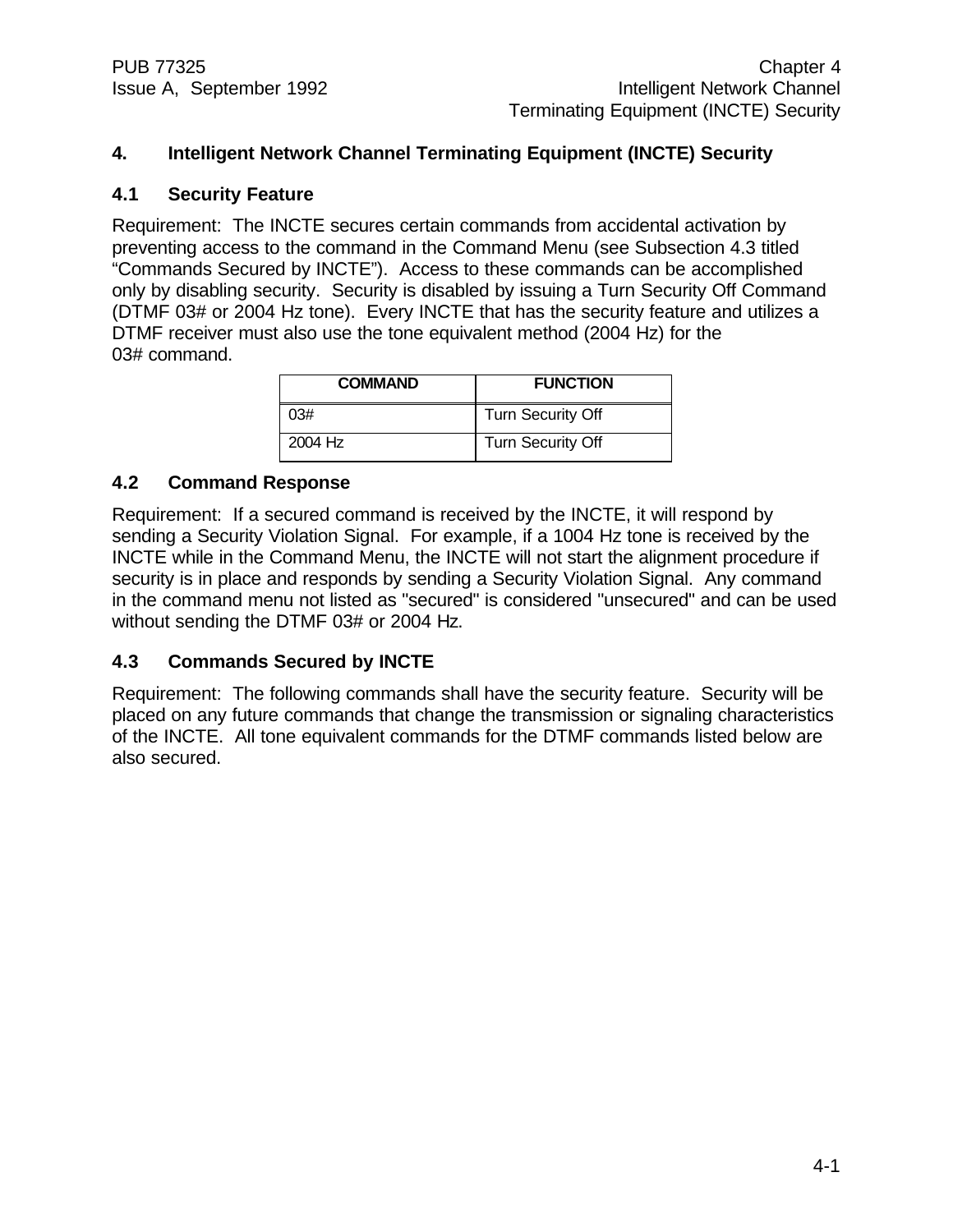# 4. Intelligent Network Channel Terminating Equipment (INCTE) Security

## 4.1 Security Feature

Requirement: The INCTE secures certain commands from accidental activation by preventing access to the command in the Command Menu (see Subsection 4.3 titled "Commands Secured by INCTE"). Access to these commands can be accomplished only by disabling security. Security is disabled by issuing a Turn Security Off Command (DTMF 03# or 2004 Hz tone). Every INCTE that has the security feature and utilizes a DTMF receiver must also use the tone equivalent method (2004 Hz) for the 03# command.

| COMMAND | FUNCTION |
|---|---|
| 03# | Turn Security Off |
| 2004 Hz | Turn Security Off |

## 4.2 Command Response

Requirement: If a secured command is received by the INCTE, it will respond by sending a Security Violation Signal. For example, if a 1004 Hz tone is received by the INCTE while in the Command Menu, the INCTE will not start the alignment procedure if security is in place and responds by sending a Security Violation Signal. Any command in the command menu not listed as "secured" is considered "unsecured" and can be used without sending the DTMF 03# or 2004 Hz.

## 4.3 Commands Secured by INCTE

Requirement: The following commands shall have the security feature. Security will be placed on any future commands that change the transmission or signaling characteristics of the INCTE. All tone equivalent commands for the DTMF commands listed below are also secured.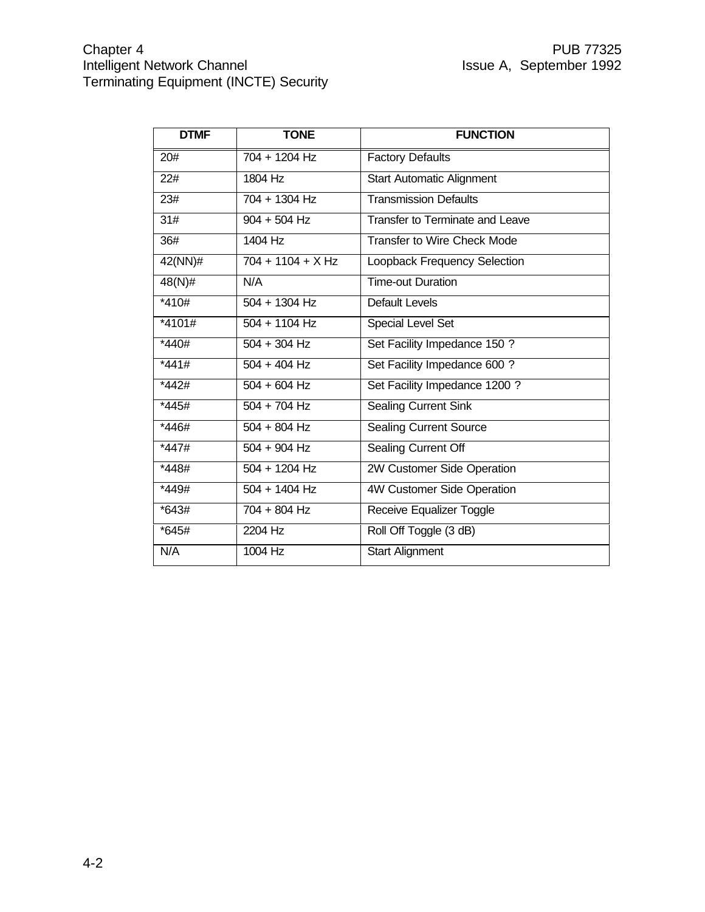| DTMF | TONE | FUNCTION |
| --- | --- | --- |
| 20# | 704 + 1204 Hz | Factory Defaults |
| 22# | 1804 Hz | Start Automatic Alignment |
| 23# | 704 + 1304 Hz | Transmission Defaults |
| 31# | 904 + 504 Hz | Transfer to Terminate and Leave |
| 36# | 1404 Hz | Transfer to Wire Check Mode |
| 42(NN)# | 704 + 1104 + X Hz | Loopback Frequency Selection |
| 48(N)# | N/A | Time-out Duration |
| *410# | 504 + 1304 Hz | Default Levels |
| *4101# | 504 + 1104 Hz | Special Level Set |
| *440# | 504 + 304 Hz | Set Facility Impedance 150 ? |
| *441# | 504 + 404 Hz | Set Facility Impedance 600 ? |
| *442# | 504 + 604 Hz | Set Facility Impedance 1200 ? |
| *445# | 504 + 704 Hz | Sealing Current Sink |
| *446# | 504 + 804 Hz | Sealing Current Source |
| *447# | 504 + 904 Hz | Sealing Current Off |
| *448# | 504 + 1204 Hz | 2W Customer Side Operation |
| *449# | 504 + 1404 Hz | 4W Customer Side Operation |
| *643# | 704 + 804 Hz | Receive Equalizer Toggle |
| *645# | 2204 Hz | Roll Off Toggle (3 dB) |
| N/A | 1004 Hz | Start Alignment |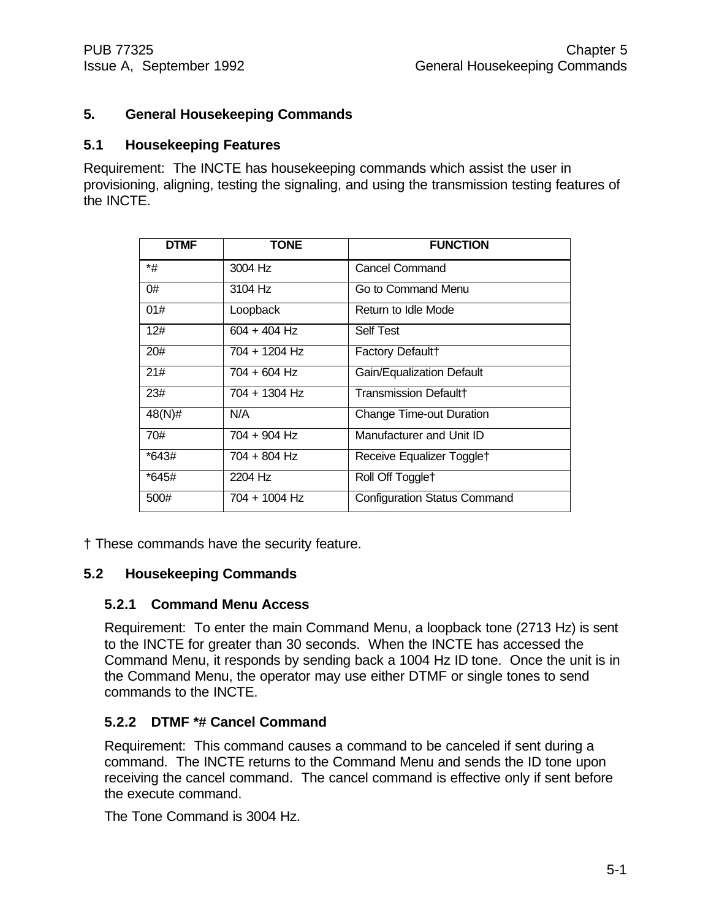# 5. General Housekeeping Commands

## 5.1 Housekeeping Features

Requirement: The INCTE has housekeeping commands which assist the user in provisioning, aligning, testing the signaling, and using the transmission testing features of the INCTE.

| DTMF | TONE | FUNCTION |
|---|---|---|
| *# | 3004 Hz | Cancel Command |
| 0# | 3104 Hz | Go to Command Menu |
| 01# | Loopback | Return to Idle Mode |
| 12# | 604 + 404 Hz | Self Test |
| 20# | 704 + 1204 Hz | Factory Default† |
| 21# | 704 + 604 Hz | Gain/Equalization Default |
| 23# | 704 + 1304 Hz | Transmission Default† |
| 48(N)# | N/A | Change Time-out Duration |
| 70# | 704 + 904 Hz | Manufacturer and Unit ID |
| *643# | 704 + 804 Hz | Receive Equalizer Toggle† |
| *645# | 2204 Hz | Roll Off Toggle† |
| 500# | 704 + 1004 Hz | Configuration Status Command |

† These commands have the security feature.

## 5.2 Housekeeping Commands

### 5.2.1 Command Menu Access

Requirement: To enter the main Command Menu, a loopback tone (2713 Hz) is sent to the INCTE for greater than 30 seconds. When the INCTE has accessed the Command Menu, it responds by sending back a 1004 Hz ID tone. Once the unit is in the Command Menu, the operator may use either DTMF or single tones to send commands to the INCTE.

### 5.2.2 DTMF *# Cancel Command

Requirement: This command causes a command to be canceled if sent during a command. The INCTE returns to the Command Menu and sends the ID tone upon receiving the cancel command. The cancel command is effective only if sent before the execute command.

The Tone Command is 3004 Hz.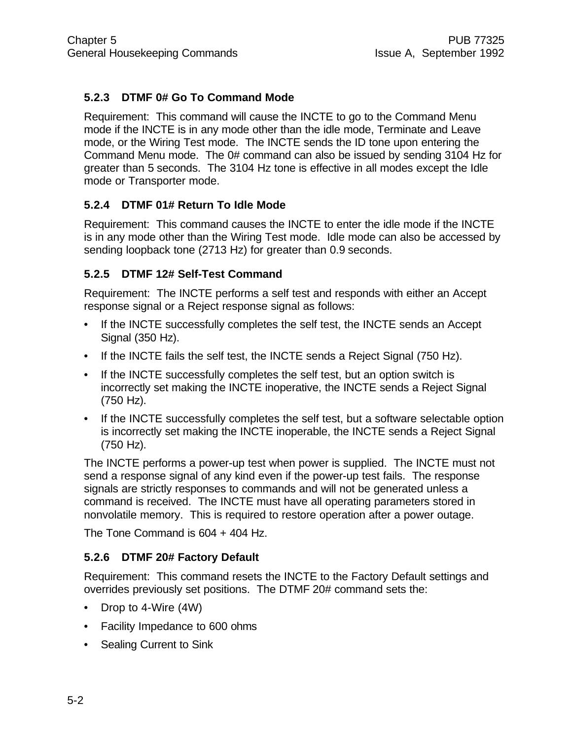### 5.2.3 DTMF 0# Go To Command Mode

Requirement: This command will cause the INCTE to go to the Command Menu mode if the INCTE is in any mode other than the idle mode, Terminate and Leave mode, or the Wiring Test mode. The INCTE sends the ID tone upon entering the Command Menu mode. The 0# command can also be issued by sending 3104 Hz for greater than 5 seconds. The 3104 Hz tone is effective in all modes except the Idle mode or Transporter mode.

### 5.2.4 DTMF 01# Return To Idle Mode

Requirement: This command causes the INCTE to enter the idle mode if the INCTE is in any mode other than the Wiring Test mode. Idle mode can also be accessed by sending loopback tone (2713 Hz) for greater than 0.9 seconds.

### 5.2.5 DTMF 12# Self-Test Command

Requirement: The INCTE performs a self test and responds with either an Accept response signal or a Reject response signal as follows:

- If the INCTE successfully completes the self test, the INCTE sends an Accept Signal (350 Hz).
- If the INCTE fails the self test, the INCTE sends a Reject Signal (750 Hz).
- If the INCTE successfully completes the self test, but an option switch is incorrectly set making the INCTE inoperative, the INCTE sends a Reject Signal (750 Hz).
- If the INCTE successfully completes the self test, but a software selectable option is incorrectly set making the INCTE inoperable, the INCTE sends a Reject Signal (750 Hz).

The INCTE performs a power-up test when power is supplied. The INCTE must not send a response signal of any kind even if the power-up test fails. The response signals are strictly responses to commands and will not be generated unless a command is received. The INCTE must have all operating parameters stored in nonvolatile memory. This is required to restore operation after a power outage.

The Tone Command is 604 + 404 Hz.

### 5.2.6 DTMF 20# Factory Default

Requirement: This command resets the INCTE to the Factory Default settings and overrides previously set positions. The DTMF 20# command sets the:

- Drop to 4-Wire (4W)
- Facility Impedance to 600 ohms
- Sealing Current to Sink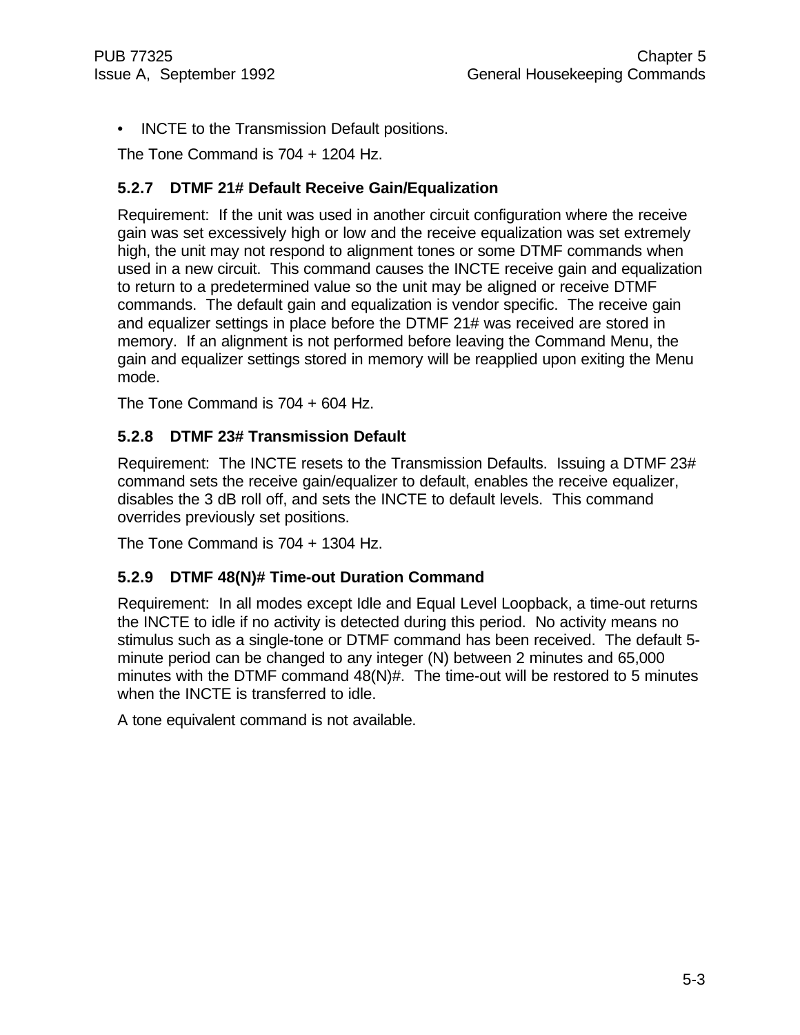- INCTE to the Transmission Default positions.

The Tone Command is 704 + 1204 Hz.

### 5.2.7 DTMF 21# Default Receive Gain/Equalization

Requirement: If the unit was used in another circuit configuration where the receive gain was set excessively high or low and the receive equalization was set extremely high, the unit may not respond to alignment tones or some DTMF commands when used in a new circuit. This command causes the INCTE receive gain and equalization to return to a predetermined value so the unit may be aligned or receive DTMF commands. The default gain and equalization is vendor specific. The receive gain and equalizer settings in place before the DTMF 21# was received are stored in memory. If an alignment is not performed before leaving the Command Menu, the gain and equalizer settings stored in memory will be reapplied upon exiting the Menu mode.

The Tone Command is 704 + 604 Hz.

### 5.2.8 DTMF 23# Transmission Default

Requirement: The INCTE resets to the Transmission Defaults. Issuing a DTMF 23# command sets the receive gain/equalizer to default, enables the receive equalizer, disables the 3 dB roll off, and sets the INCTE to default levels. This command overrides previously set positions.

The Tone Command is 704 + 1304 Hz.

### 5.2.9 DTMF 48(N)# Time-out Duration Command

Requirement: In all modes except Idle and Equal Level Loopback, a time-out returns the INCTE to idle if no activity is detected during this period. No activity means no stimulus such as a single-tone or DTMF command has been received. The default 5-minute period can be changed to any integer (N) between 2 minutes and 65,000 minutes with the DTMF command 48(N)#. The time-out will be restored to 5 minutes when the INCTE is transferred to idle.

A tone equivalent command is not available.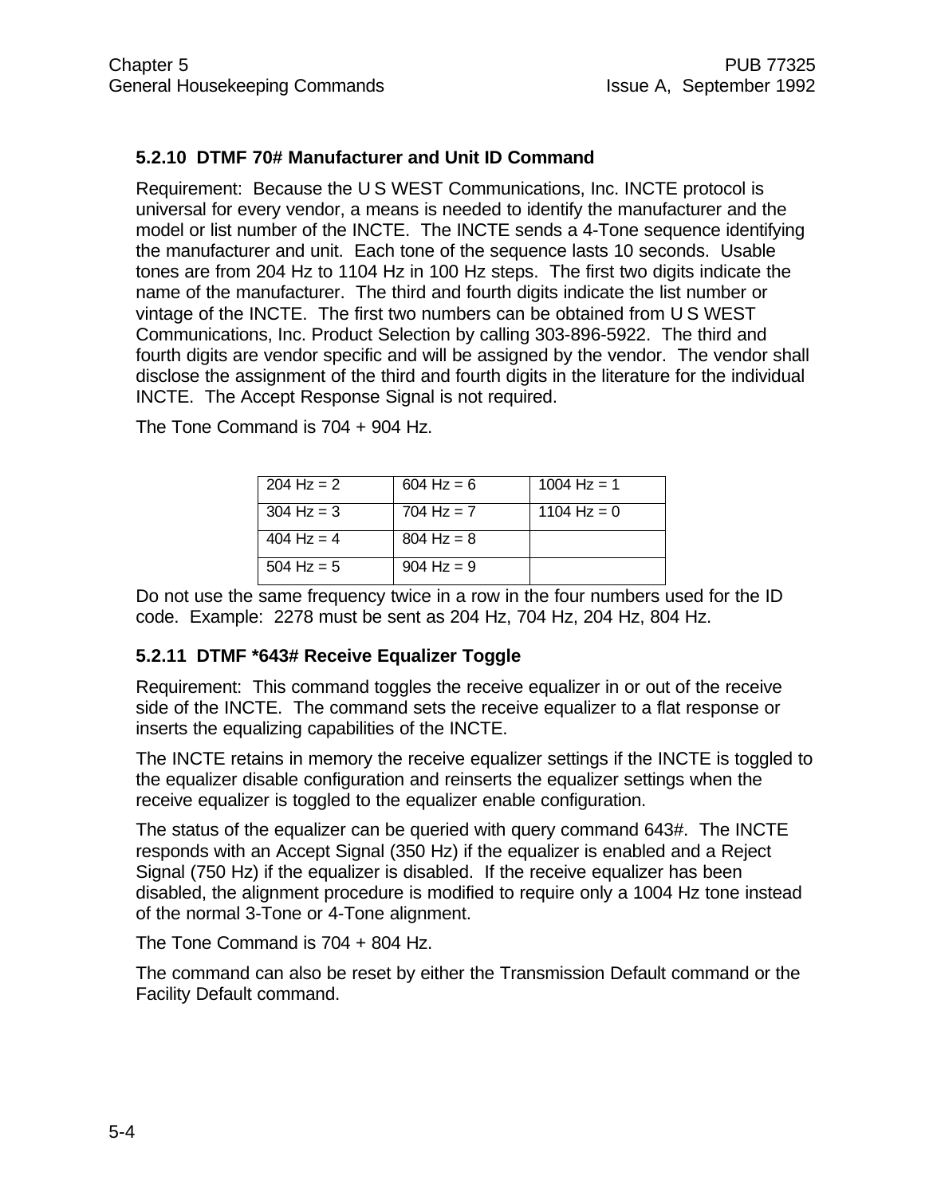### 5.2.10 DTMF 70# Manufacturer and Unit ID Command

Requirement: Because the U S WEST Communications, Inc. INCTE protocol is universal for every vendor, a means is needed to identify the manufacturer and the model or list number of the INCTE. The INCTE sends a 4-Tone sequence identifying the manufacturer and unit. Each tone of the sequence lasts 10 seconds. Usable tones are from 204 Hz to 1104 Hz in 100 Hz steps. The first two digits indicate the name of the manufacturer. The third and fourth digits indicate the list number or vintage of the INCTE. The first two numbers can be obtained from U S WEST Communications, Inc. Product Selection by calling 303-896-5922. The third and fourth digits are vendor specific and will be assigned by the vendor. The vendor shall disclose the assignment of the third and fourth digits in the literature for the individual INCTE. The Accept Response Signal is not required.

The Tone Command is 704 + 904 Hz.

| | | |
|---|---|---|
| 204 Hz = 2 | 604 Hz = 6 | 1004 Hz = 1 |
| 304 Hz = 3 | 704 Hz = 7 | 1104 Hz = 0 |
| 404 Hz = 4 | 804 Hz = 8 | |
| 504 Hz = 5 | 904 Hz = 9 | |

Do not use the same frequency twice in a row in the four numbers used for the ID code. Example: 2278 must be sent as 204 Hz, 704 Hz, 204 Hz, 804 Hz.

### 5.2.11 DTMF *643# Receive Equalizer Toggle

Requirement: This command toggles the receive equalizer in or out of the receive side of the INCTE. The command sets the receive equalizer to a flat response or inserts the equalizing capabilities of the INCTE.

The INCTE retains in memory the receive equalizer settings if the INCTE is toggled to the equalizer disable configuration and reinserts the equalizer settings when the receive equalizer is toggled to the equalizer enable configuration.

The status of the equalizer can be queried with query command 643#. The INCTE responds with an Accept Signal (350 Hz) if the equalizer is enabled and a Reject Signal (750 Hz) if the equalizer is disabled. If the receive equalizer has been disabled, the alignment procedure is modified to require only a 1004 Hz tone instead of the normal 3-Tone or 4-Tone alignment.

The Tone Command is 704 + 804 Hz.

The command can also be reset by either the Transmission Default command or the Facility Default command.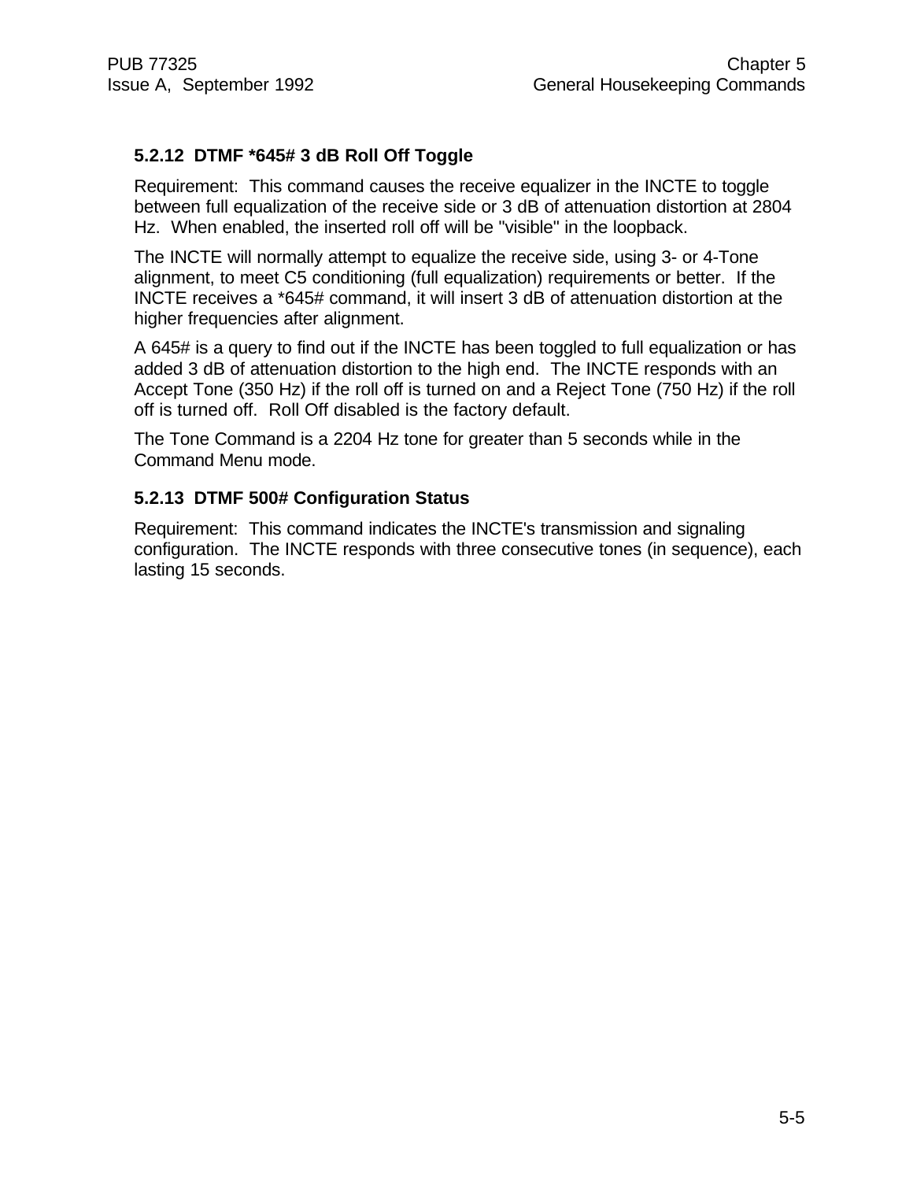### 5.2.12 DTMF *645# 3 dB Roll Off Toggle

Requirement: This command causes the receive equalizer in the INCTE to toggle between full equalization of the receive side or 3 dB of attenuation distortion at 2804 Hz. When enabled, the inserted roll off will be "visible" in the loopback.

The INCTE will normally attempt to equalize the receive side, using 3- or 4-Tone alignment, to meet C5 conditioning (full equalization) requirements or better. If the INCTE receives a *645# command, it will insert 3 dB of attenuation distortion at the higher frequencies after alignment.

A 645# is a query to find out if the INCTE has been toggled to full equalization or has added 3 dB of attenuation distortion to the high end. The INCTE responds with an Accept Tone (350 Hz) if the roll off is turned on and a Reject Tone (750 Hz) if the roll off is turned off. Roll Off disabled is the factory default.

The Tone Command is a 2204 Hz tone for greater than 5 seconds while in the Command Menu mode.

### 5.2.13 DTMF 500# Configuration Status

Requirement: This command indicates the INCTE's transmission and signaling configuration. The INCTE responds with three consecutive tones (in sequence), each lasting 15 seconds.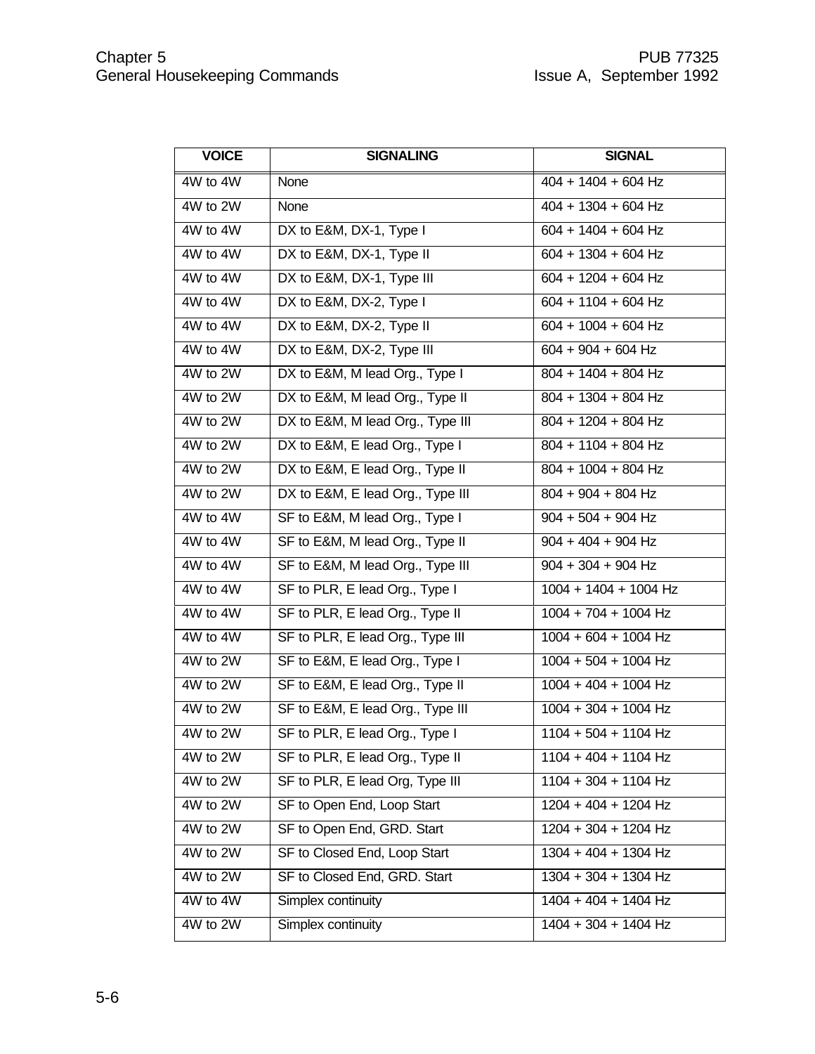| VOICE | SIGNALING | SIGNAL |
|---|---|---|
| 4W to 4W | None | 404 + 1404 + 604 Hz |
| 4W to 2W | None | 404 + 1304 + 604 Hz |
| 4W to 4W | DX to E&M, DX-1, Type I | 604 + 1404 + 604 Hz |
| 4W to 4W | DX to E&M, DX-1, Type II | 604 + 1304 + 604 Hz |
| 4W to 4W | DX to E&M, DX-1, Type III | 604 + 1204 + 604 Hz |
| 4W to 4W | DX to E&M, DX-2, Type I | 604 + 1104 + 604 Hz |
| 4W to 4W | DX to E&M, DX-2, Type II | 604 + 1004 + 604 Hz |
| 4W to 4W | DX to E&M, DX-2, Type III | 604 + 904 + 604 Hz |
| 4W to 2W | DX to E&M, M lead Org., Type I | 804 + 1404 + 804 Hz |
| 4W to 2W | DX to E&M, M lead Org., Type II | 804 + 1304 + 804 Hz |
| 4W to 2W | DX to E&M, M lead Org., Type III | 804 + 1204 + 804 Hz |
| 4W to 2W | DX to E&M, E lead Org., Type I | 804 + 1104 + 804 Hz |
| 4W to 2W | DX to E&M, E lead Org., Type II | 804 + 1004 + 804 Hz |
| 4W to 2W | DX to E&M, E lead Org., Type III | 804 + 904 + 804 Hz |
| 4W to 4W | SF to E&M, M lead Org., Type I | 904 + 504 + 904 Hz |
| 4W to 4W | SF to E&M, M lead Org., Type II | 904 + 404 + 904 Hz |
| 4W to 4W | SF to E&M, M lead Org., Type III | 904 + 304 + 904 Hz |
| 4W to 4W | SF to PLR, E lead Org., Type I | 1004 + 1404 + 1004 Hz |
| 4W to 4W | SF to PLR, E lead Org., Type II | 1004 + 704 + 1004 Hz |
| 4W to 4W | SF to PLR, E lead Org., Type III | 1004 + 604 + 1004 Hz |
| 4W to 2W | SF to E&M, E lead Org., Type I | 1004 + 504 + 1004 Hz |
| 4W to 2W | SF to E&M, E lead Org., Type II | 1004 + 404 + 1004 Hz |
| 4W to 2W | SF to E&M, E lead Org., Type III | 1004 + 304 + 1004 Hz |
| 4W to 2W | SF to PLR, E lead Org., Type I | 1104 + 504 + 1104 Hz |
| 4W to 2W | SF to PLR, E lead Org., Type II | 1104 + 404 + 1104 Hz |
| 4W to 2W | SF to PLR, E lead Org, Type III | 1104 + 304 + 1104 Hz |
| 4W to 2W | SF to Open End, Loop Start | 1204 + 404 + 1204 Hz |
| 4W to 2W | SF to Open End, GRD. Start | 1204 + 304 + 1204 Hz |
| 4W to 2W | SF to Closed End, Loop Start | 1304 + 404 + 1304 Hz |
| 4W to 2W | SF to Closed End, GRD. Start | 1304 + 304 + 1304 Hz |
| 4W to 4W | Simplex continuity | 1404 + 404 + 1404 Hz |
| 4W to 2W | Simplex continuity | 1404 + 304 + 1404 Hz |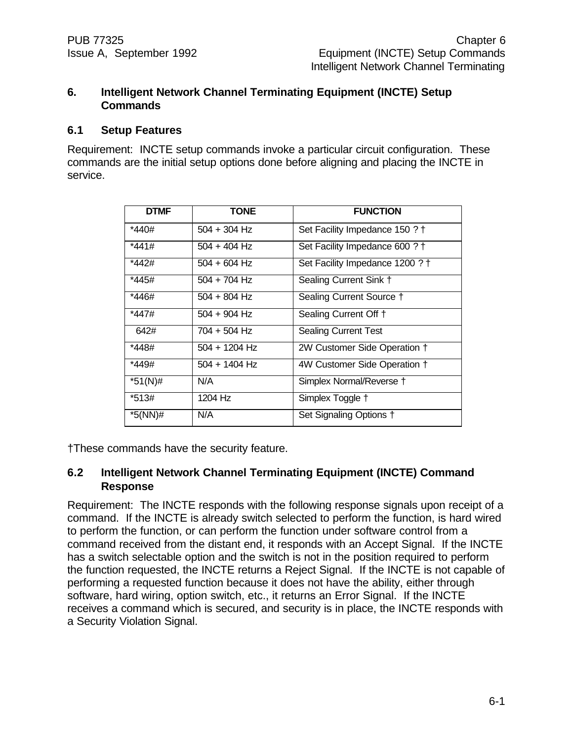## 6. Intelligent Network Channel Terminating Equipment (INCTE) Setup Commands

### 6.1 Setup Features

Requirement: INCTE setup commands invoke a particular circuit configuration. These commands are the initial setup options done before aligning and placing the INCTE in service.

| DTMF | TONE | FUNCTION |
|---|---|---|
| *440# | 504 + 304 Hz | Set Facility Impedance 150 ? † |
| *441# | 504 + 404 Hz | Set Facility Impedance 600 ? † |
| *442# | 504 + 604 Hz | Set Facility Impedance 1200 ? † |
| *445# | 504 + 704 Hz | Sealing Current Sink † |
| *446# | 504 + 804 Hz | Sealing Current Source † |
| *447# | 504 + 904 Hz | Sealing Current Off † |
| 642# | 704 + 504 Hz | Sealing Current Test |
| *448# | 504 + 1204 Hz | 2W Customer Side Operation † |
| *449# | 504 + 1404 Hz | 4W Customer Side Operation † |
| *51(N)# | N/A | Simplex Normal/Reverse † |
| *513# | 1204 Hz | Simplex Toggle † |
| *5(NN)# | N/A | Set Signaling Options † |

†These commands have the security feature.

### 6.2 Intelligent Network Channel Terminating Equipment (INCTE) Command Response

Requirement: The INCTE responds with the following response signals upon receipt of a command. If the INCTE is already switch selected to perform the function, is hard wired to perform the function, or can perform the function under software control from a command received from the distant end, it responds with an Accept Signal. If the INCTE has a switch selectable option and the switch is not in the position required to perform the function requested, the INCTE returns a Reject Signal. If the INCTE is not capable of performing a requested function because it does not have the ability, either through software, hard wiring, option switch, etc., it returns an Error Signal. If the INCTE receives a command which is secured, and security is in place, the INCTE responds with a Security Violation Signal.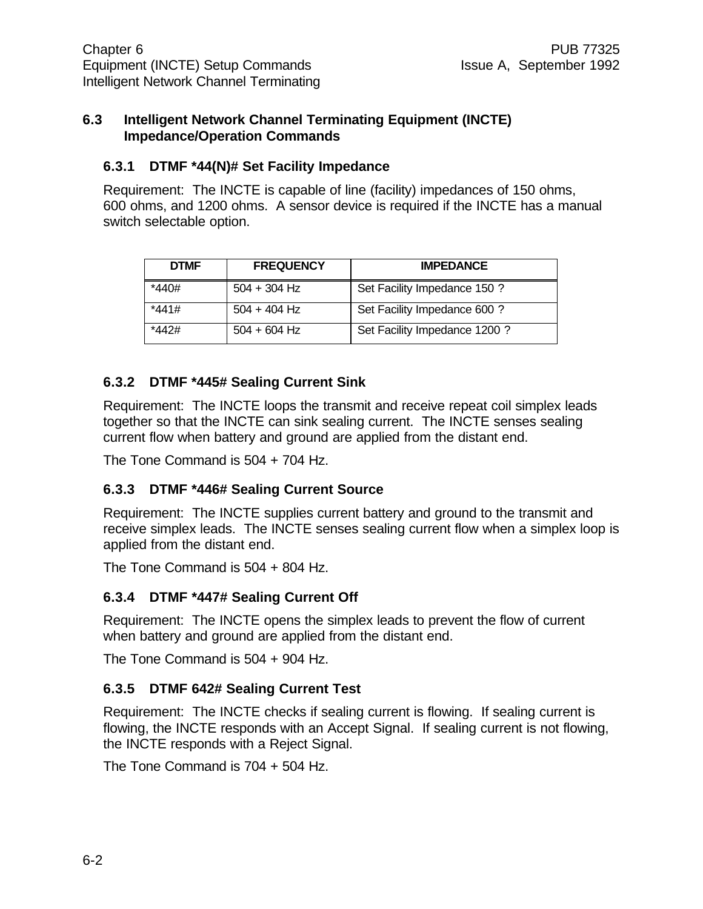## 6.3 Intelligent Network Channel Terminating Equipment (INCTE) Impedance/Operation Commands

### 6.3.1 DTMF *44(N)# Set Facility Impedance

Requirement: The INCTE is capable of line (facility) impedances of 150 ohms, 600 ohms, and 1200 ohms. A sensor device is required if the INCTE has a manual switch selectable option.

| DTMF | FREQUENCY | IMPEDANCE |
|---|---|---|
| *440# | 504 + 304 Hz | Set Facility Impedance 150 ? |
| *441# | 504 + 404 Hz | Set Facility Impedance 600 ? |
| *442# | 504 + 604 Hz | Set Facility Impedance 1200 ? |

### 6.3.2 DTMF *445# Sealing Current Sink

Requirement: The INCTE loops the transmit and receive repeat coil simplex leads together so that the INCTE can sink sealing current. The INCTE senses sealing current flow when battery and ground are applied from the distant end.

The Tone Command is 504 + 704 Hz.

### 6.3.3 DTMF *446# Sealing Current Source

Requirement: The INCTE supplies current battery and ground to the transmit and receive simplex leads. The INCTE senses sealing current flow when a simplex loop is applied from the distant end.

The Tone Command is 504 + 804 Hz.

### 6.3.4 DTMF *447# Sealing Current Off

Requirement: The INCTE opens the simplex leads to prevent the flow of current when battery and ground are applied from the distant end.

The Tone Command is 504 + 904 Hz.

### 6.3.5 DTMF 642# Sealing Current Test

Requirement: The INCTE checks if sealing current is flowing. If sealing current is flowing, the INCTE responds with an Accept Signal. If sealing current is not flowing, the INCTE responds with a Reject Signal.

The Tone Command is 704 + 504 Hz.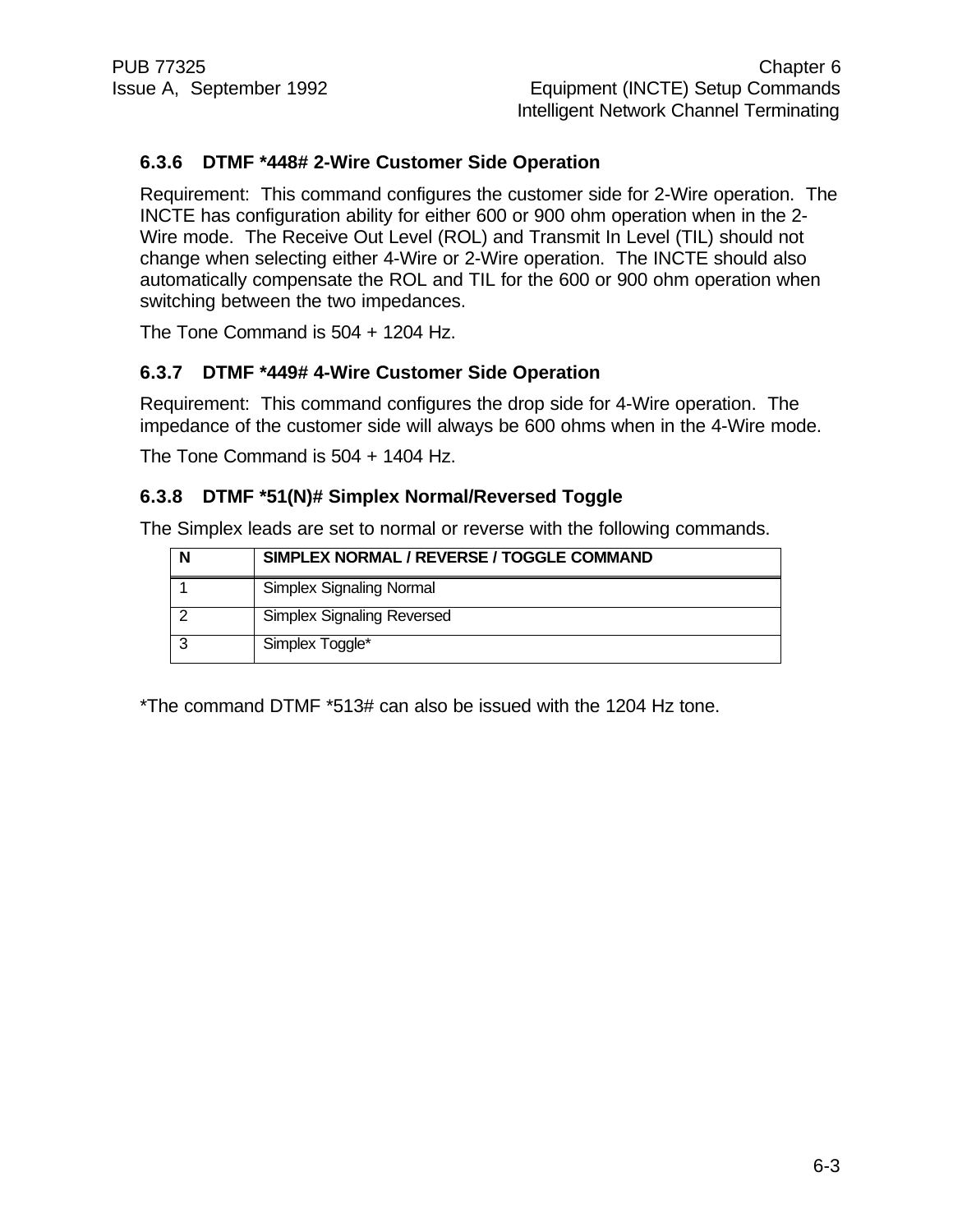### 6.3.6 DTMF *448# 2-Wire Customer Side Operation

Requirement: This command configures the customer side for 2-Wire operation. The INCTE has configuration ability for either 600 or 900 ohm operation when in the 2-Wire mode. The Receive Out Level (ROL) and Transmit In Level (TIL) should not change when selecting either 4-Wire or 2-Wire operation. The INCTE should also automatically compensate the ROL and TIL for the 600 or 900 ohm operation when switching between the two impedances.

The Tone Command is 504 + 1204 Hz.

### 6.3.7 DTMF *449# 4-Wire Customer Side Operation

Requirement: This command configures the drop side for 4-Wire operation. The impedance of the customer side will always be 600 ohms when in the 4-Wire mode.

The Tone Command is 504 + 1404 Hz.

### 6.3.8 DTMF *51(N)# Simplex Normal/Reversed Toggle

The Simplex leads are set to normal or reverse with the following commands.

| N | SIMPLEX NORMAL / REVERSE / TOGGLE COMMAND |
|---|---|
| 1 | Simplex Signaling Normal |
| 2 | Simplex Signaling Reversed |
| 3 | Simplex Toggle* |

*The command DTMF *513# can also be issued with the 1204 Hz tone.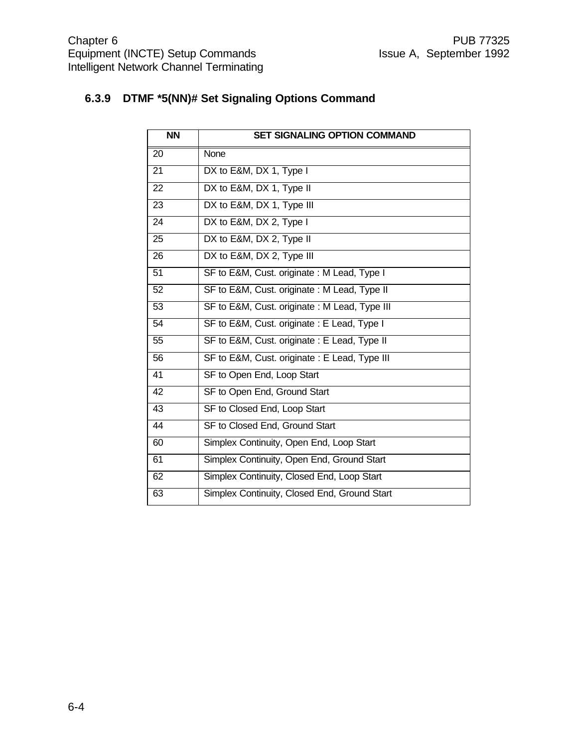### 6.3.9 DTMF *5(NN)# Set Signaling Options Command

| NN | SET SIGNALING OPTION COMMAND |
|---|---|
| 20 | None |
| 21 | DX to E&M, DX 1, Type I |
| 22 | DX to E&M, DX 1, Type II |
| 23 | DX to E&M, DX 1, Type III |
| 24 | DX to E&M, DX 2, Type I |
| 25 | DX to E&M, DX 2, Type II |
| 26 | DX to E&M, DX 2, Type III |
| 51 | SF to E&M, Cust. originate : M Lead, Type I |
| 52 | SF to E&M, Cust. originate : M Lead, Type II |
| 53 | SF to E&M, Cust. originate : M Lead, Type III |
| 54 | SF to E&M, Cust. originate : E Lead, Type I |
| 55 | SF to E&M, Cust. originate : E Lead, Type II |
| 56 | SF to E&M, Cust. originate : E Lead, Type III |
| 41 | SF to Open End, Loop Start |
| 42 | SF to Open End, Ground Start |
| 43 | SF to Closed End, Loop Start |
| 44 | SF to Closed End, Ground Start |
| 60 | Simplex Continuity, Open End, Loop Start |
| 61 | Simplex Continuity, Open End, Ground Start |
| 62 | Simplex Continuity, Closed End, Loop Start |
| 63 | Simplex Continuity, Closed End, Ground Start |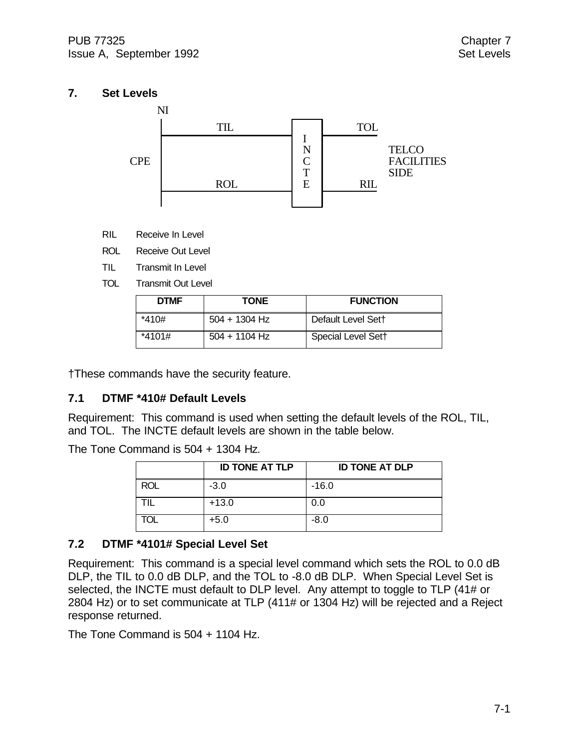## 7. Set Levels

NI

| | TIL | | TOL | |
|---|---|---|---|---|
| CPE | | INCTE | | TELCO FACILITIES SIDE |
| | ROL | | RIL | |

RIL Receive In Level

ROL Receive Out Level

TIL Transmit In Level

TOL Transmit Out Level

| DTMF | TONE | FUNCTION |
|---|---|---|
| *410# | 504 + 1304 Hz | Default Level Set† |
| *4101# | 504 + 1104 Hz | Special Level Set† |

†These commands have the security feature.

### 7.1 DTMF *410# Default Levels

Requirement: This command is used when setting the default levels of the ROL, TIL, and TOL. The INCTE default levels are shown in the table below.

The Tone Command is 504 + 1304 Hz.

| | ID TONE AT TLP | ID TONE AT DLP |
|---|---|---|
| ROL | -3.0 | -16.0 |
| TIL | +13.0 | 0.0 |
| TOL | +5.0 | -8.0 |

### 7.2 DTMF *4101# Special Level Set

Requirement: This command is a special level command which sets the ROL to 0.0 dB DLP, the TIL to 0.0 dB DLP, and the TOL to -8.0 dB DLP. When Special Level Set is selected, the INCTE must default to DLP level. Any attempt to toggle to TLP (41# or 2804 Hz) or to set communicate at TLP (411# or 1304 Hz) will be rejected and a Reject response returned.

The Tone Command is 504 + 1104 Hz.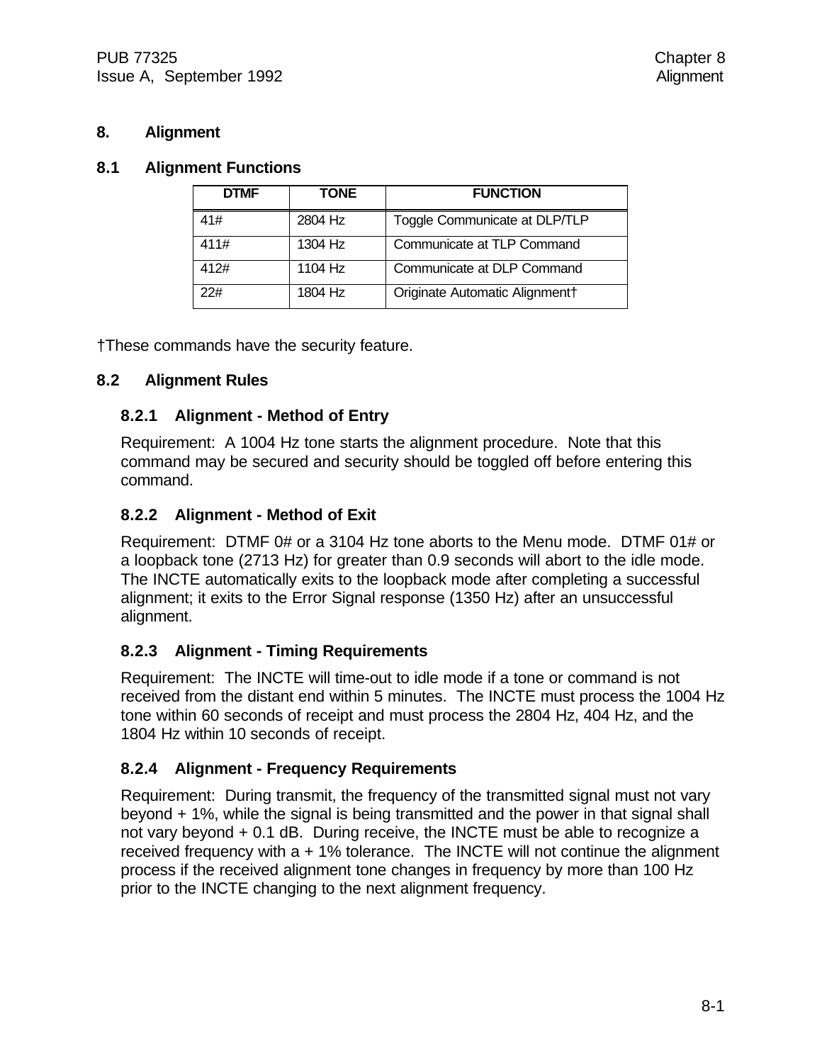# 8. Alignment

## 8.1 Alignment Functions

| DTMF | TONE | FUNCTION |
|---|---|---|
| 41# | 2804 Hz | Toggle Communicate at DLP/TLP |
| 411# | 1304 Hz | Communicate at TLP Command |
| 412# | 1104 Hz | Communicate at DLP Command |
| 22# | 1804 Hz | Originate Automatic Alignment† |

†These commands have the security feature.

## 8.2 Alignment Rules

### 8.2.1 Alignment - Method of Entry

Requirement: A 1004 Hz tone starts the alignment procedure. Note that this command may be secured and security should be toggled off before entering this command.

### 8.2.2 Alignment - Method of Exit

Requirement: DTMF 0# or a 3104 Hz tone aborts to the Menu mode. DTMF 01# or a loopback tone (2713 Hz) for greater than 0.9 seconds will abort to the idle mode. The INCTE automatically exits to the loopback mode after completing a successful alignment; it exits to the Error Signal response (1350 Hz) after an unsuccessful alignment.

### 8.2.3 Alignment - Timing Requirements

Requirement: The INCTE will time-out to idle mode if a tone or command is not received from the distant end within 5 minutes. The INCTE must process the 1004 Hz tone within 60 seconds of receipt and must process the 2804 Hz, 404 Hz, and the 1804 Hz within 10 seconds of receipt.

### 8.2.4 Alignment - Frequency Requirements

Requirement: During transmit, the frequency of the transmitted signal must not vary beyond + 1%, while the signal is being transmitted and the power in that signal shall not vary beyond + 0.1 dB. During receive, the INCTE must be able to recognize a received frequency with a + 1% tolerance. The INCTE will not continue the alignment process if the received alignment tone changes in frequency by more than 100 Hz prior to the INCTE changing to the next alignment frequency.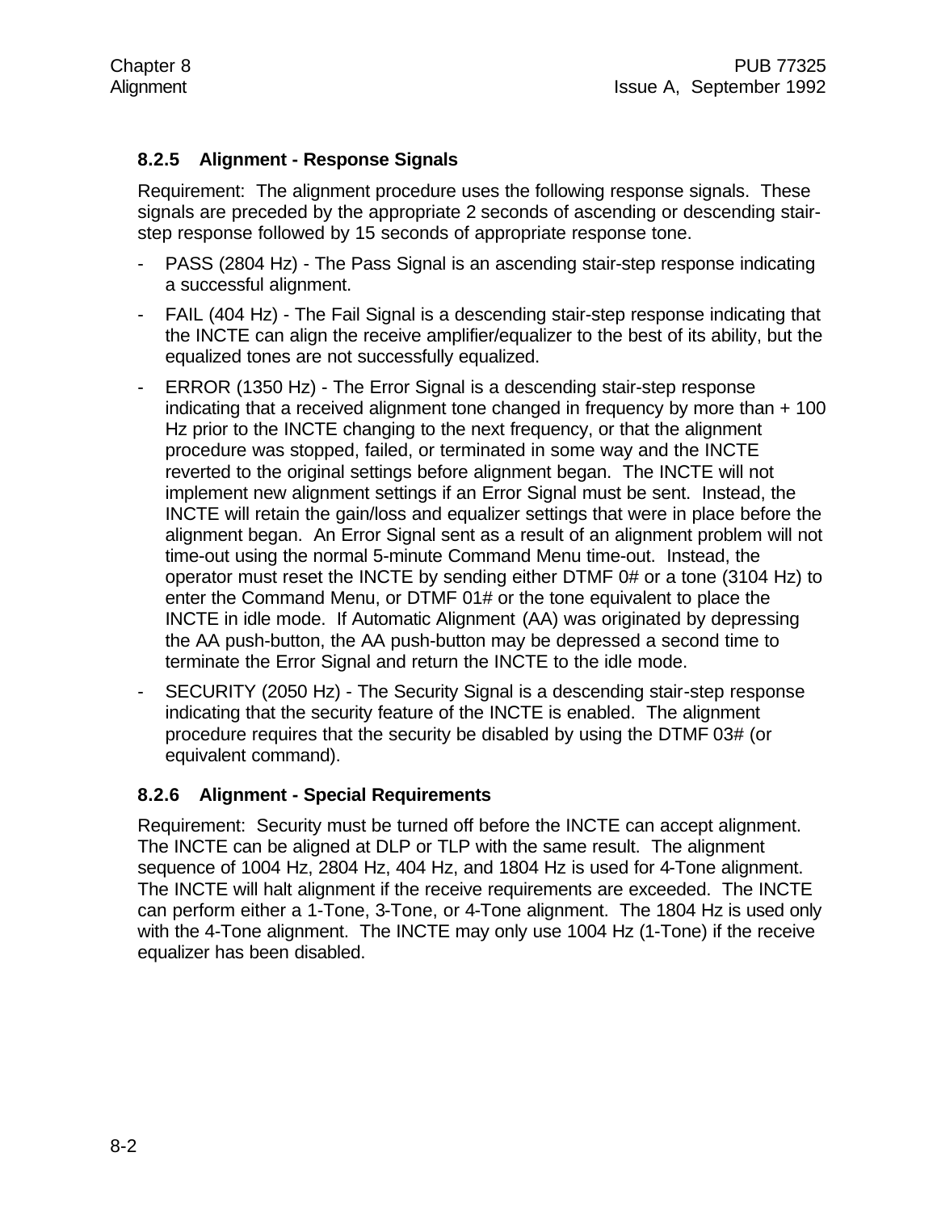### 8.2.5 Alignment - Response Signals

Requirement: The alignment procedure uses the following response signals. These signals are preceded by the appropriate 2 seconds of ascending or descending stair-step response followed by 15 seconds of appropriate response tone.

- PASS (2804 Hz) - The Pass Signal is an ascending stair-step response indicating a successful alignment.
- FAIL (404 Hz) - The Fail Signal is a descending stair-step response indicating that the INCTE can align the receive amplifier/equalizer to the best of its ability, but the equalized tones are not successfully equalized.
- ERROR (1350 Hz) - The Error Signal is a descending stair-step response indicating that a received alignment tone changed in frequency by more than + 100 Hz prior to the INCTE changing to the next frequency, or that the alignment procedure was stopped, failed, or terminated in some way and the INCTE reverted to the original settings before alignment began. The INCTE will not implement new alignment settings if an Error Signal must be sent. Instead, the INCTE will retain the gain/loss and equalizer settings that were in place before the alignment began. An Error Signal sent as a result of an alignment problem will not time-out using the normal 5-minute Command Menu time-out. Instead, the operator must reset the INCTE by sending either DTMF 0# or a tone (3104 Hz) to enter the Command Menu, or DTMF 01# or the tone equivalent to place the INCTE in idle mode. If Automatic Alignment (AA) was originated by depressing the AA push-button, the AA push-button may be depressed a second time to terminate the Error Signal and return the INCTE to the idle mode.
- SECURITY (2050 Hz) - The Security Signal is a descending stair-step response indicating that the security feature of the INCTE is enabled. The alignment procedure requires that the security be disabled by using the DTMF 03# (or equivalent command).

### 8.2.6 Alignment - Special Requirements

Requirement: Security must be turned off before the INCTE can accept alignment. The INCTE can be aligned at DLP or TLP with the same result. The alignment sequence of 1004 Hz, 2804 Hz, 404 Hz, and 1804 Hz is used for 4-Tone alignment. The INCTE will halt alignment if the receive requirements are exceeded. The INCTE can perform either a 1-Tone, 3-Tone, or 4-Tone alignment. The 1804 Hz is used only with the 4-Tone alignment. The INCTE may only use 1004 Hz (1-Tone) if the receive equalizer has been disabled.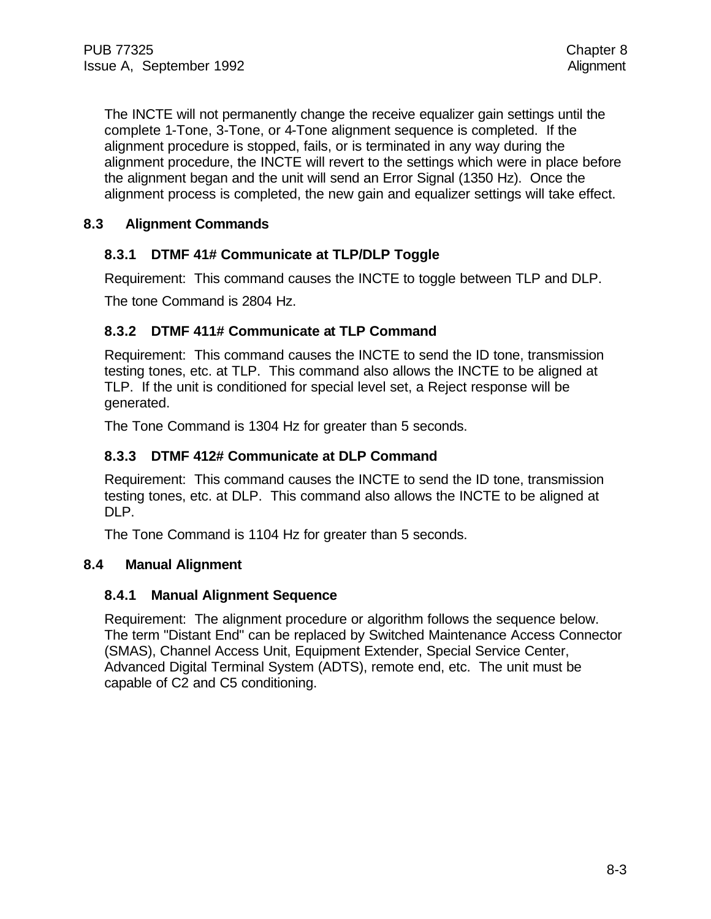The INCTE will not permanently change the receive equalizer gain settings until the complete 1-Tone, 3-Tone, or 4-Tone alignment sequence is completed. If the alignment procedure is stopped, fails, or is terminated in any way during the alignment procedure, the INCTE will revert to the settings which were in place before the alignment began and the unit will send an Error Signal (1350 Hz). Once the alignment process is completed, the new gain and equalizer settings will take effect.

## 8.3 Alignment Commands

### 8.3.1 DTMF 41# Communicate at TLP/DLP Toggle

Requirement: This command causes the INCTE to toggle between TLP and DLP.

The tone Command is 2804 Hz.

### 8.3.2 DTMF 411# Communicate at TLP Command

Requirement: This command causes the INCTE to send the ID tone, transmission testing tones, etc. at TLP. This command also allows the INCTE to be aligned at TLP. If the unit is conditioned for special level set, a Reject response will be generated.

The Tone Command is 1304 Hz for greater than 5 seconds.

### 8.3.3 DTMF 412# Communicate at DLP Command

Requirement: This command causes the INCTE to send the ID tone, transmission testing tones, etc. at DLP. This command also allows the INCTE to be aligned at DLP.

The Tone Command is 1104 Hz for greater than 5 seconds.

## 8.4 Manual Alignment

### 8.4.1 Manual Alignment Sequence

Requirement: The alignment procedure or algorithm follows the sequence below. The term "Distant End" can be replaced by Switched Maintenance Access Connector (SMAS), Channel Access Unit, Equipment Extender, Special Service Center, Advanced Digital Terminal System (ADTS), remote end, etc. The unit must be capable of C2 and C5 conditioning.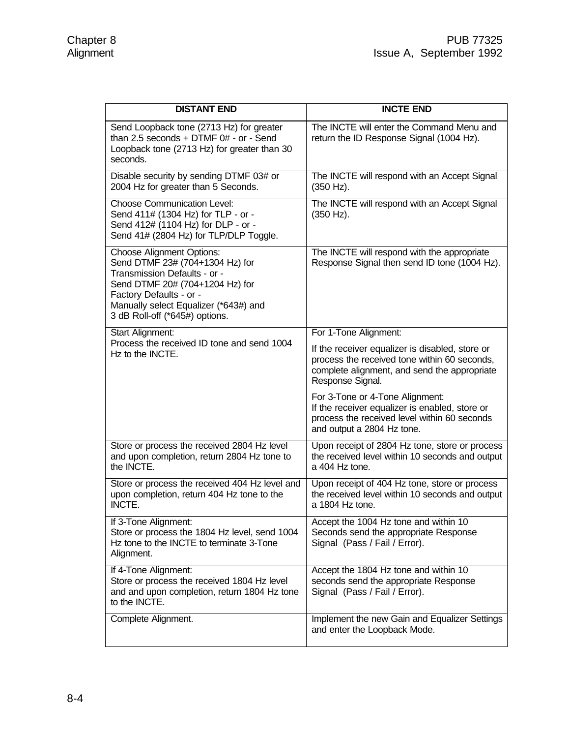| DISTANT END | INCTE END |
|---|---|
| Send Loopback tone (2713 Hz) for greater than 2.5 seconds + DTMF 0# - or - Send Loopback tone (2713 Hz) for greater than 30 seconds. | The INCTE will enter the Command Menu and return the ID Response Signal (1004 Hz). |
| Disable security by sending DTMF 03# or 2004 Hz for greater than 5 Seconds. | The INCTE will respond with an Accept Signal (350 Hz). |
| Choose Communication Level:<br>Send 411# (1304 Hz) for TLP - or -<br>Send 412# (1104 Hz) for DLP - or -<br>Send 41# (2804 Hz) for TLP/DLP Toggle. | The INCTE will respond with an Accept Signal (350 Hz). |
| Choose Alignment Options:<br>Send DTMF 23# (704+1304 Hz) for Transmission Defaults - or -<br>Send DTMF 20# (704+1204 Hz) for Factory Defaults - or -<br>Manually select Equalizer (*643#) and 3 dB Roll-off (*645#) options. | The INCTE will respond with the appropriate Response Signal then send ID tone (1004 Hz). |
| Start Alignment:<br>Process the received ID tone and send 1004 Hz to the INCTE. | For 1-Tone Alignment:<br>If the receiver equalizer is disabled, store or process the received tone within 60 seconds, complete alignment, and send the appropriate Response Signal.<br>For 3-Tone or 4-Tone Alignment:<br>If the receiver equalizer is enabled, store or process the received level within 60 seconds and output a 2804 Hz tone. |
| Store or process the received 2804 Hz level and upon completion, return 2804 Hz tone to the INCTE. | Upon receipt of 2804 Hz tone, store or process the received level within 10 seconds and output a 404 Hz tone. |
| Store or process the received 404 Hz level and upon completion, return 404 Hz tone to the INCTE. | Upon receipt of 404 Hz tone, store or process the received level within 10 seconds and output a 1804 Hz tone. |
| If 3-Tone Alignment:<br>Store or process the 1804 Hz level, send 1004 Hz tone to the INCTE to terminate 3-Tone Alignment. | Accept the 1004 Hz tone and within 10 Seconds send the appropriate Response Signal (Pass / Fail / Error). |
| If 4-Tone Alignment:<br>Store or process the received 1804 Hz level and and upon completion, return 1804 Hz tone to the INCTE. | Accept the 1804 Hz tone and within 10 seconds send the appropriate Response Signal (Pass / Fail / Error). |
| Complete Alignment. | Implement the new Gain and Equalizer Settings and enter the Loopback Mode. |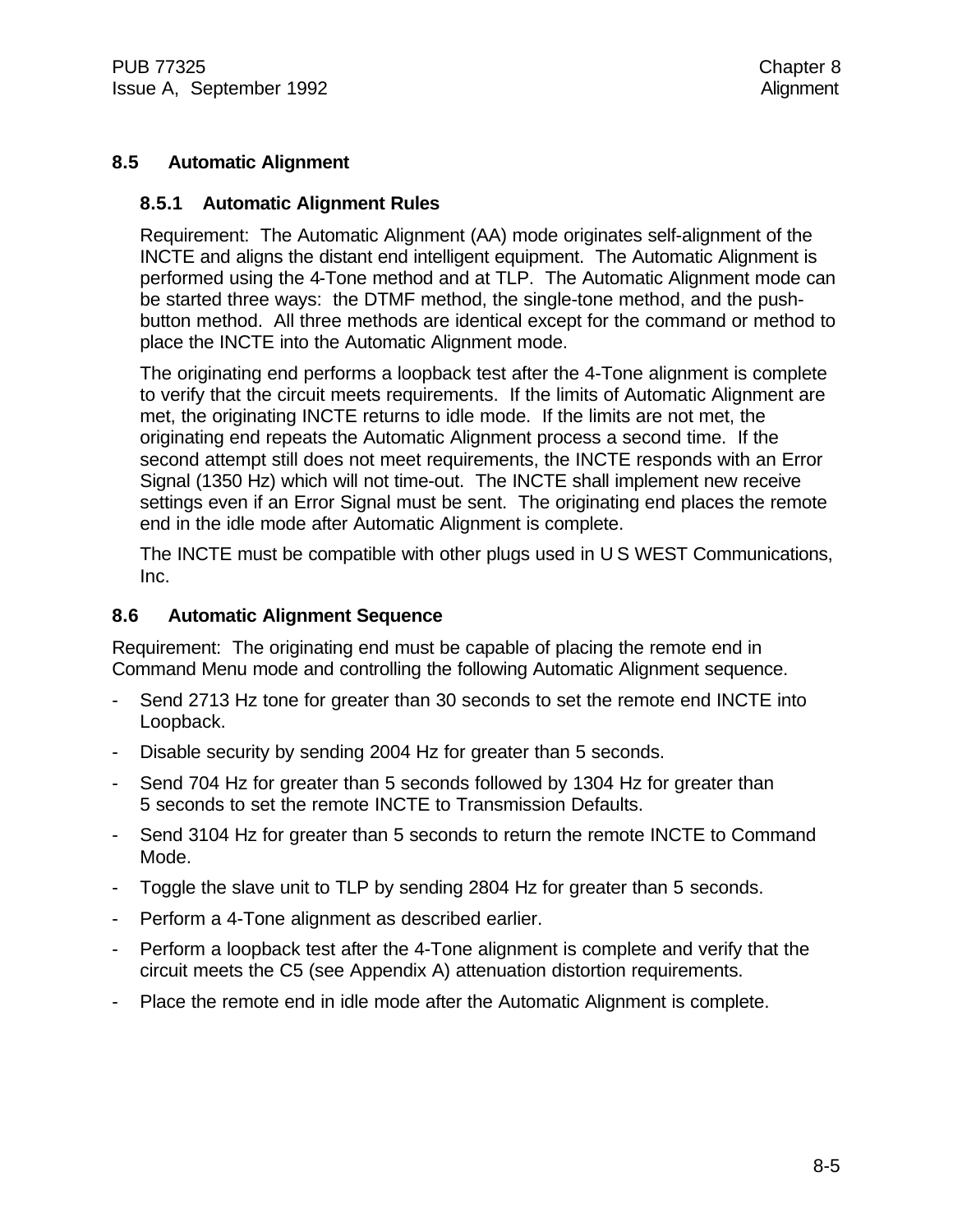## 8.5 Automatic Alignment

### 8.5.1 Automatic Alignment Rules

Requirement: The Automatic Alignment (AA) mode originates self-alignment of the INCTE and aligns the distant end intelligent equipment. The Automatic Alignment is performed using the 4-Tone method and at TLP. The Automatic Alignment mode can be started three ways: the DTMF method, the single-tone method, and the push-button method. All three methods are identical except for the command or method to place the INCTE into the Automatic Alignment mode.

The originating end performs a loopback test after the 4-Tone alignment is complete to verify that the circuit meets requirements. If the limits of Automatic Alignment are met, the originating INCTE returns to idle mode. If the limits are not met, the originating end repeats the Automatic Alignment process a second time. If the second attempt still does not meet requirements, the INCTE responds with an Error Signal (1350 Hz) which will not time-out. The INCTE shall implement new receive settings even if an Error Signal must be sent. The originating end places the remote end in the idle mode after Automatic Alignment is complete.

The INCTE must be compatible with other plugs used in U S WEST Communications, Inc.

## 8.6 Automatic Alignment Sequence

Requirement: The originating end must be capable of placing the remote end in Command Menu mode and controlling the following Automatic Alignment sequence.

- Send 2713 Hz tone for greater than 30 seconds to set the remote end INCTE into Loopback.
- Disable security by sending 2004 Hz for greater than 5 seconds.
- Send 704 Hz for greater than 5 seconds followed by 1304 Hz for greater than 5 seconds to set the remote INCTE to Transmission Defaults.
- Send 3104 Hz for greater than 5 seconds to return the remote INCTE to Command Mode.
- Toggle the slave unit to TLP by sending 2804 Hz for greater than 5 seconds.
- Perform a 4-Tone alignment as described earlier.
- Perform a loopback test after the 4-Tone alignment is complete and verify that the circuit meets the C5 (see Appendix A) attenuation distortion requirements.
- Place the remote end in idle mode after the Automatic Alignment is complete.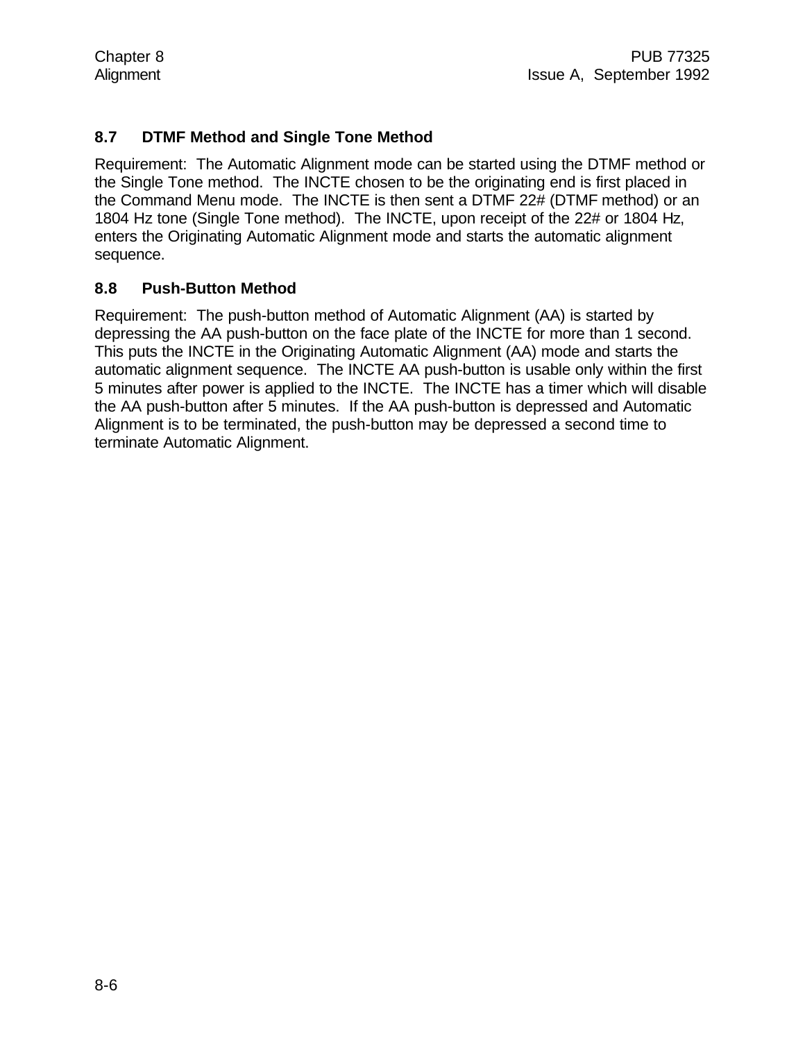## 8.7 DTMF Method and Single Tone Method

Requirement: The Automatic Alignment mode can be started using the DTMF method or the Single Tone method. The INCTE chosen to be the originating end is first placed in the Command Menu mode. The INCTE is then sent a DTMF 22# (DTMF method) or an 1804 Hz tone (Single Tone method). The INCTE, upon receipt of the 22# or 1804 Hz, enters the Originating Automatic Alignment mode and starts the automatic alignment sequence.

## 8.8 Push-Button Method

Requirement: The push-button method of Automatic Alignment (AA) is started by depressing the AA push-button on the face plate of the INCTE for more than 1 second. This puts the INCTE in the Originating Automatic Alignment (AA) mode and starts the automatic alignment sequence. The INCTE AA push-button is usable only within the first 5 minutes after power is applied to the INCTE. The INCTE has a timer which will disable the AA push-button after 5 minutes. If the AA push-button is depressed and Automatic Alignment is to be terminated, the push-button may be depressed a second time to terminate Automatic Alignment.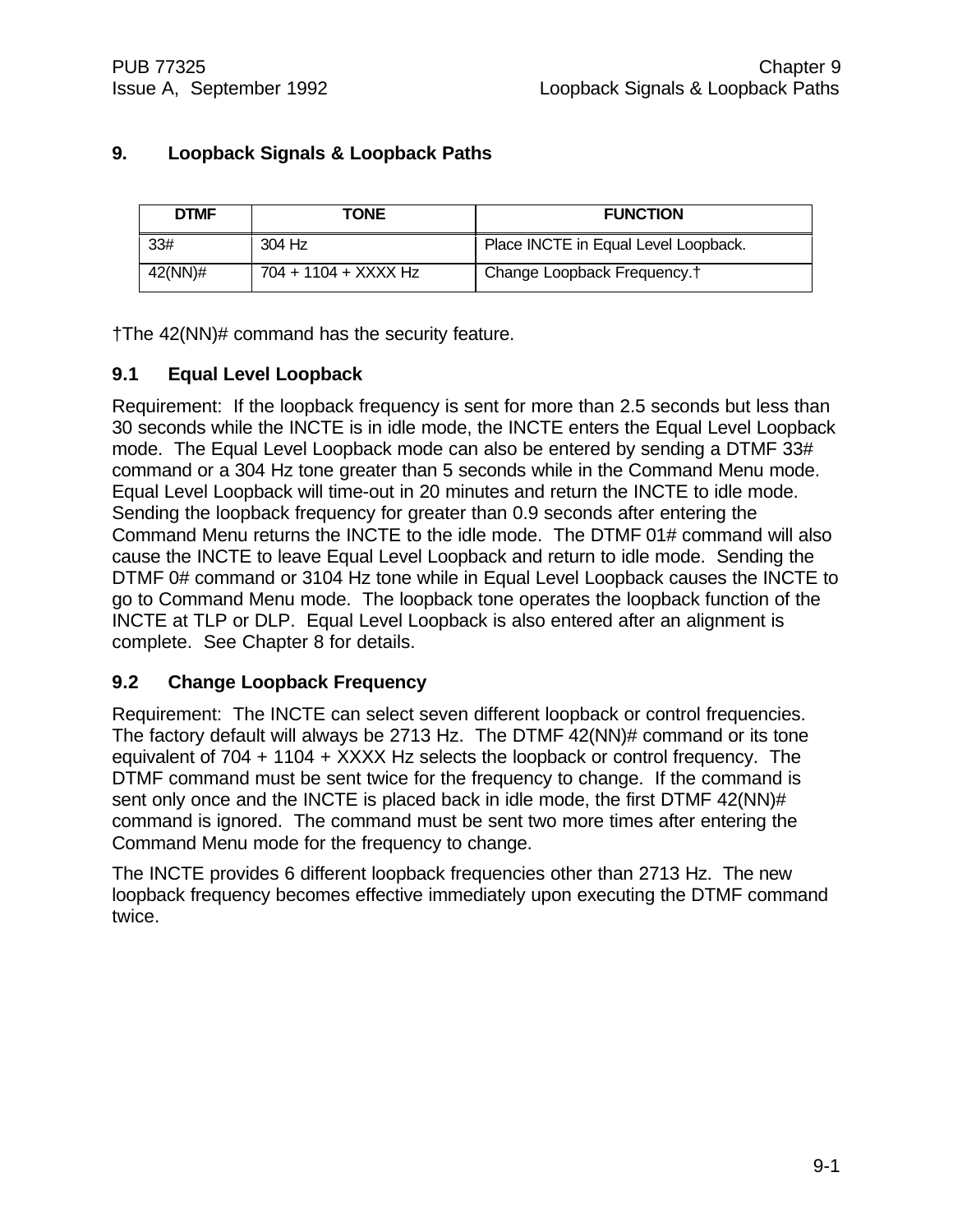# 9. Loopback Signals & Loopback Paths

| DTMF | TONE | FUNCTION |
|---|---|---|
| 33# | 304 Hz | Place INCTE in Equal Level Loopback. |
| 42(NN)# | 704 + 1104 + XXXX Hz | Change Loopback Frequency.† |

†The 42(NN)# command has the security feature.

## 9.1 Equal Level Loopback

Requirement: If the loopback frequency is sent for more than 2.5 seconds but less than 30 seconds while the INCTE is in idle mode, the INCTE enters the Equal Level Loopback mode. The Equal Level Loopback mode can also be entered by sending a DTMF 33# command or a 304 Hz tone greater than 5 seconds while in the Command Menu mode. Equal Level Loopback will time-out in 20 minutes and return the INCTE to idle mode. Sending the loopback frequency for greater than 0.9 seconds after entering the Command Menu returns the INCTE to the idle mode. The DTMF 01# command will also cause the INCTE to leave Equal Level Loopback and return to idle mode. Sending the DTMF 0# command or 3104 Hz tone while in Equal Level Loopback causes the INCTE to go to Command Menu mode. The loopback tone operates the loopback function of the INCTE at TLP or DLP. Equal Level Loopback is also entered after an alignment is complete. See Chapter 8 for details.

## 9.2 Change Loopback Frequency

Requirement: The INCTE can select seven different loopback or control frequencies. The factory default will always be 2713 Hz. The DTMF 42(NN)# command or its tone equivalent of 704 + 1104 + XXXX Hz selects the loopback or control frequency. The DTMF command must be sent twice for the frequency to change. If the command is sent only once and the INCTE is placed back in idle mode, the first DTMF 42(NN)# command is ignored. The command must be sent two more times after entering the Command Menu mode for the frequency to change.

The INCTE provides 6 different loopback frequencies other than 2713 Hz. The new loopback frequency becomes effective immediately upon executing the DTMF command twice.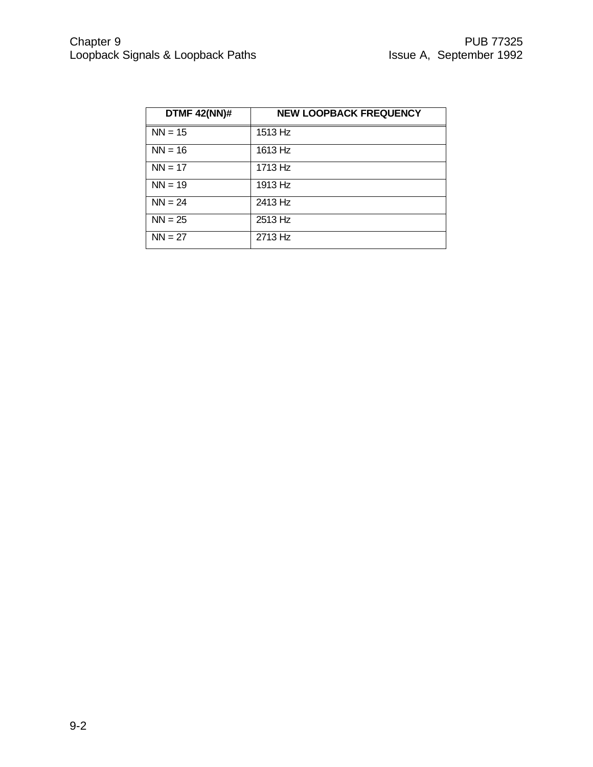| DTMF 42(NN)# | NEW LOOPBACK FREQUENCY |
|---|---|
| NN = 15 | 1513 Hz |
| NN = 16 | 1613 Hz |
| NN = 17 | 1713 Hz |
| NN = 19 | 1913 Hz |
| NN = 24 | 2413 Hz |
| NN = 25 | 2513 Hz |
| NN = 27 | 2713 Hz |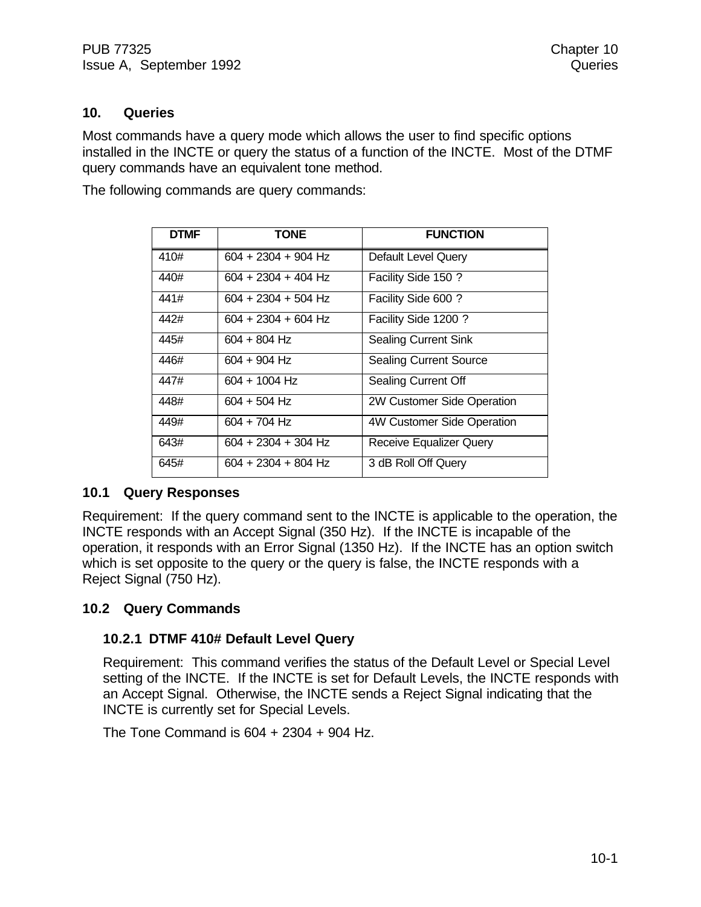## 10. Queries

Most commands have a query mode which allows the user to find specific options installed in the INCTE or query the status of a function of the INCTE. Most of the DTMF query commands have an equivalent tone method.

The following commands are query commands:

| DTMF | TONE | FUNCTION |
|---|---|---|
| 410# | 604 + 2304 + 904 Hz | Default Level Query |
| 440# | 604 + 2304 + 404 Hz | Facility Side 150 ? |
| 441# | 604 + 2304 + 504 Hz | Facility Side 600 ? |
| 442# | 604 + 2304 + 604 Hz | Facility Side 1200 ? |
| 445# | 604 + 804 Hz | Sealing Current Sink |
| 446# | 604 + 904 Hz | Sealing Current Source |
| 447# | 604 + 1004 Hz | Sealing Current Off |
| 448# | 604 + 504 Hz | 2W Customer Side Operation |
| 449# | 604 + 704 Hz | 4W Customer Side Operation |
| 643# | 604 + 2304 + 304 Hz | Receive Equalizer Query |
| 645# | 604 + 2304 + 804 Hz | 3 dB Roll Off Query |

### 10.1 Query Responses

Requirement: If the query command sent to the INCTE is applicable to the operation, the INCTE responds with an Accept Signal (350 Hz). If the INCTE is incapable of the operation, it responds with an Error Signal (1350 Hz). If the INCTE has an option switch which is set opposite to the query or the query is false, the INCTE responds with a Reject Signal (750 Hz).

### 10.2 Query Commands

#### 10.2.1 DTMF 410# Default Level Query

Requirement: This command verifies the status of the Default Level or Special Level setting of the INCTE. If the INCTE is set for Default Levels, the INCTE responds with an Accept Signal. Otherwise, the INCTE sends a Reject Signal indicating that the INCTE is currently set for Special Levels.

The Tone Command is 604 + 2304 + 904 Hz.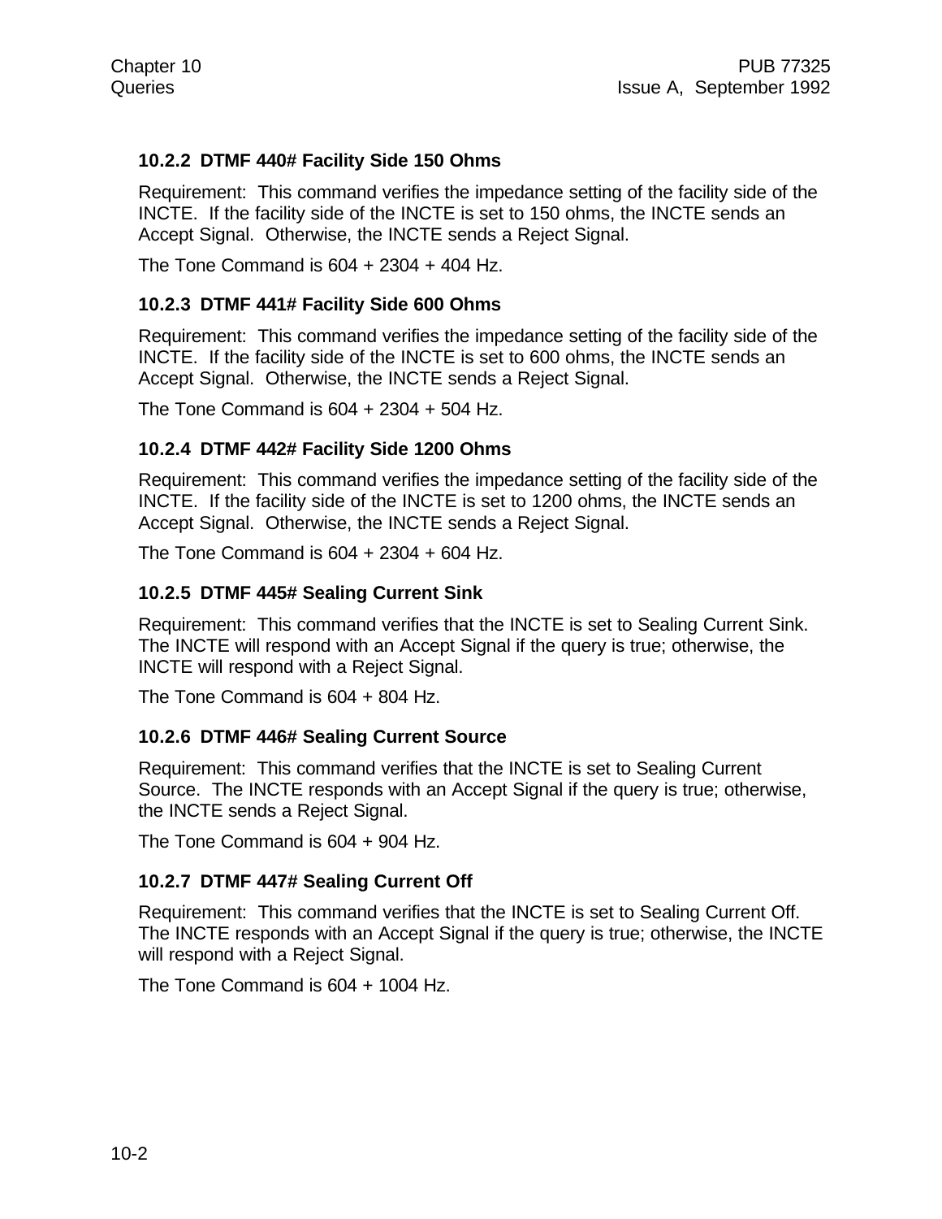### 10.2.2 DTMF 440# Facility Side 150 Ohms

Requirement: This command verifies the impedance setting of the facility side of the INCTE. If the facility side of the INCTE is set to 150 ohms, the INCTE sends an Accept Signal. Otherwise, the INCTE sends a Reject Signal.

The Tone Command is 604 + 2304 + 404 Hz.

### 10.2.3 DTMF 441# Facility Side 600 Ohms

Requirement: This command verifies the impedance setting of the facility side of the INCTE. If the facility side of the INCTE is set to 600 ohms, the INCTE sends an Accept Signal. Otherwise, the INCTE sends a Reject Signal.

The Tone Command is 604 + 2304 + 504 Hz.

### 10.2.4 DTMF 442# Facility Side 1200 Ohms

Requirement: This command verifies the impedance setting of the facility side of the INCTE. If the facility side of the INCTE is set to 1200 ohms, the INCTE sends an Accept Signal. Otherwise, the INCTE sends a Reject Signal.

The Tone Command is 604 + 2304 + 604 Hz.

### 10.2.5 DTMF 445# Sealing Current Sink

Requirement: This command verifies that the INCTE is set to Sealing Current Sink. The INCTE will respond with an Accept Signal if the query is true; otherwise, the INCTE will respond with a Reject Signal.

The Tone Command is 604 + 804 Hz.

### 10.2.6 DTMF 446# Sealing Current Source

Requirement: This command verifies that the INCTE is set to Sealing Current Source. The INCTE responds with an Accept Signal if the query is true; otherwise, the INCTE sends a Reject Signal.

The Tone Command is 604 + 904 Hz.

### 10.2.7 DTMF 447# Sealing Current Off

Requirement: This command verifies that the INCTE is set to Sealing Current Off. The INCTE responds with an Accept Signal if the query is true; otherwise, the INCTE will respond with a Reject Signal.

The Tone Command is 604 + 1004 Hz.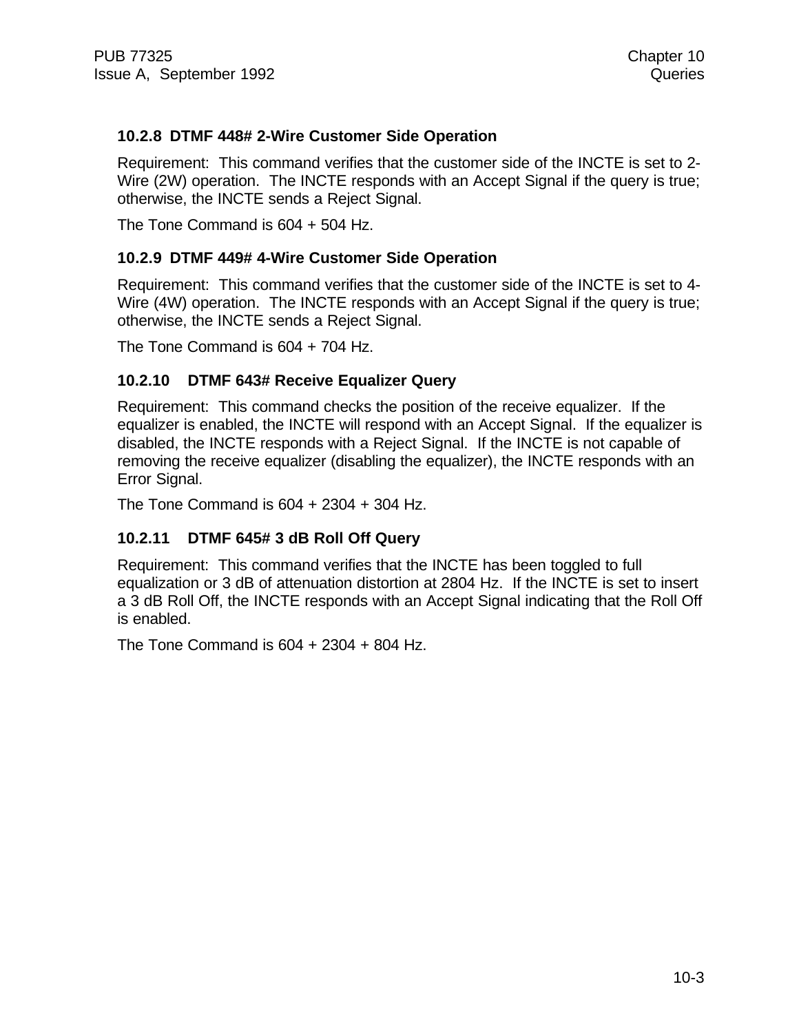### 10.2.8 DTMF 448# 2-Wire Customer Side Operation

Requirement: This command verifies that the customer side of the INCTE is set to 2-Wire (2W) operation. The INCTE responds with an Accept Signal if the query is true; otherwise, the INCTE sends a Reject Signal.

The Tone Command is 604 + 504 Hz.

### 10.2.9 DTMF 449# 4-Wire Customer Side Operation

Requirement: This command verifies that the customer side of the INCTE is set to 4-Wire (4W) operation. The INCTE responds with an Accept Signal if the query is true; otherwise, the INCTE sends a Reject Signal.

The Tone Command is 604 + 704 Hz.

### 10.2.10 DTMF 643# Receive Equalizer Query

Requirement: This command checks the position of the receive equalizer. If the equalizer is enabled, the INCTE will respond with an Accept Signal. If the equalizer is disabled, the INCTE responds with a Reject Signal. If the INCTE is not capable of removing the receive equalizer (disabling the equalizer), the INCTE responds with an Error Signal.

The Tone Command is 604 + 2304 + 304 Hz.

### 10.2.11 DTMF 645# 3 dB Roll Off Query

Requirement: This command verifies that the INCTE has been toggled to full equalization or 3 dB of attenuation distortion at 2804 Hz. If the INCTE is set to insert a 3 dB Roll Off, the INCTE responds with an Accept Signal indicating that the Roll Off is enabled.

The Tone Command is 604 + 2304 + 804 Hz.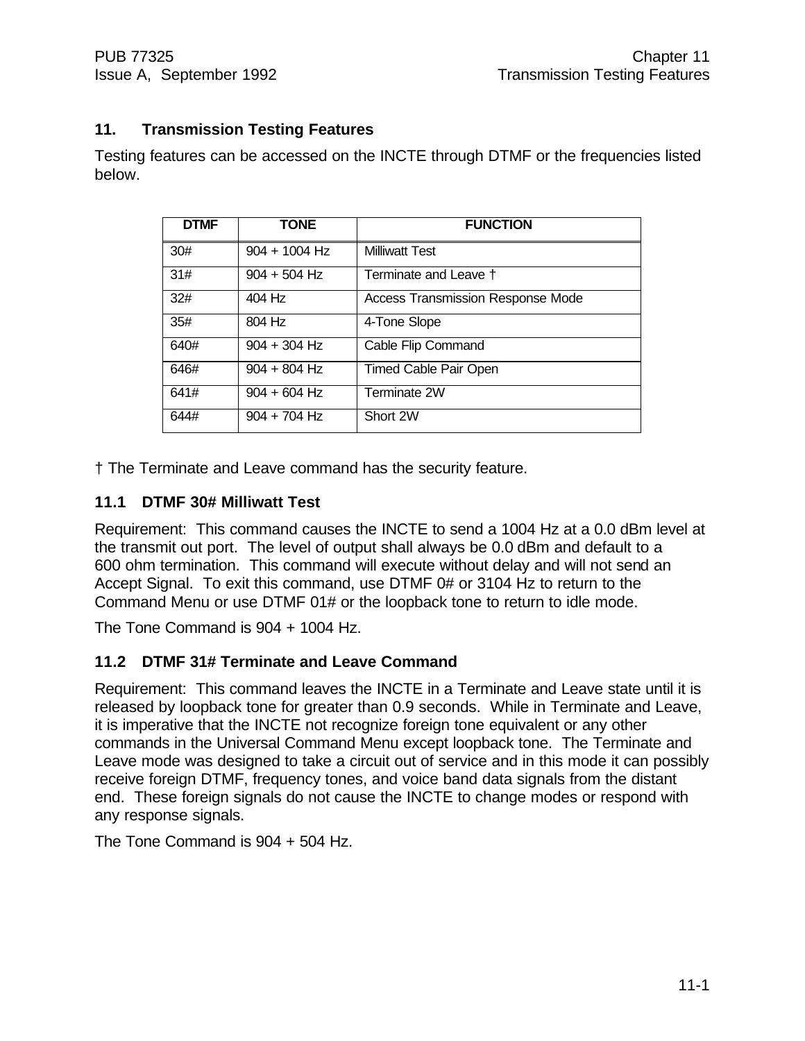## 11. Transmission Testing Features

Testing features can be accessed on the INCTE through DTMF or the frequencies listed below.

| DTMF | TONE | FUNCTION |
| --- | --- | --- |
| 30# | 904 + 1004 Hz | Milliwatt Test |
| 31# | 904 + 504 Hz | Terminate and Leave † |
| 32# | 404 Hz | Access Transmission Response Mode |
| 35# | 804 Hz | 4-Tone Slope |
| 640# | 904 + 304 Hz | Cable Flip Command |
| 646# | 904 + 804 Hz | Timed Cable Pair Open |
| 641# | 904 + 604 Hz | Terminate 2W |
| 644# | 904 + 704 Hz | Short 2W |

† The Terminate and Leave command has the security feature.

### 11.1 DTMF 30# Milliwatt Test

Requirement: This command causes the INCTE to send a 1004 Hz at a 0.0 dBm level at the transmit out port. The level of output shall always be 0.0 dBm and default to a 600 ohm termination. This command will execute without delay and will not send an Accept Signal. To exit this command, use DTMF 0# or 3104 Hz to return to the Command Menu or use DTMF 01# or the loopback tone to return to idle mode.

The Tone Command is 904 + 1004 Hz.

### 11.2 DTMF 31# Terminate and Leave Command

Requirement: This command leaves the INCTE in a Terminate and Leave state until it is released by loopback tone for greater than 0.9 seconds. While in Terminate and Leave, it is imperative that the INCTE not recognize foreign tone equivalent or any other commands in the Universal Command Menu except loopback tone. The Terminate and Leave mode was designed to take a circuit out of service and in this mode it can possibly receive foreign DTMF, frequency tones, and voice band data signals from the distant end. These foreign signals do not cause the INCTE to change modes or respond with any response signals.

The Tone Command is 904 + 504 Hz.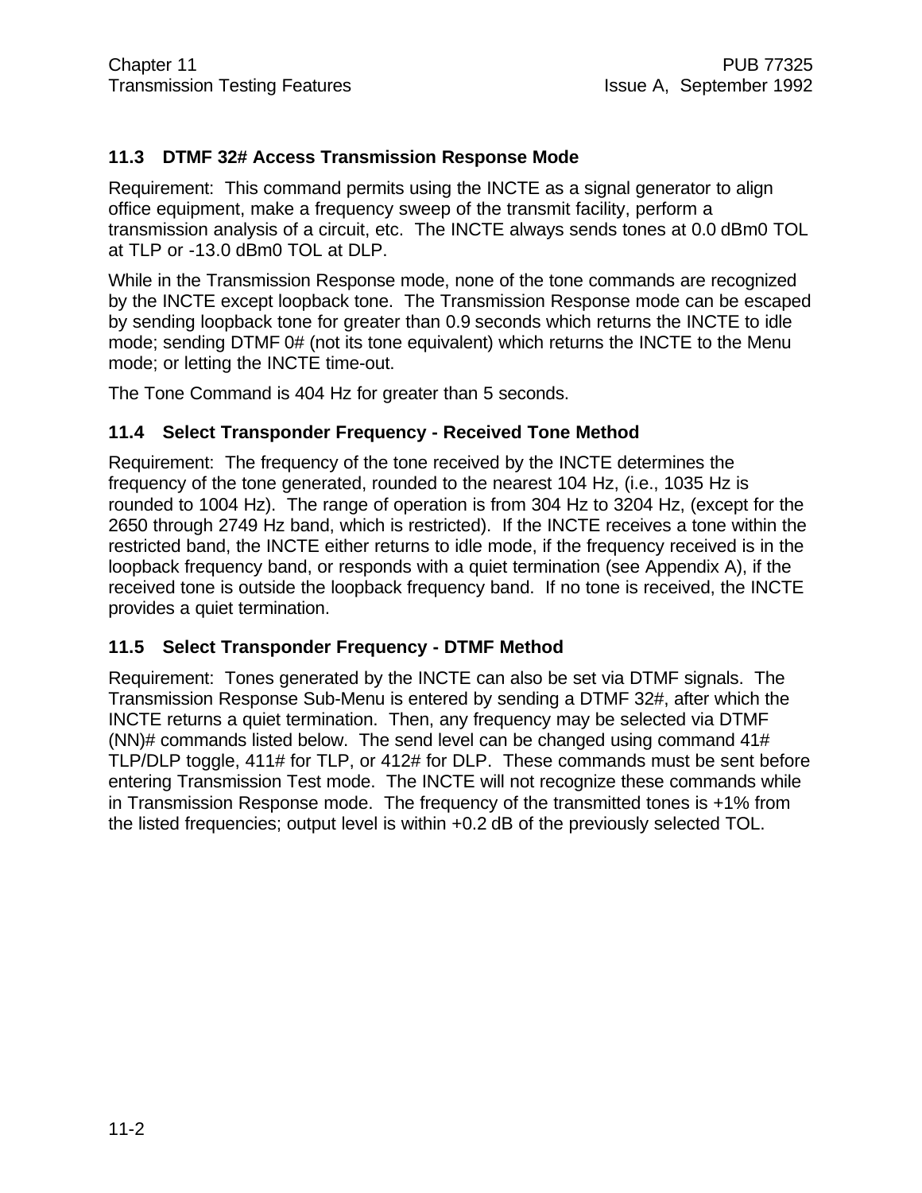### 11.3 DTMF 32# Access Transmission Response Mode

Requirement: This command permits using the INCTE as a signal generator to align office equipment, make a frequency sweep of the transmit facility, perform a transmission analysis of a circuit, etc. The INCTE always sends tones at 0.0 dBm0 TOL at TLP or -13.0 dBm0 TOL at DLP.

While in the Transmission Response mode, none of the tone commands are recognized by the INCTE except loopback tone. The Transmission Response mode can be escaped by sending loopback tone for greater than 0.9 seconds which returns the INCTE to idle mode; sending DTMF 0# (not its tone equivalent) which returns the INCTE to the Menu mode; or letting the INCTE time-out.

The Tone Command is 404 Hz for greater than 5 seconds.

### 11.4 Select Transponder Frequency - Received Tone Method

Requirement: The frequency of the tone received by the INCTE determines the frequency of the tone generated, rounded to the nearest 104 Hz, (i.e., 1035 Hz is rounded to 1004 Hz). The range of operation is from 304 Hz to 3204 Hz, (except for the 2650 through 2749 Hz band, which is restricted). If the INCTE receives a tone within the restricted band, the INCTE either returns to idle mode, if the frequency received is in the loopback frequency band, or responds with a quiet termination (see Appendix A), if the received tone is outside the loopback frequency band. If no tone is received, the INCTE provides a quiet termination.

### 11.5 Select Transponder Frequency - DTMF Method

Requirement: Tones generated by the INCTE can also be set via DTMF signals. The Transmission Response Sub-Menu is entered by sending a DTMF 32#, after which the INCTE returns a quiet termination. Then, any frequency may be selected via DTMF (NN)# commands listed below. The send level can be changed using command 41# TLP/DLP toggle, 411# for TLP, or 412# for DLP. These commands must be sent before entering Transmission Test mode. The INCTE will not recognize these commands while in Transmission Response mode. The frequency of the transmitted tones is +1% from the listed frequencies; output level is within +0.2 dB of the previously selected TOL.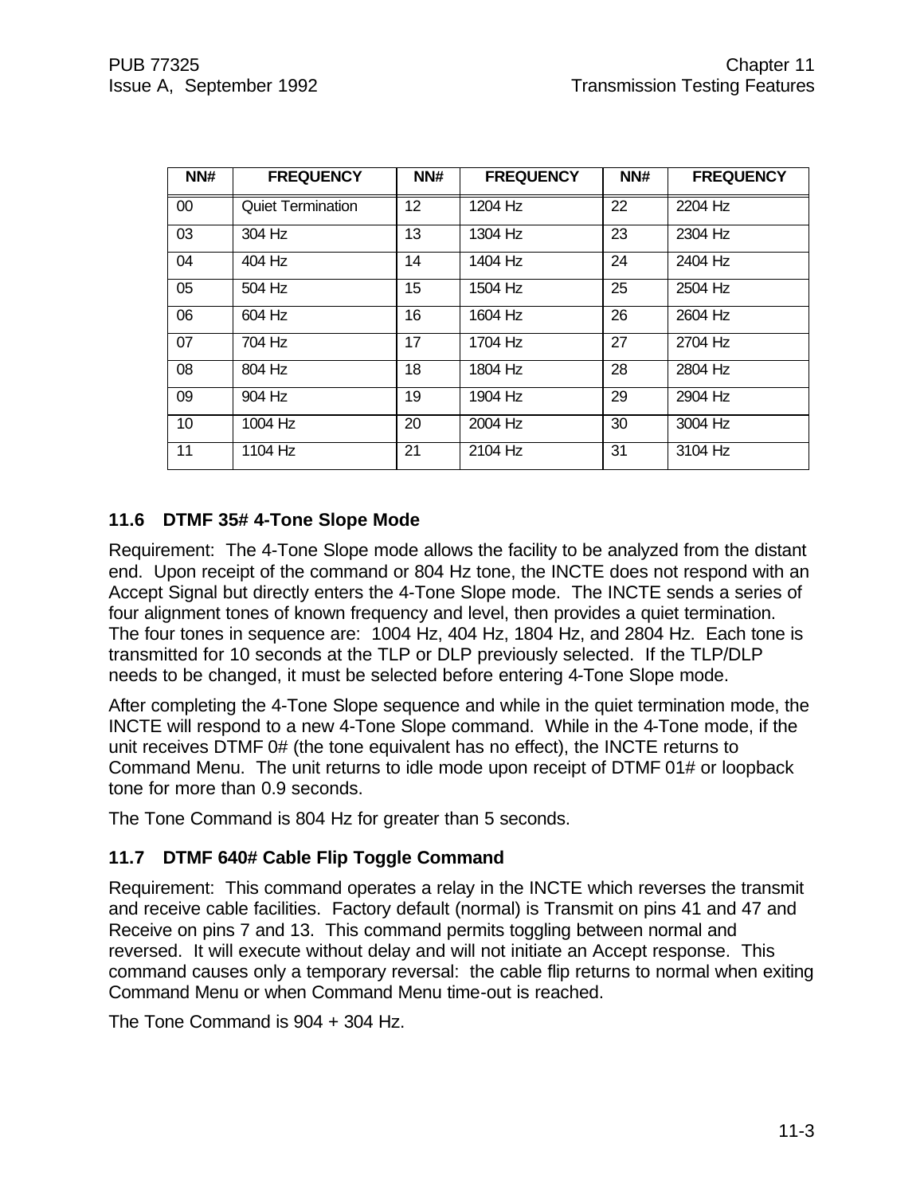| NN# | FREQUENCY | NN# | FREQUENCY | NN# | FREQUENCY |
|---|---|---|---|---|---|
| 00 | Quiet Termination | 12 | 1204 Hz | 22 | 2204 Hz |
| 03 | 304 Hz | 13 | 1304 Hz | 23 | 2304 Hz |
| 04 | 404 Hz | 14 | 1404 Hz | 24 | 2404 Hz |
| 05 | 504 Hz | 15 | 1504 Hz | 25 | 2504 Hz |
| 06 | 604 Hz | 16 | 1604 Hz | 26 | 2604 Hz |
| 07 | 704 Hz | 17 | 1704 Hz | 27 | 2704 Hz |
| 08 | 804 Hz | 18 | 1804 Hz | 28 | 2804 Hz |
| 09 | 904 Hz | 19 | 1904 Hz | 29 | 2904 Hz |
| 10 | 1004 Hz | 20 | 2004 Hz | 30 | 3004 Hz |
| 11 | 1104 Hz | 21 | 2104 Hz | 31 | 3104 Hz |

### 11.6 DTMF 35# 4-Tone Slope Mode

Requirement: The 4-Tone Slope mode allows the facility to be analyzed from the distant end. Upon receipt of the command or 804 Hz tone, the INCTE does not respond with an Accept Signal but directly enters the 4-Tone Slope mode. The INCTE sends a series of four alignment tones of known frequency and level, then provides a quiet termination. The four tones in sequence are: 1004 Hz, 404 Hz, 1804 Hz, and 2804 Hz. Each tone is transmitted for 10 seconds at the TLP or DLP previously selected. If the TLP/DLP needs to be changed, it must be selected before entering 4-Tone Slope mode.

After completing the 4-Tone Slope sequence and while in the quiet termination mode, the INCTE will respond to a new 4-Tone Slope command. While in the 4-Tone mode, if the unit receives DTMF 0# (the tone equivalent has no effect), the INCTE returns to Command Menu. The unit returns to idle mode upon receipt of DTMF 01# or loopback tone for more than 0.9 seconds.

The Tone Command is 804 Hz for greater than 5 seconds.

### 11.7 DTMF 640# Cable Flip Toggle Command

Requirement: This command operates a relay in the INCTE which reverses the transmit and receive cable facilities. Factory default (normal) is Transmit on pins 41 and 47 and Receive on pins 7 and 13. This command permits toggling between normal and reversed. It will execute without delay and will not initiate an Accept response. This command causes only a temporary reversal: the cable flip returns to normal when exiting Command Menu or when Command Menu time-out is reached.

The Tone Command is 904 + 304 Hz.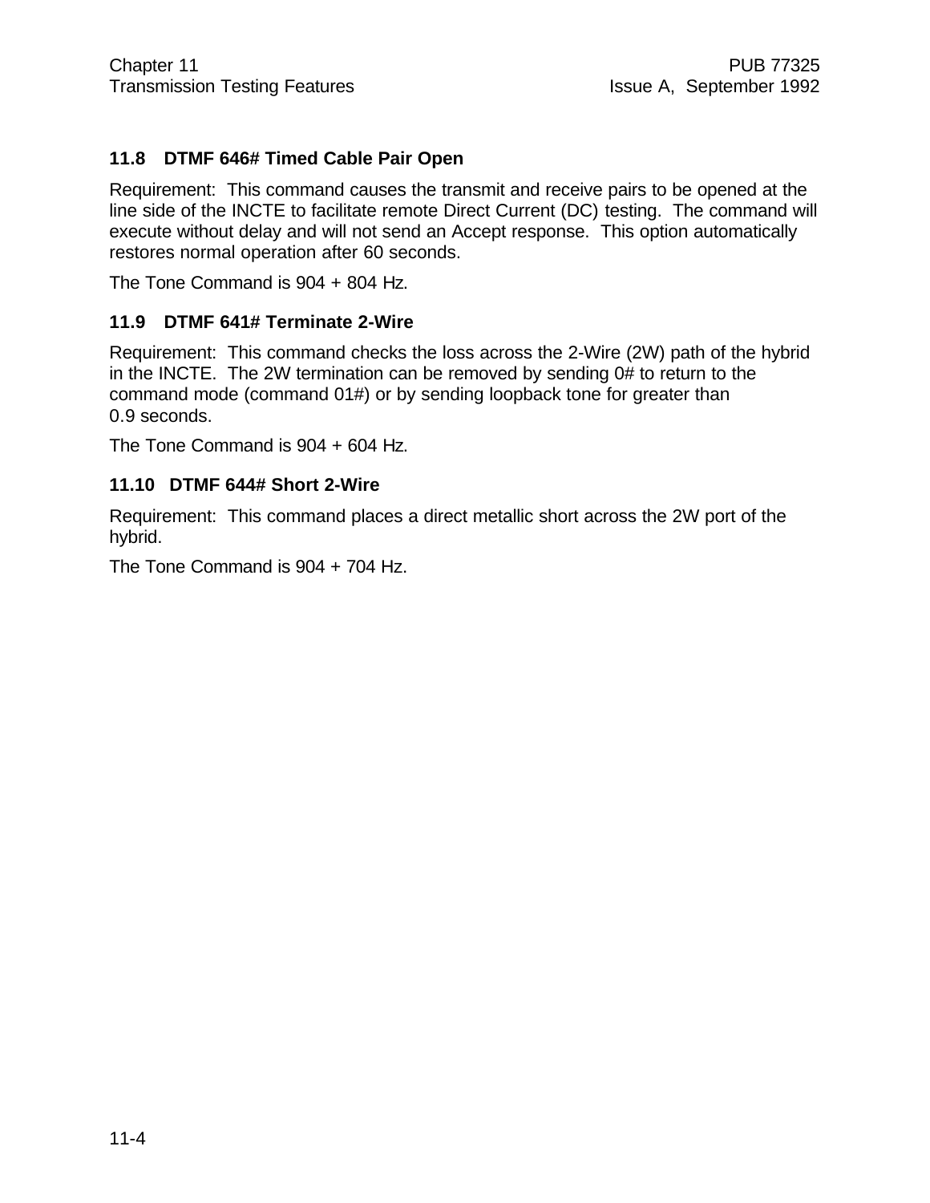### 11.8 DTMF 646# Timed Cable Pair Open

Requirement: This command causes the transmit and receive pairs to be opened at the line side of the INCTE to facilitate remote Direct Current (DC) testing. The command will execute without delay and will not send an Accept response. This option automatically restores normal operation after 60 seconds.

The Tone Command is 904 + 804 Hz.

### 11.9 DTMF 641# Terminate 2-Wire

Requirement: This command checks the loss across the 2-Wire (2W) path of the hybrid in the INCTE. The 2W termination can be removed by sending 0# to return to the command mode (command 01#) or by sending loopback tone for greater than 0.9 seconds.

The Tone Command is 904 + 604 Hz.

### 11.10 DTMF 644# Short 2-Wire

Requirement: This command places a direct metallic short across the 2W port of the hybrid.

The Tone Command is 904 + 704 Hz.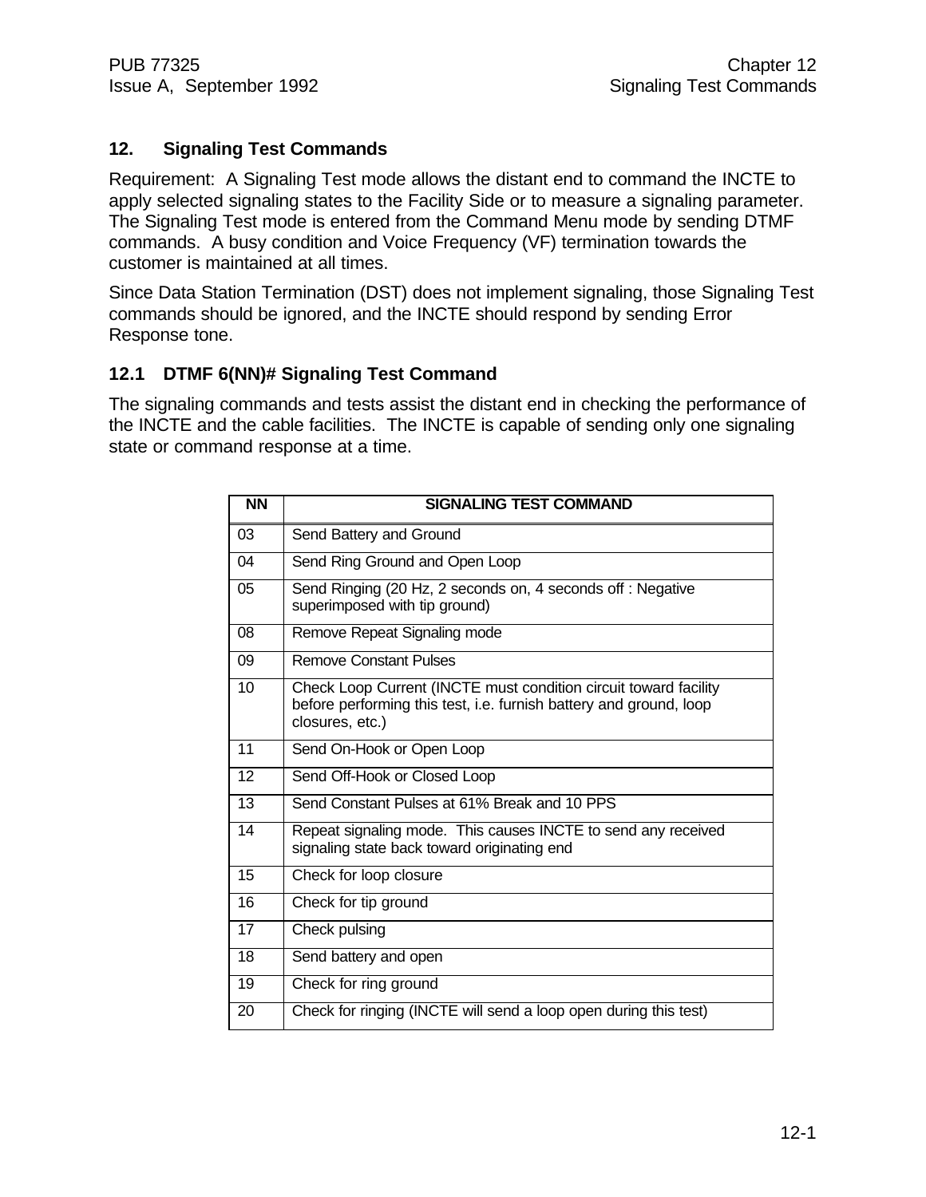## 12. Signaling Test Commands

Requirement: A Signaling Test mode allows the distant end to command the INCTE to apply selected signaling states to the Facility Side or to measure a signaling parameter. The Signaling Test mode is entered from the Command Menu mode by sending DTMF commands. A busy condition and Voice Frequency (VF) termination towards the customer is maintained at all times.

Since Data Station Termination (DST) does not implement signaling, those Signaling Test commands should be ignored, and the INCTE should respond by sending Error Response tone.

### 12.1 DTMF 6(NN)# Signaling Test Command

The signaling commands and tests assist the distant end in checking the performance of the INCTE and the cable facilities. The INCTE is capable of sending only one signaling state or command response at a time.

| NN | SIGNALING TEST COMMAND |
|---|---|
| 03 | Send Battery and Ground |
| 04 | Send Ring Ground and Open Loop |
| 05 | Send Ringing (20 Hz, 2 seconds on, 4 seconds off : Negative superimposed with tip ground) |
| 08 | Remove Repeat Signaling mode |
| 09 | Remove Constant Pulses |
| 10 | Check Loop Current (INCTE must condition circuit toward facility before performing this test, i.e. furnish battery and ground, loop closures, etc.) |
| 11 | Send On-Hook or Open Loop |
| 12 | Send Off-Hook or Closed Loop |
| 13 | Send Constant Pulses at 61% Break and 10 PPS |
| 14 | Repeat signaling mode. This causes INCTE to send any received signaling state back toward originating end |
| 15 | Check for loop closure |
| 16 | Check for tip ground |
| 17 | Check pulsing |
| 18 | Send battery and open |
| 19 | Check for ring ground |
| 20 | Check for ringing (INCTE will send a loop open during this test) |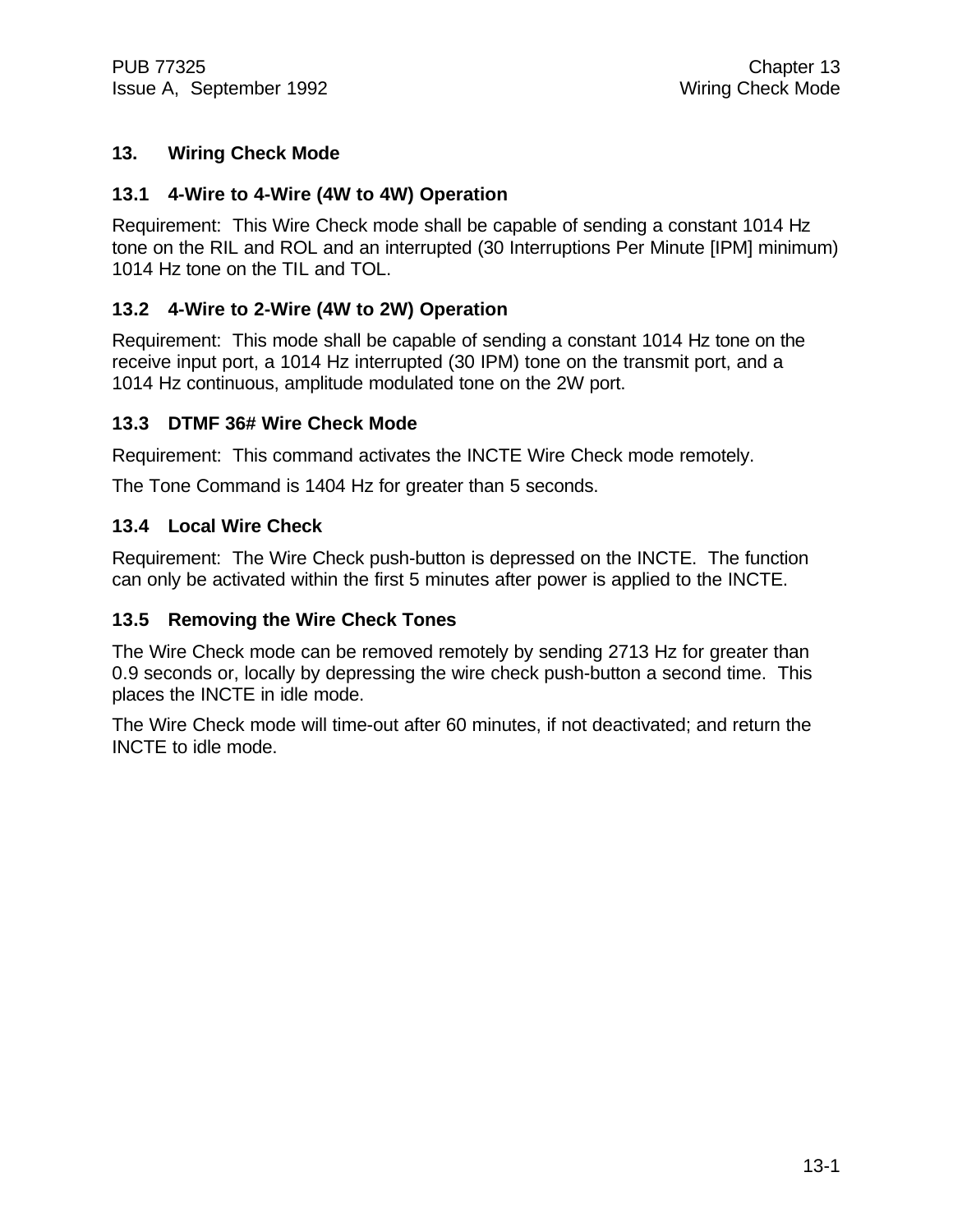# 13. Wiring Check Mode

## 13.1 4-Wire to 4-Wire (4W to 4W) Operation

Requirement: This Wire Check mode shall be capable of sending a constant 1014 Hz tone on the RIL and ROL and an interrupted (30 Interruptions Per Minute [IPM] minimum) 1014 Hz tone on the TIL and TOL.

## 13.2 4-Wire to 2-Wire (4W to 2W) Operation

Requirement: This mode shall be capable of sending a constant 1014 Hz tone on the receive input port, a 1014 Hz interrupted (30 IPM) tone on the transmit port, and a 1014 Hz continuous, amplitude modulated tone on the 2W port.

## 13.3 DTMF 36# Wire Check Mode

Requirement: This command activates the INCTE Wire Check mode remotely.

The Tone Command is 1404 Hz for greater than 5 seconds.

## 13.4 Local Wire Check

Requirement: The Wire Check push-button is depressed on the INCTE. The function can only be activated within the first 5 minutes after power is applied to the INCTE.

## 13.5 Removing the Wire Check Tones

The Wire Check mode can be removed remotely by sending 2713 Hz for greater than 0.9 seconds or, locally by depressing the wire check push-button a second time. This places the INCTE in idle mode.

The Wire Check mode will time-out after 60 minutes, if not deactivated; and return the INCTE to idle mode.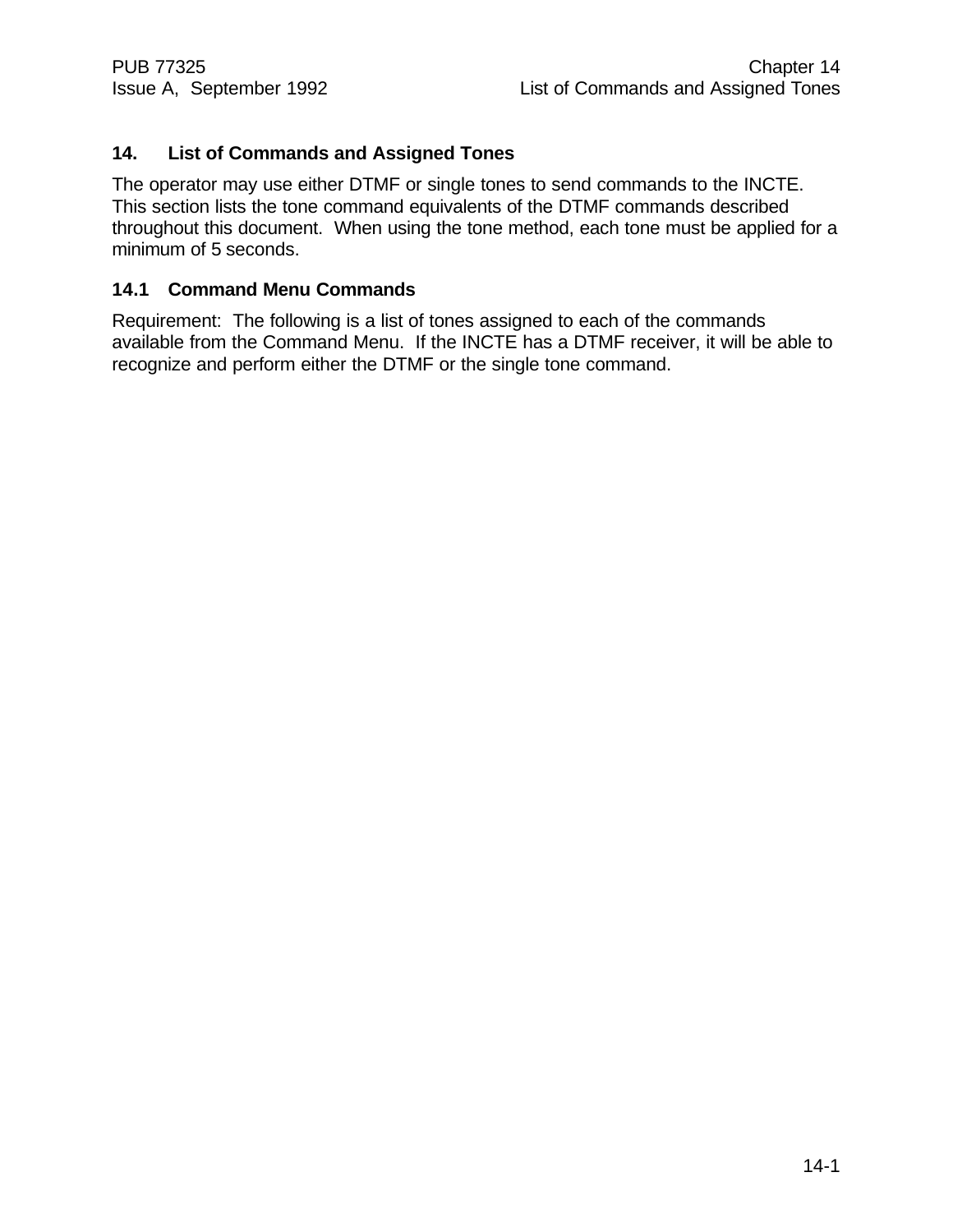# 14. List of Commands and Assigned Tones

The operator may use either DTMF or single tones to send commands to the INCTE. This section lists the tone command equivalents of the DTMF commands described throughout this document. When using the tone method, each tone must be applied for a minimum of 5 seconds.

## 14.1 Command Menu Commands

Requirement: The following is a list of tones assigned to each of the commands available from the Command Menu. If the INCTE has a DTMF receiver, it will be able to recognize and perform either the DTMF or the single tone command.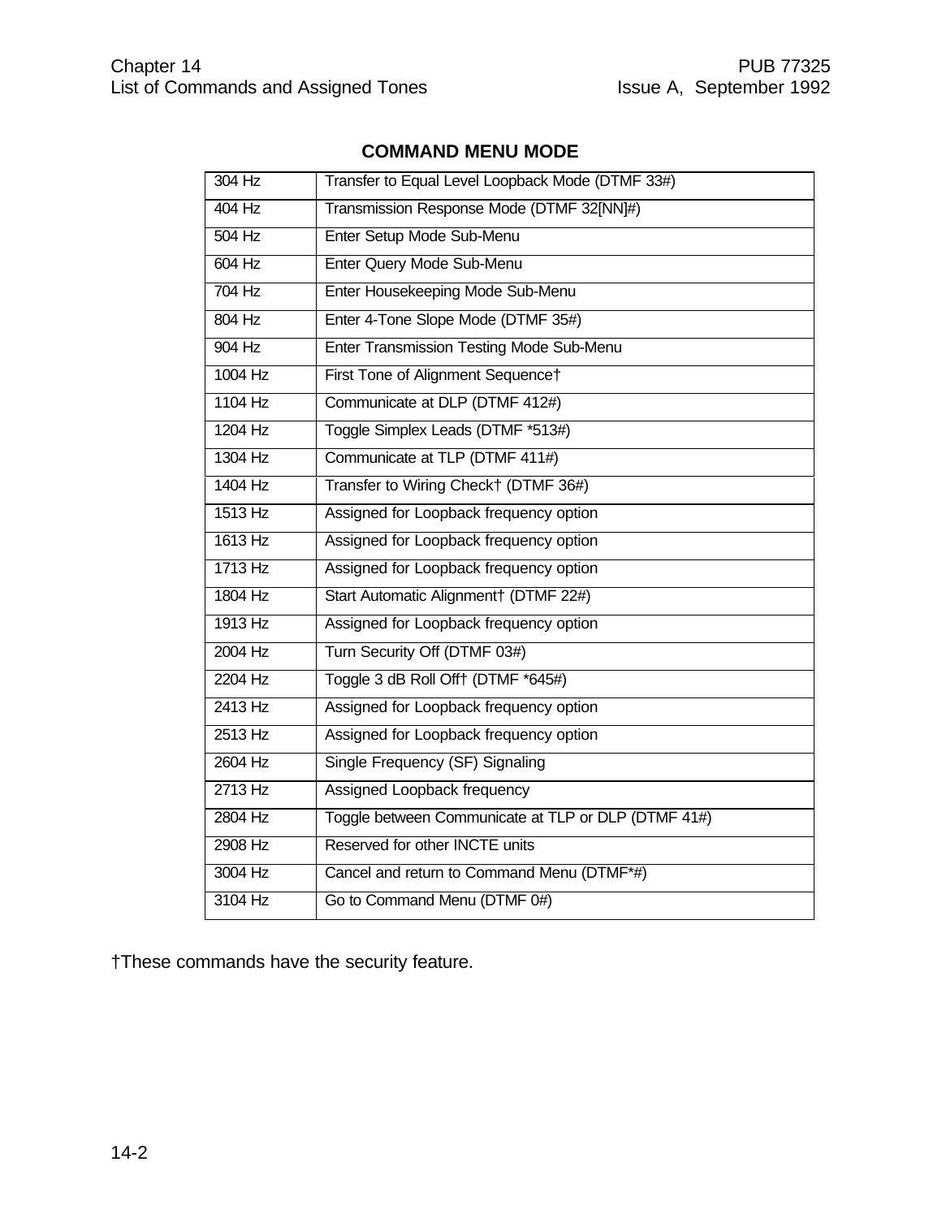## COMMAND MENU MODE

| | |
|---|---|
| 304 Hz | Transfer to Equal Level Loopback Mode (DTMF 33#) |
| 404 Hz | Transmission Response Mode (DTMF 32[NN]#) |
| 504 Hz | Enter Setup Mode Sub-Menu |
| 604 Hz | Enter Query Mode Sub-Menu |
| 704 Hz | Enter Housekeeping Mode Sub-Menu |
| 804 Hz | Enter 4-Tone Slope Mode (DTMF 35#) |
| 904 Hz | Enter Transmission Testing Mode Sub-Menu |
| 1004 Hz | First Tone of Alignment Sequence† |
| 1104 Hz | Communicate at DLP (DTMF 412#) |
| 1204 Hz | Toggle Simplex Leads (DTMF *513#) |
| 1304 Hz | Communicate at TLP (DTMF 411#) |
| 1404 Hz | Transfer to Wiring Check† (DTMF 36#) |
| 1513 Hz | Assigned for Loopback frequency option |
| 1613 Hz | Assigned for Loopback frequency option |
| 1713 Hz | Assigned for Loopback frequency option |
| 1804 Hz | Start Automatic Alignment† (DTMF 22#) |
| 1913 Hz | Assigned for Loopback frequency option |
| 2004 Hz | Turn Security Off (DTMF 03#) |
| 2204 Hz | Toggle 3 dB Roll Off† (DTMF *645#) |
| 2413 Hz | Assigned for Loopback frequency option |
| 2513 Hz | Assigned for Loopback frequency option |
| 2604 Hz | Single Frequency (SF) Signaling |
| 2713 Hz | Assigned Loopback frequency |
| 2804 Hz | Toggle between Communicate at TLP or DLP (DTMF 41#) |
| 2908 Hz | Reserved for other INCTE units |
| 3004 Hz | Cancel and return to Command Menu (DTMF*#) |
| 3104 Hz | Go to Command Menu (DTMF 0#) |

†These commands have the security feature.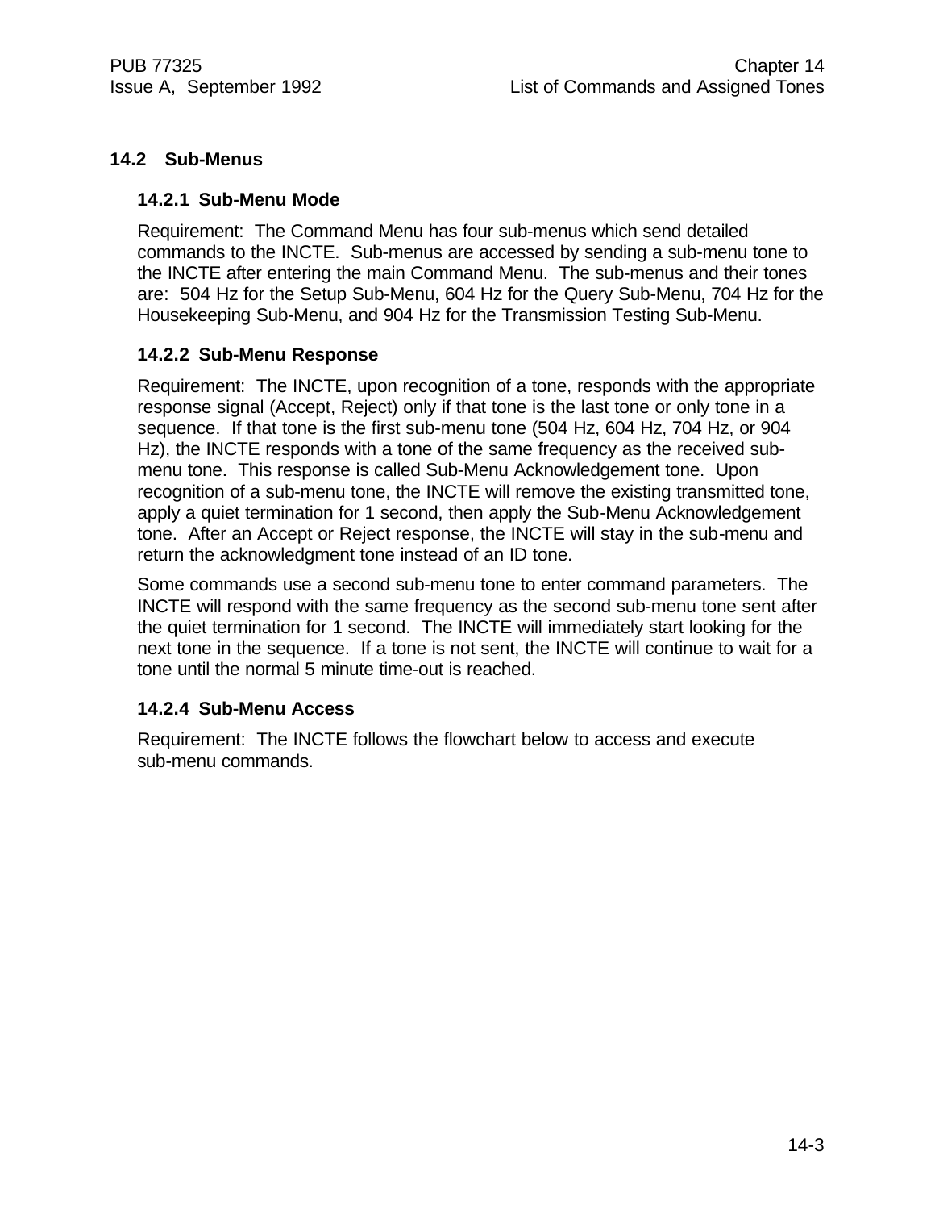## 14.2 Sub-Menus

### 14.2.1 Sub-Menu Mode

Requirement: The Command Menu has four sub-menus which send detailed commands to the INCTE. Sub-menus are accessed by sending a sub-menu tone to the INCTE after entering the main Command Menu. The sub-menus and their tones are: 504 Hz for the Setup Sub-Menu, 604 Hz for the Query Sub-Menu, 704 Hz for the Housekeeping Sub-Menu, and 904 Hz for the Transmission Testing Sub-Menu.

### 14.2.2 Sub-Menu Response

Requirement: The INCTE, upon recognition of a tone, responds with the appropriate response signal (Accept, Reject) only if that tone is the last tone or only tone in a sequence. If that tone is the first sub-menu tone (504 Hz, 604 Hz, 704 Hz, or 904 Hz), the INCTE responds with a tone of the same frequency as the received sub-menu tone. This response is called Sub-Menu Acknowledgement tone. Upon recognition of a sub-menu tone, the INCTE will remove the existing transmitted tone, apply a quiet termination for 1 second, then apply the Sub-Menu Acknowledgement tone. After an Accept or Reject response, the INCTE will stay in the sub-menu and return the acknowledgment tone instead of an ID tone.

Some commands use a second sub-menu tone to enter command parameters. The INCTE will respond with the same frequency as the second sub-menu tone sent after the quiet termination for 1 second. The INCTE will immediately start looking for the next tone in the sequence. If a tone is not sent, the INCTE will continue to wait for a tone until the normal 5 minute time-out is reached.

### 14.2.4 Sub-Menu Access

Requirement: The INCTE follows the flowchart below to access and execute sub-menu commands.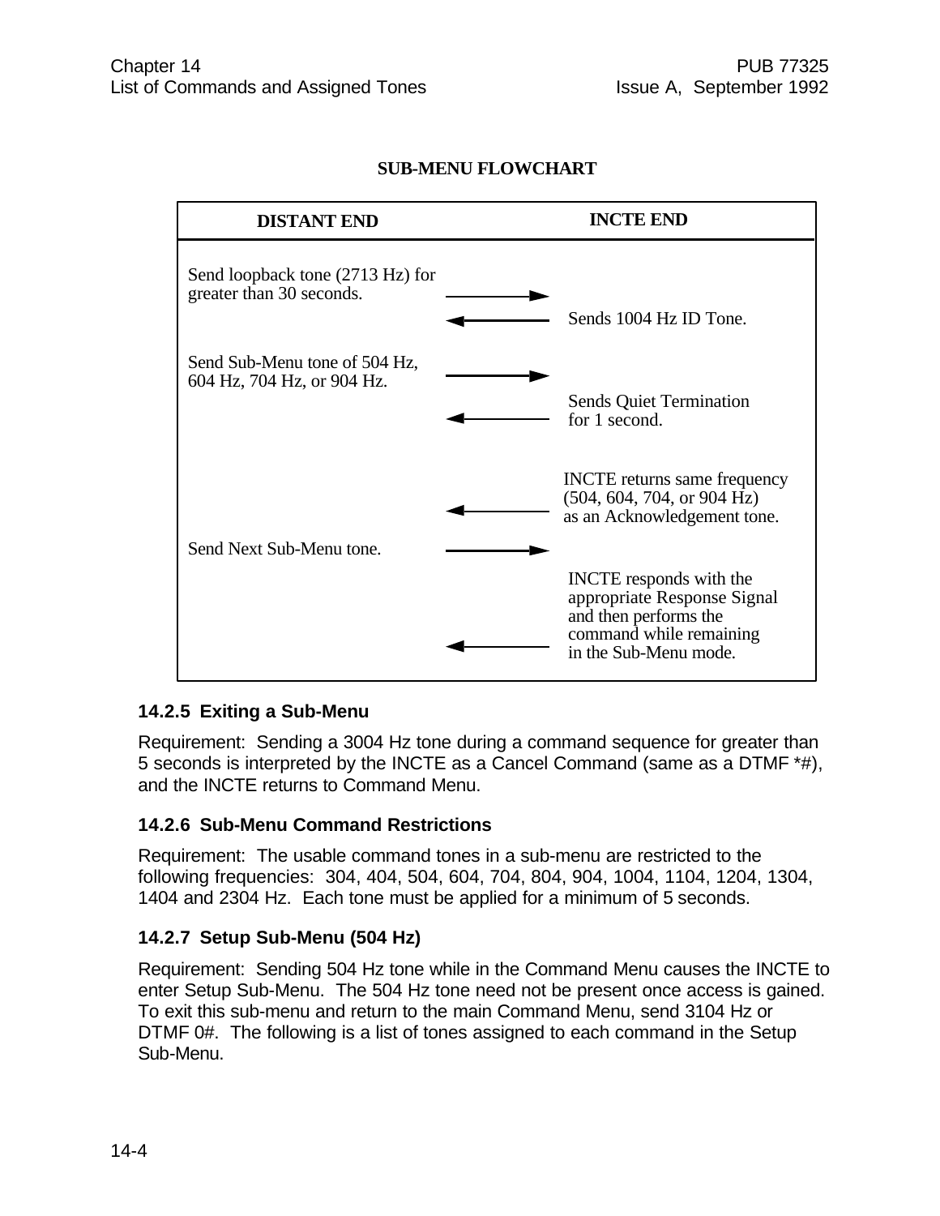**SUB-MENU FLOWCHART**

| DISTANT END | | INCTE END |
|---|---|---|
| Send loopback tone (2713 Hz) for greater than 30 seconds. | → | |
| | ← | Sends 1004 Hz ID Tone. |
| Send Sub-Menu tone of 504 Hz, 604 Hz, 704 Hz, or 904 Hz. | → | |
| | ← | Sends Quiet Termination for 1 second. |
| | ← | INCTE returns same frequency (504, 604, 704, or 904 Hz) as an Acknowledgement tone. |
| Send Next Sub-Menu tone. | → | |
| | ← | INCTE responds with the appropriate Response Signal and then performs the command while remaining in the Sub-Menu mode. |

### 14.2.5 Exiting a Sub-Menu

Requirement: Sending a 3004 Hz tone during a command sequence for greater than 5 seconds is interpreted by the INCTE as a Cancel Command (same as a DTMF *#), and the INCTE returns to Command Menu.

### 14.2.6 Sub-Menu Command Restrictions

Requirement: The usable command tones in a sub-menu are restricted to the following frequencies: 304, 404, 504, 604, 704, 804, 904, 1004, 1104, 1204, 1304, 1404 and 2304 Hz. Each tone must be applied for a minimum of 5 seconds.

### 14.2.7 Setup Sub-Menu (504 Hz)

Requirement: Sending 504 Hz tone while in the Command Menu causes the INCTE to enter Setup Sub-Menu. The 504 Hz tone need not be present once access is gained. To exit this sub-menu and return to the main Command Menu, send 3104 Hz or DTMF 0#. The following is a list of tones assigned to each command in the Setup Sub-Menu.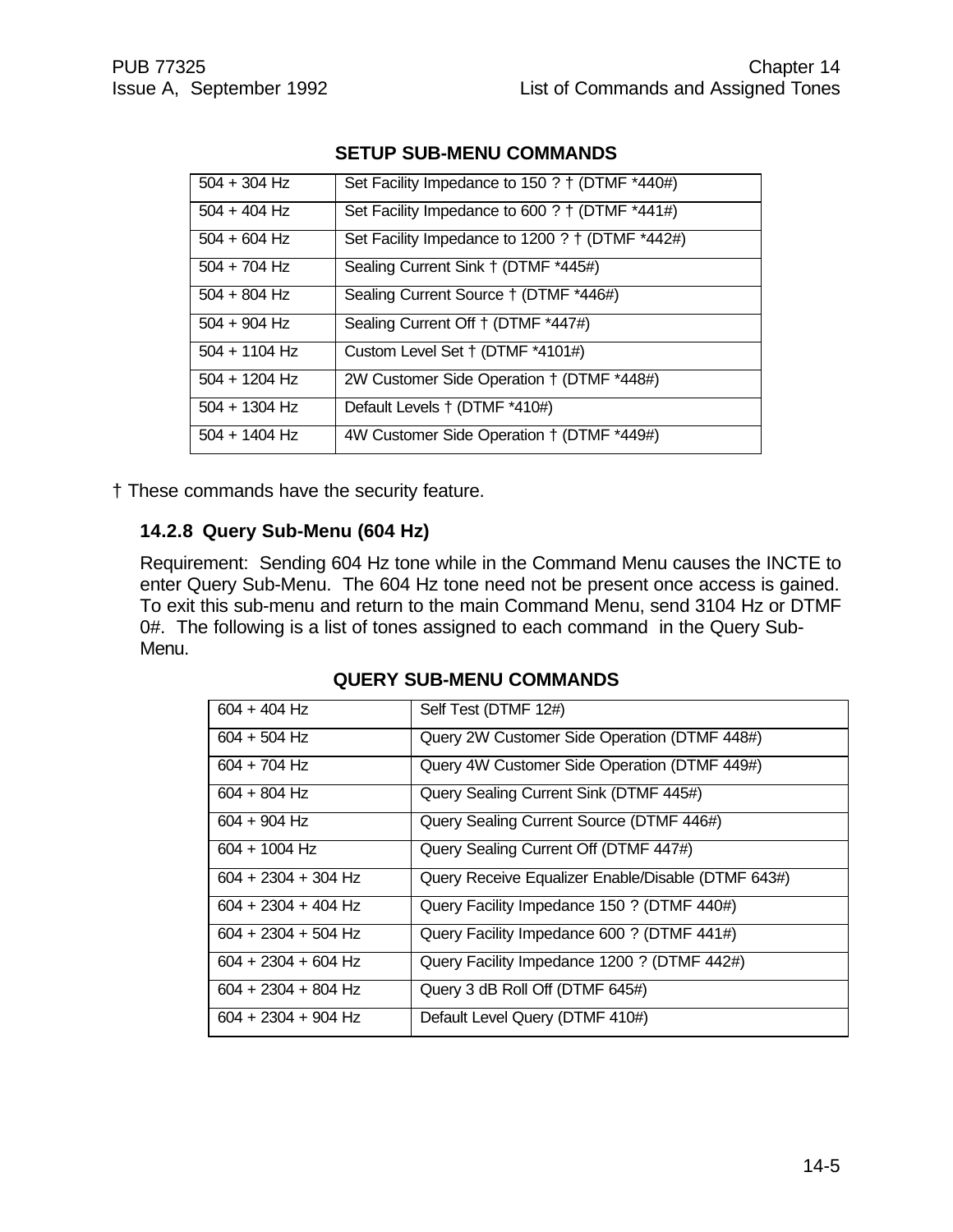**SETUP SUB-MENU COMMANDS**

| | |
|---|---|
| 504 + 304 Hz | Set Facility Impedance to 150 ? † (DTMF *440#) |
| 504 + 404 Hz | Set Facility Impedance to 600 ? † (DTMF *441#) |
| 504 + 604 Hz | Set Facility Impedance to 1200 ? † (DTMF *442#) |
| 504 + 704 Hz | Sealing Current Sink † (DTMF *445#) |
| 504 + 804 Hz | Sealing Current Source † (DTMF *446#) |
| 504 + 904 Hz | Sealing Current Off † (DTMF *447#) |
| 504 + 1104 Hz | Custom Level Set † (DTMF *4101#) |
| 504 + 1204 Hz | 2W Customer Side Operation † (DTMF *448#) |
| 504 + 1304 Hz | Default Levels † (DTMF *410#) |
| 504 + 1404 Hz | 4W Customer Side Operation † (DTMF *449#) |

† These commands have the security feature.

### 14.2.8 Query Sub-Menu (604 Hz)

Requirement: Sending 604 Hz tone while in the Command Menu causes the INCTE to enter Query Sub-Menu. The 604 Hz tone need not be present once access is gained. To exit this sub-menu and return to the main Command Menu, send 3104 Hz or DTMF 0#. The following is a list of tones assigned to each command in the Query Sub-Menu.

**QUERY SUB-MENU COMMANDS**

| | |
|---|---|
| 604 + 404 Hz | Self Test (DTMF 12#) |
| 604 + 504 Hz | Query 2W Customer Side Operation (DTMF 448#) |
| 604 + 704 Hz | Query 4W Customer Side Operation (DTMF 449#) |
| 604 + 804 Hz | Query Sealing Current Sink (DTMF 445#) |
| 604 + 904 Hz | Query Sealing Current Source (DTMF 446#) |
| 604 + 1004 Hz | Query Sealing Current Off (DTMF 447#) |
| 604 + 2304 + 304 Hz | Query Receive Equalizer Enable/Disable (DTMF 643#) |
| 604 + 2304 + 404 Hz | Query Facility Impedance 150 ? (DTMF 440#) |
| 604 + 2304 + 504 Hz | Query Facility Impedance 600 ? (DTMF 441#) |
| 604 + 2304 + 604 Hz | Query Facility Impedance 1200 ? (DTMF 442#) |
| 604 + 2304 + 804 Hz | Query 3 dB Roll Off (DTMF 645#) |
| 604 + 2304 + 904 Hz | Default Level Query (DTMF 410#) |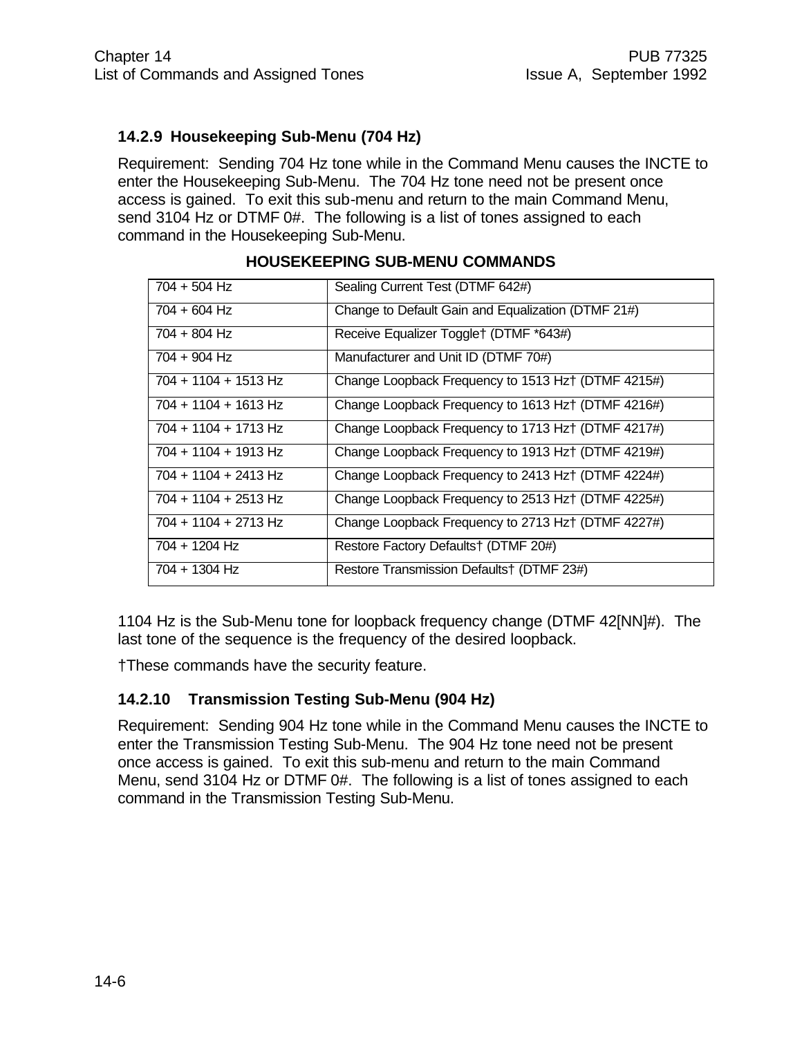### 14.2.9 Housekeeping Sub-Menu (704 Hz)

Requirement: Sending 704 Hz tone while in the Command Menu causes the INCTE to enter the Housekeeping Sub-Menu. The 704 Hz tone need not be present once access is gained. To exit this sub-menu and return to the main Command Menu, send 3104 Hz or DTMF 0#. The following is a list of tones assigned to each command in the Housekeeping Sub-Menu.

**HOUSEKEEPING SUB-MENU COMMANDS**

| Tones | Command |
|---|---|
| 704 + 504 Hz | Sealing Current Test (DTMF 642#) |
| 704 + 604 Hz | Change to Default Gain and Equalization (DTMF 21#) |
| 704 + 804 Hz | Receive Equalizer Toggle† (DTMF *643#) |
| 704 + 904 Hz | Manufacturer and Unit ID (DTMF 70#) |
| 704 + 1104 + 1513 Hz | Change Loopback Frequency to 1513 Hz† (DTMF 4215#) |
| 704 + 1104 + 1613 Hz | Change Loopback Frequency to 1613 Hz† (DTMF 4216#) |
| 704 + 1104 + 1713 Hz | Change Loopback Frequency to 1713 Hz† (DTMF 4217#) |
| 704 + 1104 + 1913 Hz | Change Loopback Frequency to 1913 Hz† (DTMF 4219#) |
| 704 + 1104 + 2413 Hz | Change Loopback Frequency to 2413 Hz† (DTMF 4224#) |
| 704 + 1104 + 2513 Hz | Change Loopback Frequency to 2513 Hz† (DTMF 4225#) |
| 704 + 1104 + 2713 Hz | Change Loopback Frequency to 2713 Hz† (DTMF 4227#) |
| 704 + 1204 Hz | Restore Factory Defaults† (DTMF 20#) |
| 704 + 1304 Hz | Restore Transmission Defaults† (DTMF 23#) |

1104 Hz is the Sub-Menu tone for loopback frequency change (DTMF 42[NN]#). The last tone of the sequence is the frequency of the desired loopback.

†These commands have the security feature.

### 14.2.10 Transmission Testing Sub-Menu (904 Hz)

Requirement: Sending 904 Hz tone while in the Command Menu causes the INCTE to enter the Transmission Testing Sub-Menu. The 904 Hz tone need not be present once access is gained. To exit this sub-menu and return to the main Command Menu, send 3104 Hz or DTMF 0#. The following is a list of tones assigned to each command in the Transmission Testing Sub-Menu.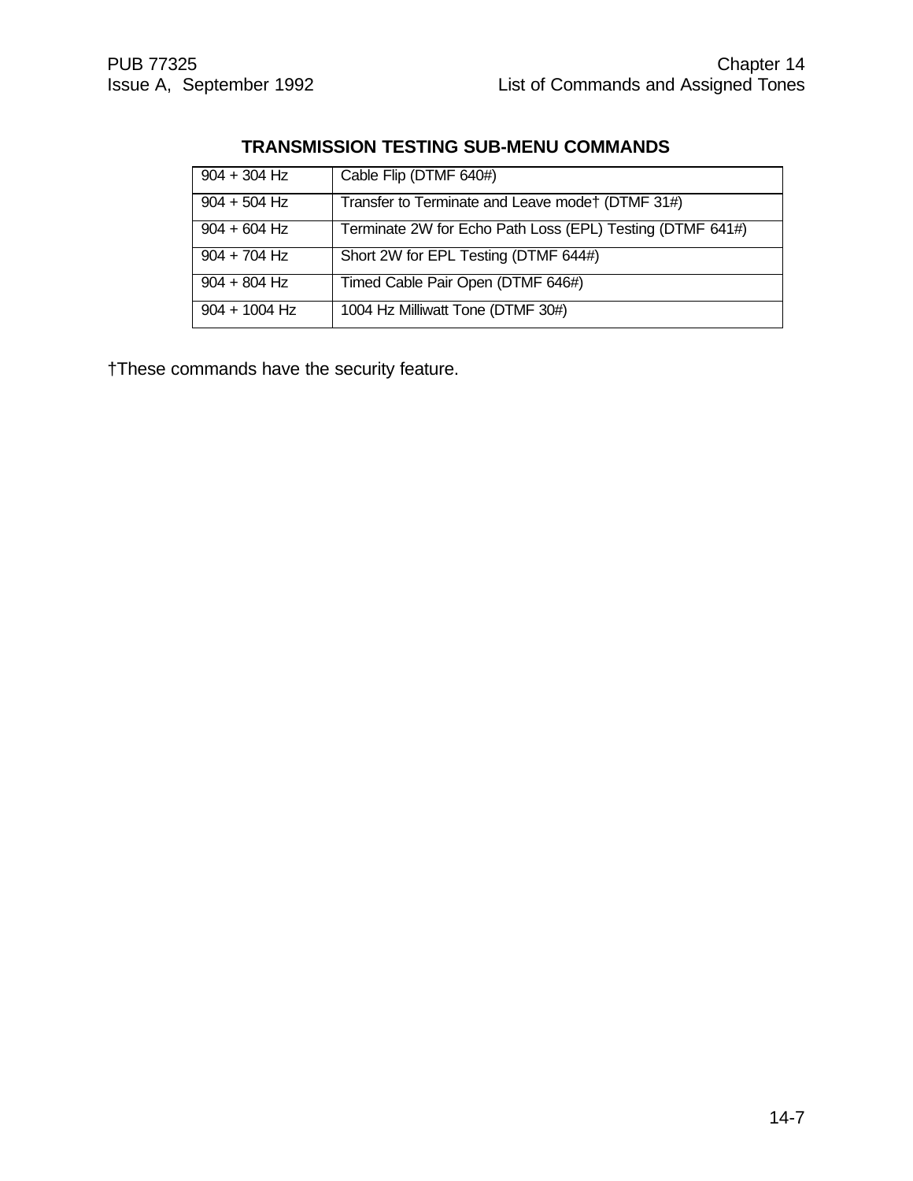### TRANSMISSION TESTING SUB-MENU COMMANDS

| | |
|---|---|
| 904 + 304 Hz | Cable Flip (DTMF 640#) |
| 904 + 504 Hz | Transfer to Terminate and Leave mode† (DTMF 31#) |
| 904 + 604 Hz | Terminate 2W for Echo Path Loss (EPL) Testing (DTMF 641#) |
| 904 + 704 Hz | Short 2W for EPL Testing (DTMF 644#) |
| 904 + 804 Hz | Timed Cable Pair Open (DTMF 646#) |
| 904 + 1004 Hz | 1004 Hz Milliwatt Tone (DTMF 30#) |

†These commands have the security feature.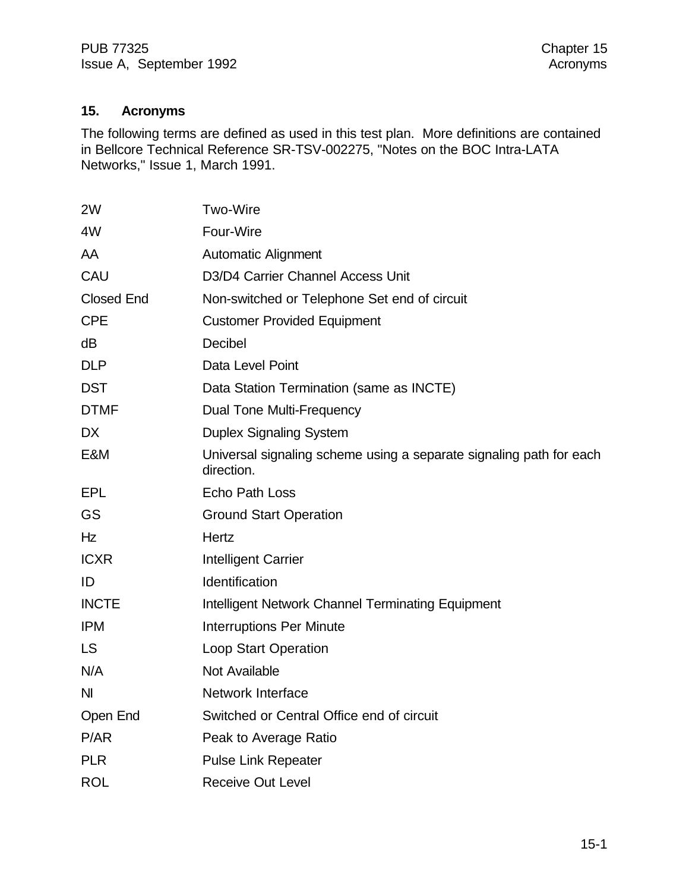## 15. Acronyms

The following terms are defined as used in this test plan. More definitions are contained in Bellcore Technical Reference SR-TSV-002275, "Notes on the BOC Intra-LATA Networks," Issue 1, March 1991.

| | |
|---|---|
| 2W | Two-Wire |
| 4W | Four-Wire |
| AA | Automatic Alignment |
| CAU | D3/D4 Carrier Channel Access Unit |
| Closed End | Non-switched or Telephone Set end of circuit |
| CPE | Customer Provided Equipment |
| dB | Decibel |
| DLP | Data Level Point |
| DST | Data Station Termination (same as INCTE) |
| DTMF | Dual Tone Multi-Frequency |
| DX | Duplex Signaling System |
| E&M | Universal signaling scheme using a separate signaling path for each direction. |
| EPL | Echo Path Loss |
| GS | Ground Start Operation |
| Hz | Hertz |
| ICXR | Intelligent Carrier |
| ID | Identification |
| INCTE | Intelligent Network Channel Terminating Equipment |
| IPM | Interruptions Per Minute |
| LS | Loop Start Operation |
| N/A | Not Available |
| NI | Network Interface |
| Open End | Switched or Central Office end of circuit |
| P/AR | Peak to Average Ratio |
| PLR | Pulse Link Repeater |
| ROL | Receive Out Level |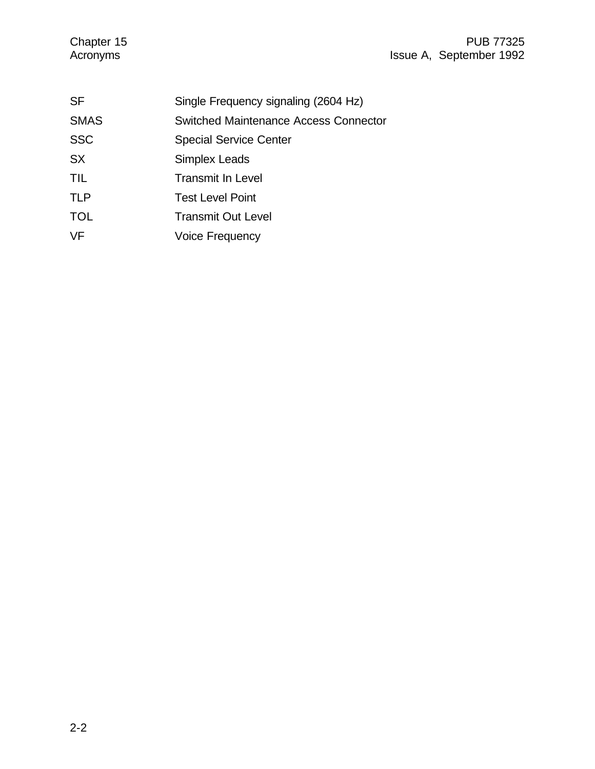| | |
|---|---|
| SF | Single Frequency signaling (2604 Hz) |
| SMAS | Switched Maintenance Access Connector |
| SSC | Special Service Center |
| SX | Simplex Leads |
| TIL | Transmit In Level |
| TLP | Test Level Point |
| TOL | Transmit Out Level |
| VF | Voice Frequency |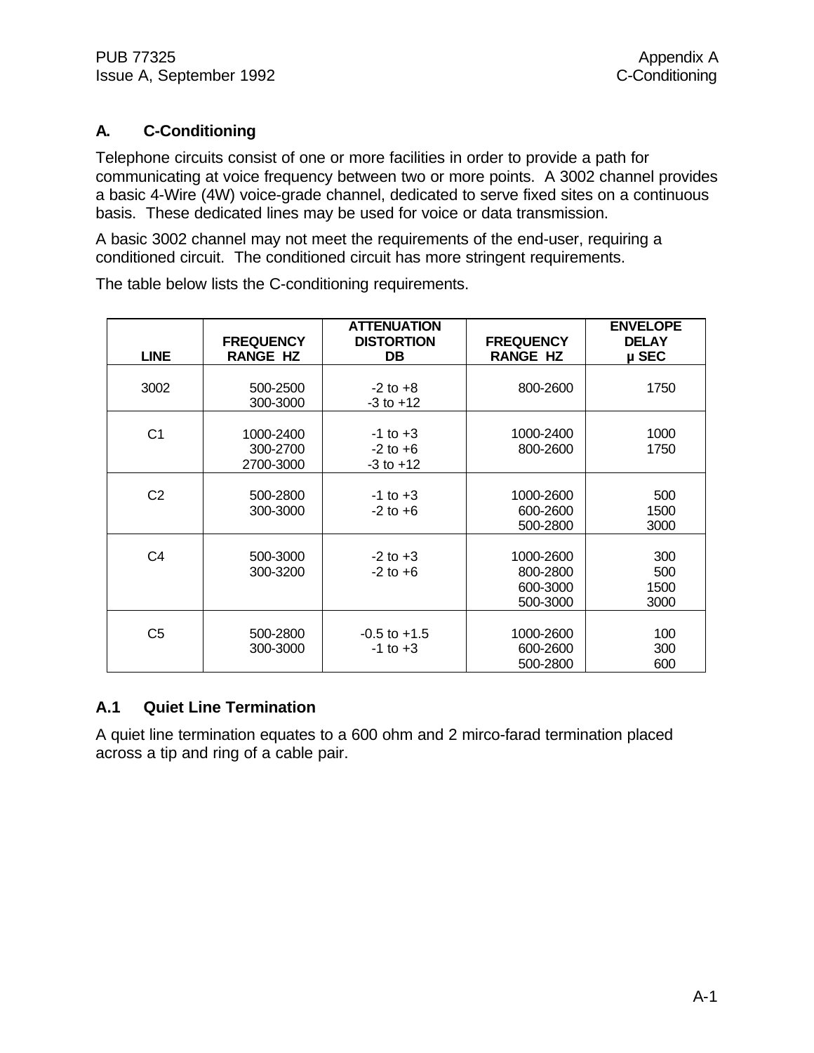## A. C-Conditioning

Telephone circuits consist of one or more facilities in order to provide a path for communicating at voice frequency between two or more points. A 3002 channel provides a basic 4-Wire (4W) voice-grade channel, dedicated to serve fixed sites on a continuous basis. These dedicated lines may be used for voice or data transmission.

A basic 3002 channel may not meet the requirements of the end-user, requiring a conditioned circuit. The conditioned circuit has more stringent requirements.

The table below lists the C-conditioning requirements.

| LINE | FREQUENCY RANGE HZ | ATTENUATION DISTORTION DB | FREQUENCY RANGE HZ | ENVELOPE DELAY µ SEC |
|---|---|---|---|---|
| 3002 | 500-2500<br>300-3000 | -2 to +8<br>-3 to +12 | 800-2600 | 1750 |
| C1 | 1000-2400<br>300-2700<br>2700-3000 | -1 to +3<br>-2 to +6<br>-3 to +12 | 1000-2400<br>800-2600 | 1000<br>1750 |
| C2 | 500-2800<br>300-3000 | -1 to +3<br>-2 to +6 | 1000-2600<br>600-2600<br>500-2800 | 500<br>1500<br>3000 |
| C4 | 500-3000<br>300-3200 | -2 to +3<br>-2 to +6 | 1000-2600<br>800-2800<br>600-3000<br>500-3000 | 300<br>500<br>1500<br>3000 |
| C5 | 500-2800<br>300-3000 | -0.5 to +1.5<br>-1 to +3 | 1000-2600<br>600-2600<br>500-2800 | 100<br>300<br>600 |

### A.1 Quiet Line Termination

A quiet line termination equates to a 600 ohm and 2 mirco-farad termination placed across a tip and ring of a cable pair.